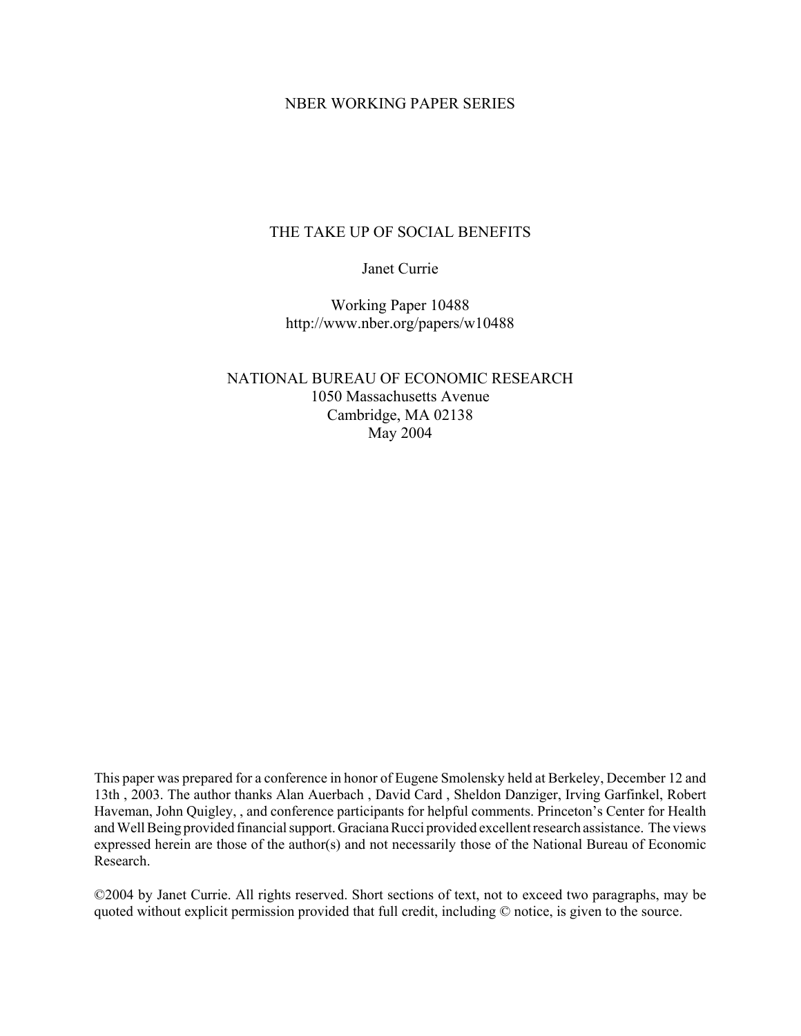NBER WORKING PAPER SERIES

# THE TAKE UP OF SOCIAL BENEFITS

Janet Currie

Working Paper 10488
http://www.nber.org/papers/w10488

NATIONAL BUREAU OF ECONOMIC RESEARCH
1050 Massachusetts Avenue
Cambridge, MA 02138
May 2004

This paper was prepared for a conference in honor of Eugene Smolensky held at Berkeley, December 12 and 13th , 2003. The author thanks Alan Auerbach , David Card , Sheldon Danziger, Irving Garfinkel, Robert Haveman, John Quigley, , and conference participants for helpful comments. Princeton's Center for Health and Well Being provided financial support. Graciana Rucci provided excellent research assistance. The views expressed herein are those of the author(s) and not necessarily those of the National Bureau of Economic Research.

©2004 by Janet Currie. All rights reserved. Short sections of text, not to exceed two paragraphs, may be quoted without explicit permission provided that full credit, including © notice, is given to the source.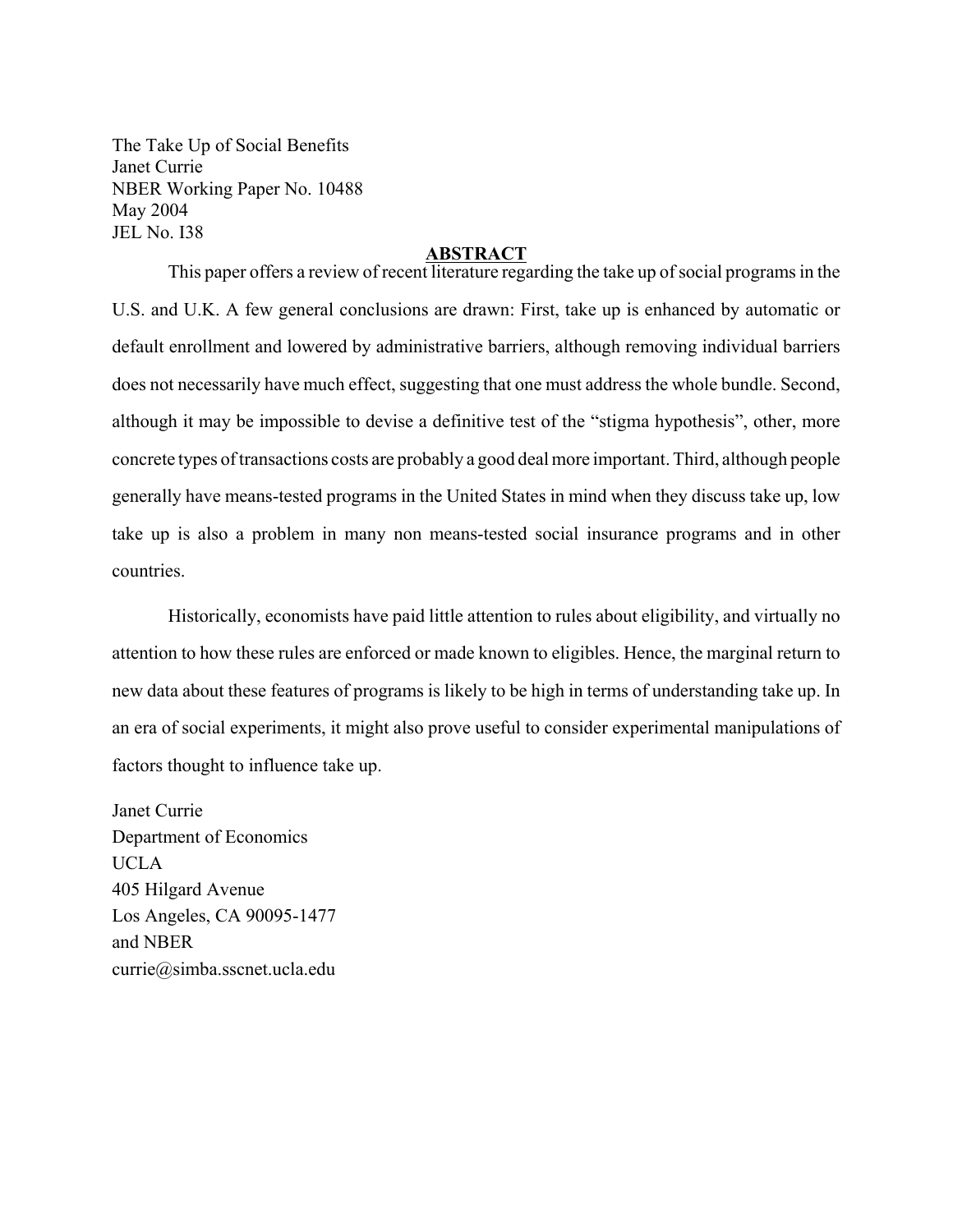The Take Up of Social Benefits
Janet Currie
NBER Working Paper No. 10488
May 2004
JEL No. I38

## ABSTRACT

This paper offers a review of recent literature regarding the take up of social programs in the U.S. and U.K. A few general conclusions are drawn: First, take up is enhanced by automatic or default enrollment and lowered by administrative barriers, although removing individual barriers does not necessarily have much effect, suggesting that one must address the whole bundle. Second, although it may be impossible to devise a definitive test of the "stigma hypothesis", other, more concrete types of transactions costs are probably a good deal more important. Third, although people generally have means-tested programs in the United States in mind when they discuss take up, low take up is also a problem in many non means-tested social insurance programs and in other countries.

Historically, economists have paid little attention to rules about eligibility, and virtually no attention to how these rules are enforced or made known to eligibles. Hence, the marginal return to new data about these features of programs is likely to be high in terms of understanding take up. In an era of social experiments, it might also prove useful to consider experimental manipulations of factors thought to influence take up.

Janet Currie
Department of Economics
UCLA
405 Hilgard Avenue
Los Angeles, CA 90095-1477
and NBER
currie@simba.sscnet.ucla.edu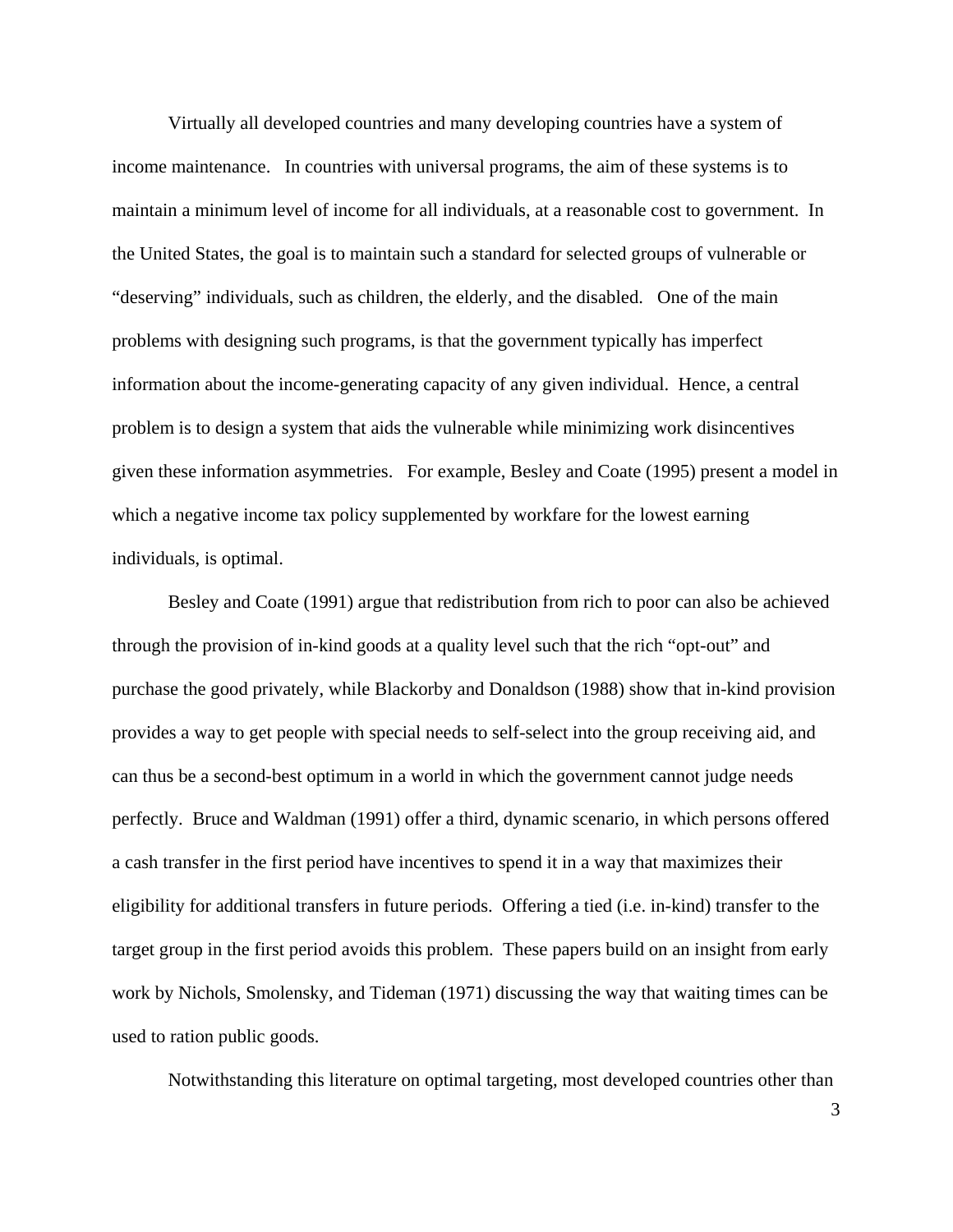Virtually all developed countries and many developing countries have a system of income maintenance. In countries with universal programs, the aim of these systems is to maintain a minimum level of income for all individuals, at a reasonable cost to government. In the United States, the goal is to maintain such a standard for selected groups of vulnerable or "deserving" individuals, such as children, the elderly, and the disabled. One of the main problems with designing such programs, is that the government typically has imperfect information about the income-generating capacity of any given individual. Hence, a central problem is to design a system that aids the vulnerable while minimizing work disincentives given these information asymmetries. For example, Besley and Coate (1995) present a model in which a negative income tax policy supplemented by workfare for the lowest earning individuals, is optimal.

Besley and Coate (1991) argue that redistribution from rich to poor can also be achieved through the provision of in-kind goods at a quality level such that the rich "opt-out" and purchase the good privately, while Blackorby and Donaldson (1988) show that in-kind provision provides a way to get people with special needs to self-select into the group receiving aid, and can thus be a second-best optimum in a world in which the government cannot judge needs perfectly. Bruce and Waldman (1991) offer a third, dynamic scenario, in which persons offered a cash transfer in the first period have incentives to spend it in a way that maximizes their eligibility for additional transfers in future periods. Offering a tied (i.e. in-kind) transfer to the target group in the first period avoids this problem. These papers build on an insight from early work by Nichols, Smolensky, and Tideman (1971) discussing the way that waiting times can be used to ration public goods.

Notwithstanding this literature on optimal targeting, most developed countries other than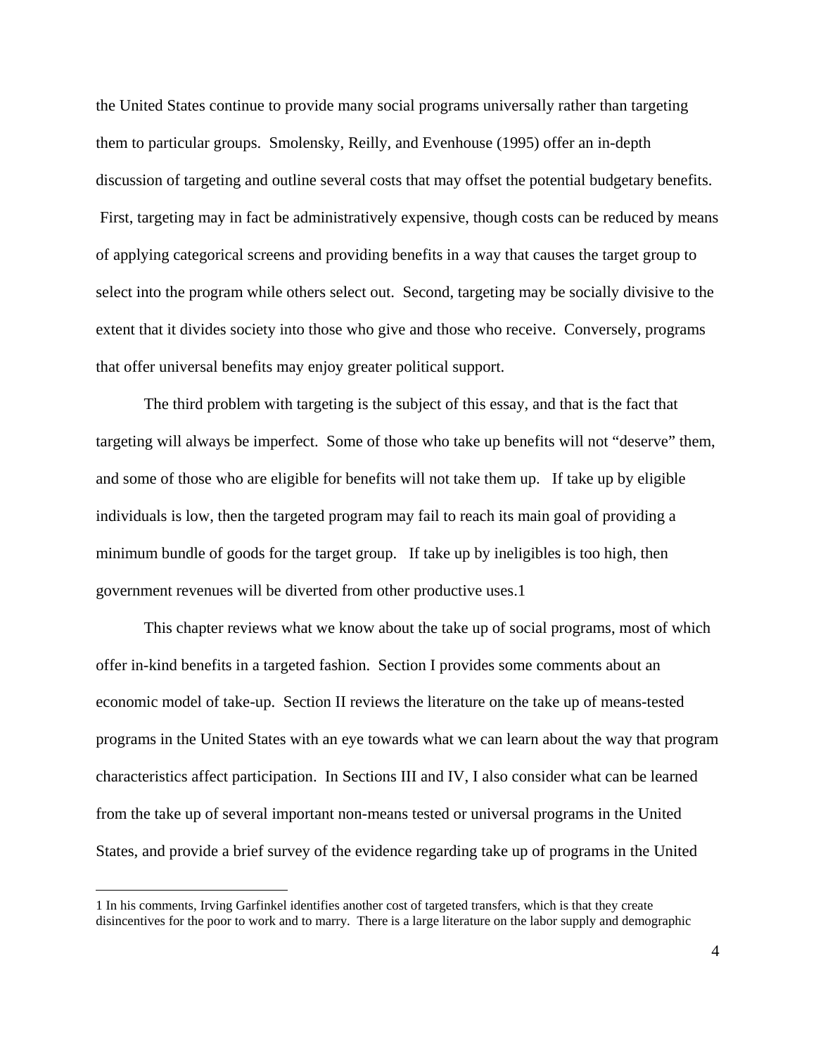the United States continue to provide many social programs universally rather than targeting them to particular groups. Smolensky, Reilly, and Evenhouse (1995) offer an in-depth discussion of targeting and outline several costs that may offset the potential budgetary benefits. First, targeting may in fact be administratively expensive, though costs can be reduced by means of applying categorical screens and providing benefits in a way that causes the target group to select into the program while others select out. Second, targeting may be socially divisive to the extent that it divides society into those who give and those who receive. Conversely, programs that offer universal benefits may enjoy greater political support.

The third problem with targeting is the subject of this essay, and that is the fact that targeting will always be imperfect. Some of those who take up benefits will not "deserve" them, and some of those who are eligible for benefits will not take them up. If take up by eligible individuals is low, then the targeted program may fail to reach its main goal of providing a minimum bundle of goods for the target group. If take up by ineligibles is too high, then government revenues will be diverted from other productive uses.[1]

This chapter reviews what we know about the take up of social programs, most of which offer in-kind benefits in a targeted fashion. Section I provides some comments about an economic model of take-up. Section II reviews the literature on the take up of means-tested programs in the United States with an eye towards what we can learn about the way that program characteristics affect participation. In Sections III and IV, I also consider what can be learned from the take up of several important non-means tested or universal programs in the United States, and provide a brief survey of the evidence regarding take up of programs in the United

---

[1] In his comments, Irving Garfinkel identifies another cost of targeted transfers, which is that they create disincentives for the poor to work and to marry. There is a large literature on the labor supply and demographic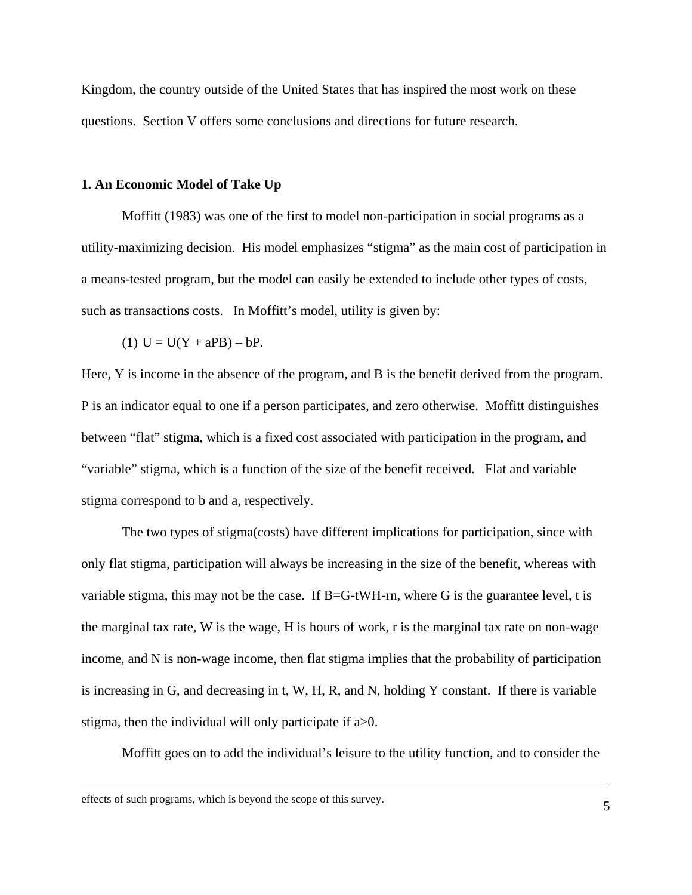Kingdom, the country outside of the United States that has inspired the most work on these questions. Section V offers some conclusions and directions for future research.

### 1. An Economic Model of Take Up

Moffitt (1983) was one of the first to model non-participation in social programs as a utility-maximizing decision. His model emphasizes "stigma" as the main cost of participation in a means-tested program, but the model can easily be extended to include other types of costs, such as transactions costs. In Moffitt's model, utility is given by:

(1) $U = U(Y + aPB) - bP$.

Here, Y is income in the absence of the program, and B is the benefit derived from the program. P is an indicator equal to one if a person participates, and zero otherwise. Moffitt distinguishes between "flat" stigma, which is a fixed cost associated with participation in the program, and "variable" stigma, which is a function of the size of the benefit received. Flat and variable stigma correspond to b and a, respectively.

The two types of stigma(costs) have different implications for participation, since with only flat stigma, participation will always be increasing in the size of the benefit, whereas with variable stigma, this may not be the case. If $B=G-tWH-rn$, where G is the guarantee level, t is the marginal tax rate, W is the wage, H is hours of work, r is the marginal tax rate on non-wage income, and N is non-wage income, then flat stigma implies that the probability of participation is increasing in G, and decreasing in t, W, H, R, and N, holding Y constant. If there is variable stigma, then the individual will only participate if $a>0$.

Moffitt goes on to add the individual's leisure to the utility function, and to consider the

---

effects of such programs, which is beyond the scope of this survey.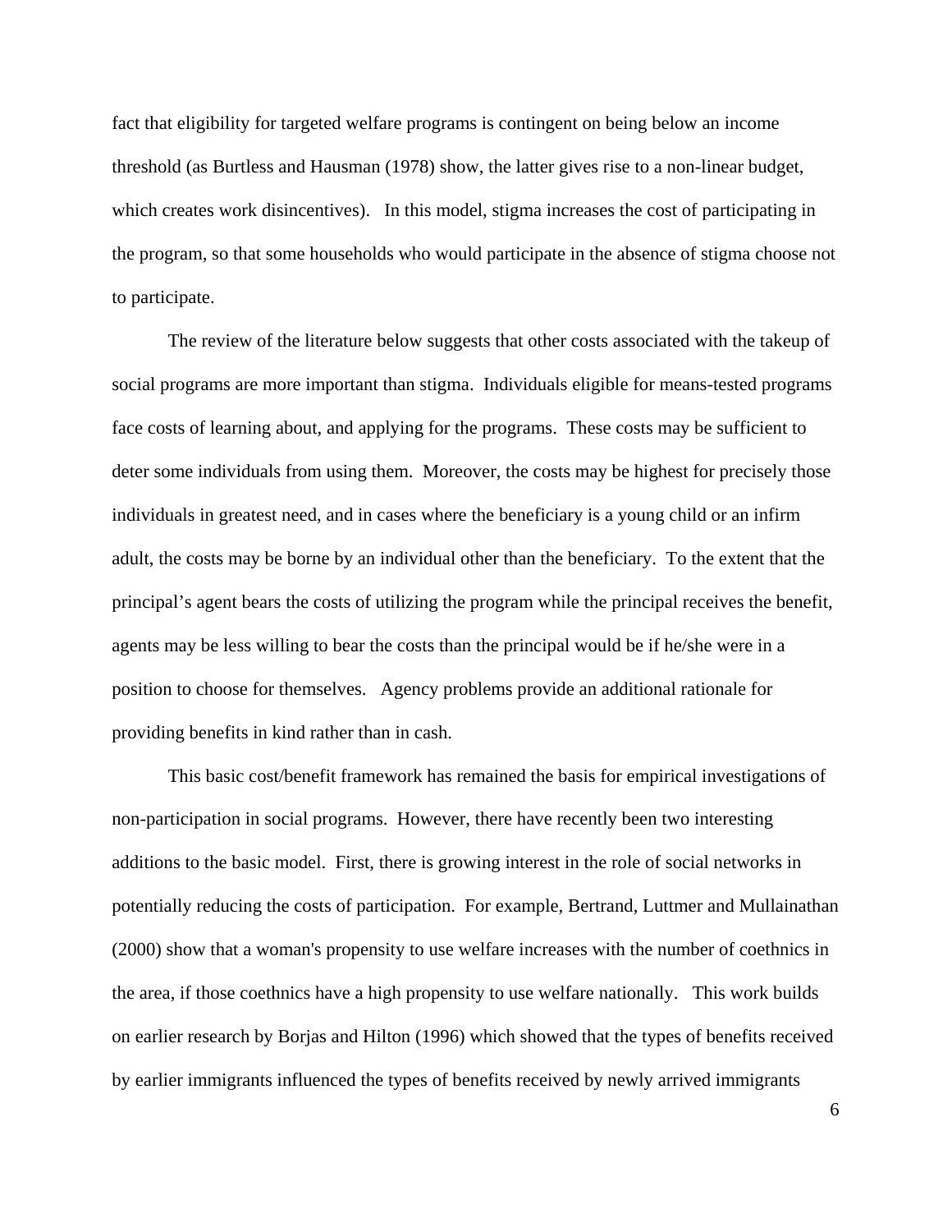fact that eligibility for targeted welfare programs is contingent on being below an income threshold (as Burtless and Hausman (1978) show, the latter gives rise to a non-linear budget, which creates work disincentives). In this model, stigma increases the cost of participating in the program, so that some households who would participate in the absence of stigma choose not to participate.

The review of the literature below suggests that other costs associated with the takeup of social programs are more important than stigma. Individuals eligible for means-tested programs face costs of learning about, and applying for the programs. These costs may be sufficient to deter some individuals from using them. Moreover, the costs may be highest for precisely those individuals in greatest need, and in cases where the beneficiary is a young child or an infirm adult, the costs may be borne by an individual other than the beneficiary. To the extent that the principal's agent bears the costs of utilizing the program while the principal receives the benefit, agents may be less willing to bear the costs than the principal would be if he/she were in a position to choose for themselves. Agency problems provide an additional rationale for providing benefits in kind rather than in cash.

This basic cost/benefit framework has remained the basis for empirical investigations of non-participation in social programs. However, there have recently been two interesting additions to the basic model. First, there is growing interest in the role of social networks in potentially reducing the costs of participation. For example, Bertrand, Luttmer and Mullainathan (2000) show that a woman's propensity to use welfare increases with the number of coethnics in the area, if those coethnics have a high propensity to use welfare nationally. This work builds on earlier research by Borjas and Hilton (1996) which showed that the types of benefits received by earlier immigrants influenced the types of benefits received by newly arrived immigrants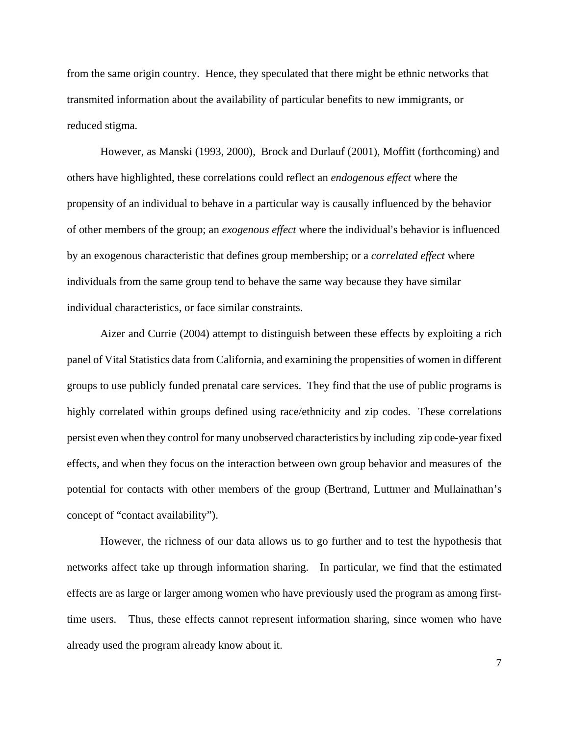from the same origin country. Hence, they speculated that there might be ethnic networks that transmited information about the availability of particular benefits to new immigrants, or reduced stigma.

However, as Manski (1993, 2000), Brock and Durlauf (2001), Moffitt (forthcoming) and others have highlighted, these correlations could reflect an *endogenous effect* where the propensity of an individual to behave in a particular way is causally influenced by the behavior of other members of the group; an *exogenous effect* where the individual's behavior is influenced by an exogenous characteristic that defines group membership; or a *correlated effect* where individuals from the same group tend to behave the same way because they have similar individual characteristics, or face similar constraints.

Aizer and Currie (2004) attempt to distinguish between these effects by exploiting a rich panel of Vital Statistics data from California, and examining the propensities of women in different groups to use publicly funded prenatal care services. They find that the use of public programs is highly correlated within groups defined using race/ethnicity and zip codes. These correlations persist even when they control for many unobserved characteristics by including zip code-year fixed effects, and when they focus on the interaction between own group behavior and measures of the potential for contacts with other members of the group (Bertrand, Luttmer and Mullainathan's concept of "contact availability").

However, the richness of our data allows us to go further and to test the hypothesis that networks affect take up through information sharing. In particular, we find that the estimated effects are as large or larger among women who have previously used the program as among first-time users. Thus, these effects cannot represent information sharing, since women who have already used the program already know about it.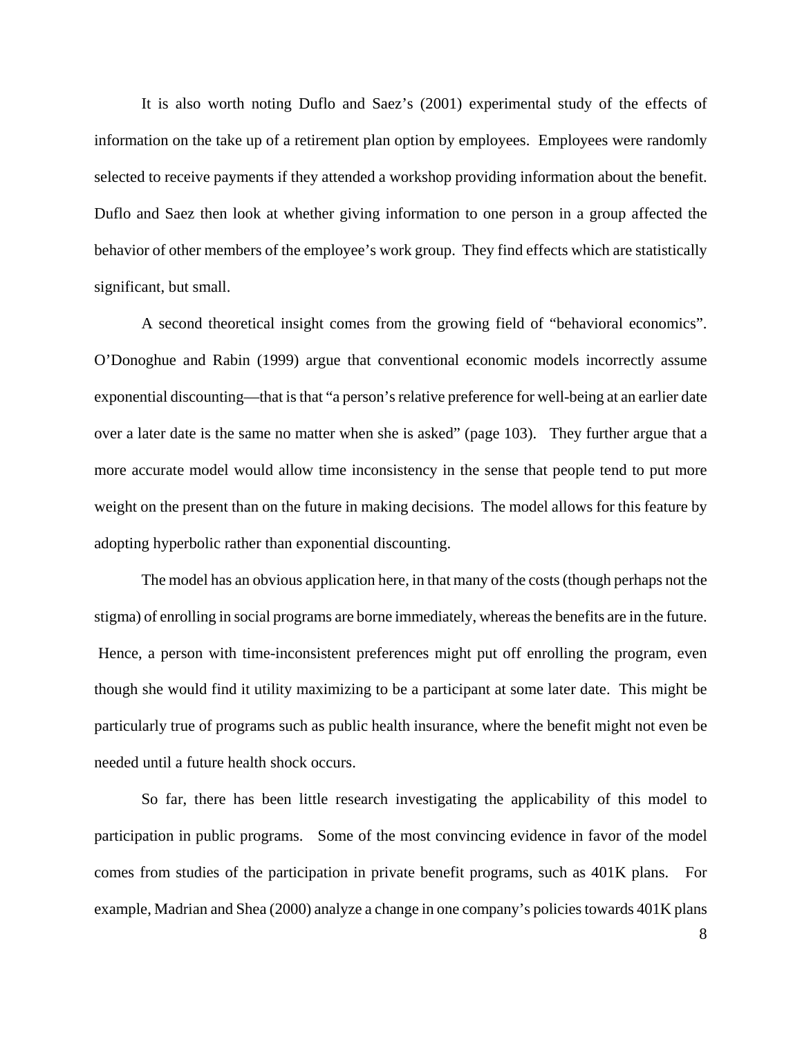It is also worth noting Duflo and Saez's (2001) experimental study of the effects of information on the take up of a retirement plan option by employees. Employees were randomly selected to receive payments if they attended a workshop providing information about the benefit. Duflo and Saez then look at whether giving information to one person in a group affected the behavior of other members of the employee's work group. They find effects which are statistically significant, but small.

A second theoretical insight comes from the growing field of "behavioral economics". O'Donoghue and Rabin (1999) argue that conventional economic models incorrectly assume exponential discounting—that is that "a person's relative preference for well-being at an earlier date over a later date is the same no matter when she is asked" (page 103). They further argue that a more accurate model would allow time inconsistency in the sense that people tend to put more weight on the present than on the future in making decisions. The model allows for this feature by adopting hyperbolic rather than exponential discounting.

The model has an obvious application here, in that many of the costs (though perhaps not the stigma) of enrolling in social programs are borne immediately, whereas the benefits are in the future. Hence, a person with time-inconsistent preferences might put off enrolling the program, even though she would find it utility maximizing to be a participant at some later date. This might be particularly true of programs such as public health insurance, where the benefit might not even be needed until a future health shock occurs.

So far, there has been little research investigating the applicability of this model to participation in public programs. Some of the most convincing evidence in favor of the model comes from studies of the participation in private benefit programs, such as 401K plans. For example, Madrian and Shea (2000) analyze a change in one company's policies towards 401K plans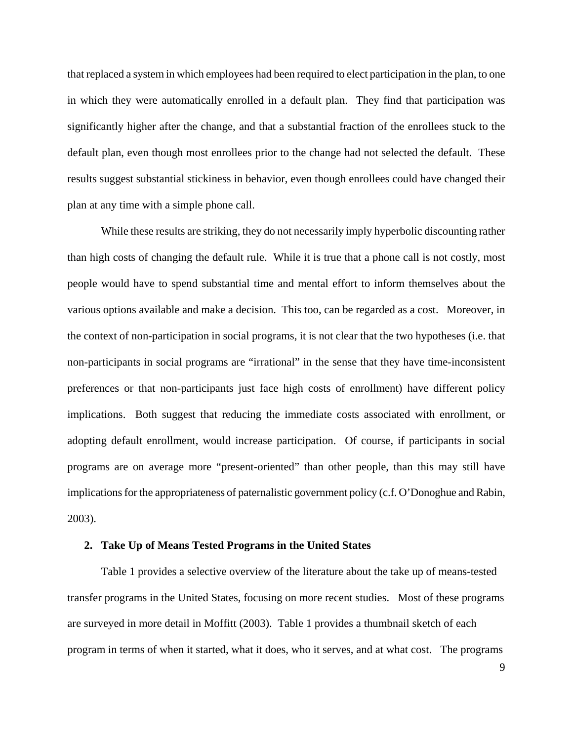that replaced a system in which employees had been required to elect participation in the plan, to one in which they were automatically enrolled in a default plan. They find that participation was significantly higher after the change, and that a substantial fraction of the enrollees stuck to the default plan, even though most enrollees prior to the change had not selected the default. These results suggest substantial stickiness in behavior, even though enrollees could have changed their plan at any time with a simple phone call.

While these results are striking, they do not necessarily imply hyperbolic discounting rather than high costs of changing the default rule. While it is true that a phone call is not costly, most people would have to spend substantial time and mental effort to inform themselves about the various options available and make a decision. This too, can be regarded as a cost. Moreover, in the context of non-participation in social programs, it is not clear that the two hypotheses (i.e. that non-participants in social programs are "irrational" in the sense that they have time-inconsistent preferences or that non-participants just face high costs of enrollment) have different policy implications. Both suggest that reducing the immediate costs associated with enrollment, or adopting default enrollment, would increase participation. Of course, if participants in social programs are on average more "present-oriented" than other people, than this may still have implications for the appropriateness of paternalistic government policy (c.f. O'Donoghue and Rabin, 2003).

## 2. Take Up of Means Tested Programs in the United States

Table 1 provides a selective overview of the literature about the take up of means-tested transfer programs in the United States, focusing on more recent studies. Most of these programs are surveyed in more detail in Moffitt (2003). Table 1 provides a thumbnail sketch of each program in terms of when it started, what it does, who it serves, and at what cost. The programs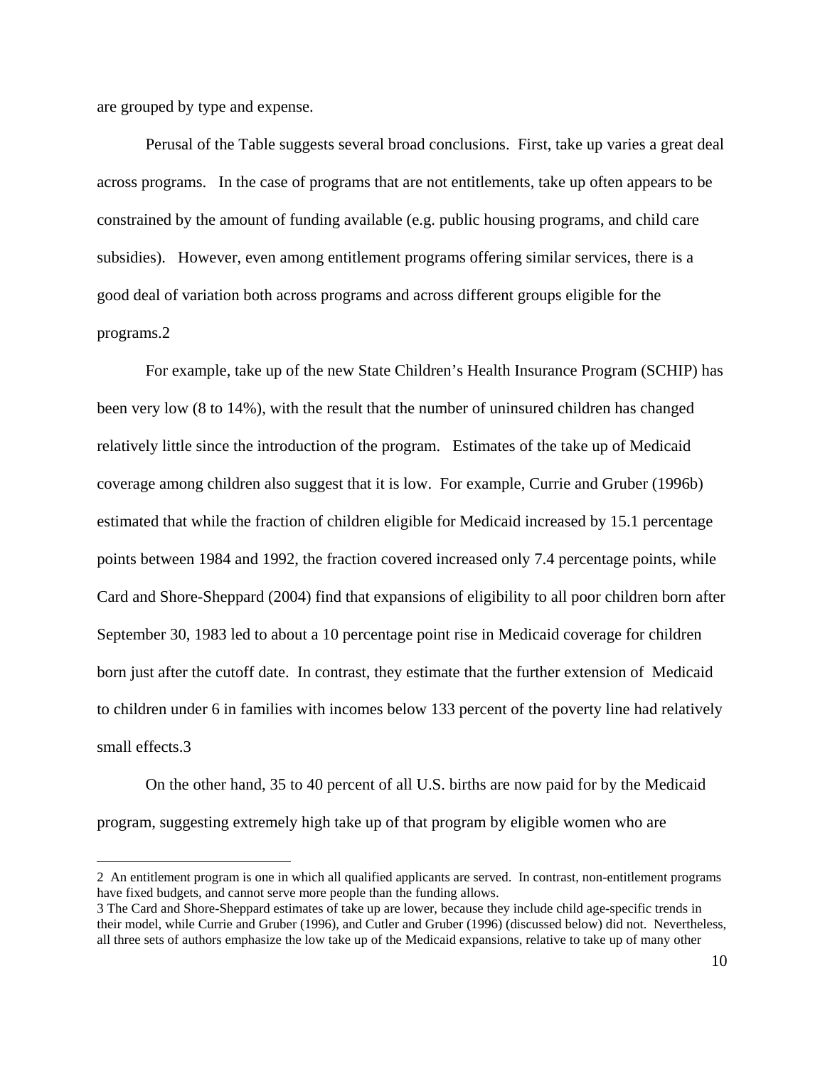are grouped by type and expense.

Perusal of the Table suggests several broad conclusions. First, take up varies a great deal across programs. In the case of programs that are not entitlements, take up often appears to be constrained by the amount of funding available (e.g. public housing programs, and child care subsidies). However, even among entitlement programs offering similar services, there is a good deal of variation both across programs and across different groups eligible for the programs.[2]

For example, take up of the new State Children's Health Insurance Program (SCHIP) has been very low (8 to 14%), with the result that the number of uninsured children has changed relatively little since the introduction of the program. Estimates of the take up of Medicaid coverage among children also suggest that it is low. For example, Currie and Gruber (1996b) estimated that while the fraction of children eligible for Medicaid increased by 15.1 percentage points between 1984 and 1992, the fraction covered increased only 7.4 percentage points, while Card and Shore-Sheppard (2004) find that expansions of eligibility to all poor children born after September 30, 1983 led to about a 10 percentage point rise in Medicaid coverage for children born just after the cutoff date. In contrast, they estimate that the further extension of Medicaid to children under 6 in families with incomes below 133 percent of the poverty line had relatively small effects.[3]

On the other hand, 35 to 40 percent of all U.S. births are now paid for by the Medicaid program, suggesting extremely high take up of that program by eligible women who are

---

[2] An entitlement program is one in which all qualified applicants are served. In contrast, non-entitlement programs have fixed budgets, and cannot serve more people than the funding allows.

[3] The Card and Shore-Sheppard estimates of take up are lower, because they include child age-specific trends in their model, while Currie and Gruber (1996), and Cutler and Gruber (1996) (discussed below) did not. Nevertheless, all three sets of authors emphasize the low take up of the Medicaid expansions, relative to take up of many other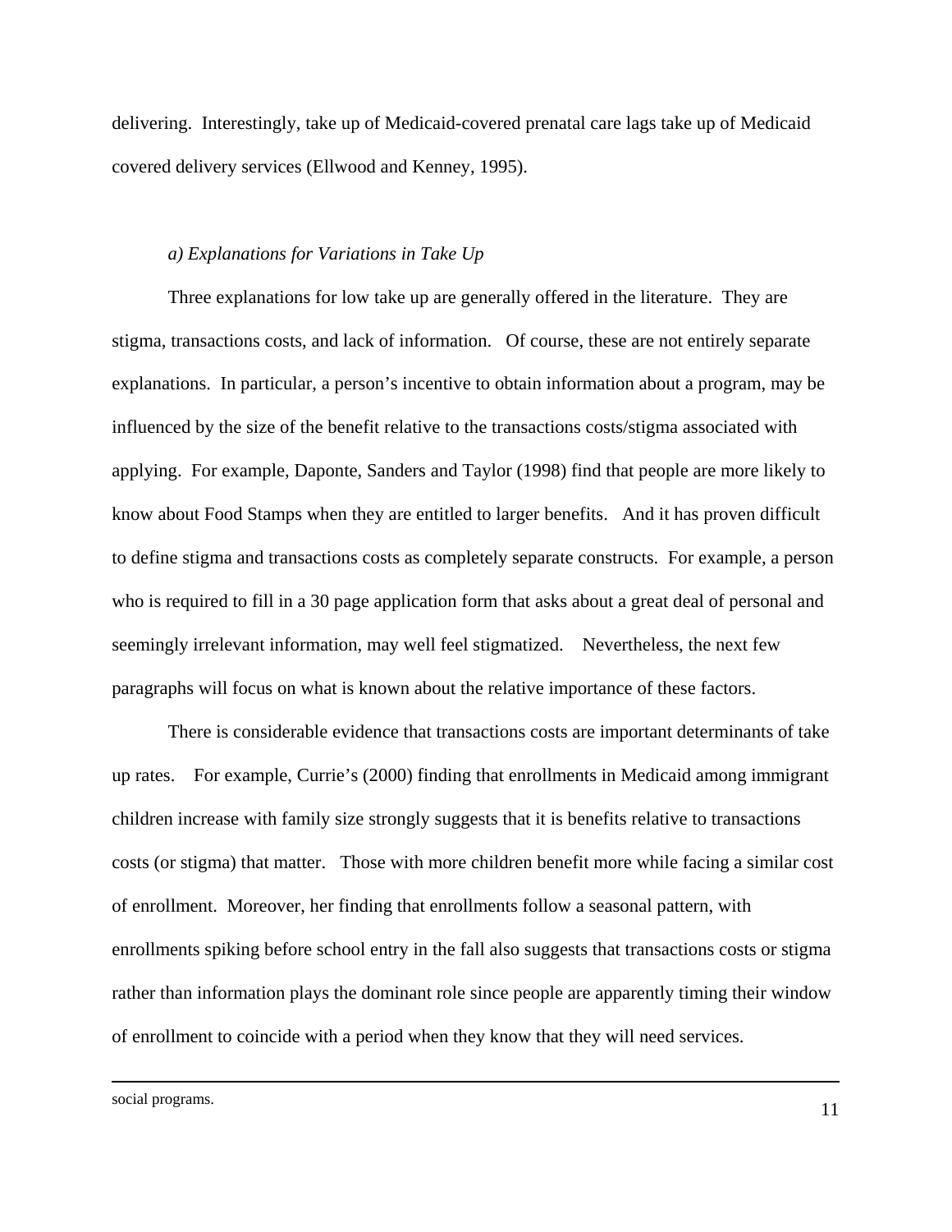delivering. Interestingly, take up of Medicaid-covered prenatal care lags take up of Medicaid covered delivery services (Ellwood and Kenney, 1995).

*a) Explanations for Variations in Take Up*

Three explanations for low take up are generally offered in the literature. They are stigma, transactions costs, and lack of information. Of course, these are not entirely separate explanations. In particular, a person's incentive to obtain information about a program, may be influenced by the size of the benefit relative to the transactions costs/stigma associated with applying. For example, Daponte, Sanders and Taylor (1998) find that people are more likely to know about Food Stamps when they are entitled to larger benefits. And it has proven difficult to define stigma and transactions costs as completely separate constructs. For example, a person who is required to fill in a 30 page application form that asks about a great deal of personal and seemingly irrelevant information, may well feel stigmatized. Nevertheless, the next few paragraphs will focus on what is known about the relative importance of these factors.

There is considerable evidence that transactions costs are important determinants of take up rates. For example, Currie's (2000) finding that enrollments in Medicaid among immigrant children increase with family size strongly suggests that it is benefits relative to transactions costs (or stigma) that matter. Those with more children benefit more while facing a similar cost of enrollment. Moreover, her finding that enrollments follow a seasonal pattern, with enrollments spiking before school entry in the fall also suggests that transactions costs or stigma rather than information plays the dominant role since people are apparently timing their window of enrollment to coincide with a period when they know that they will need services.

social programs.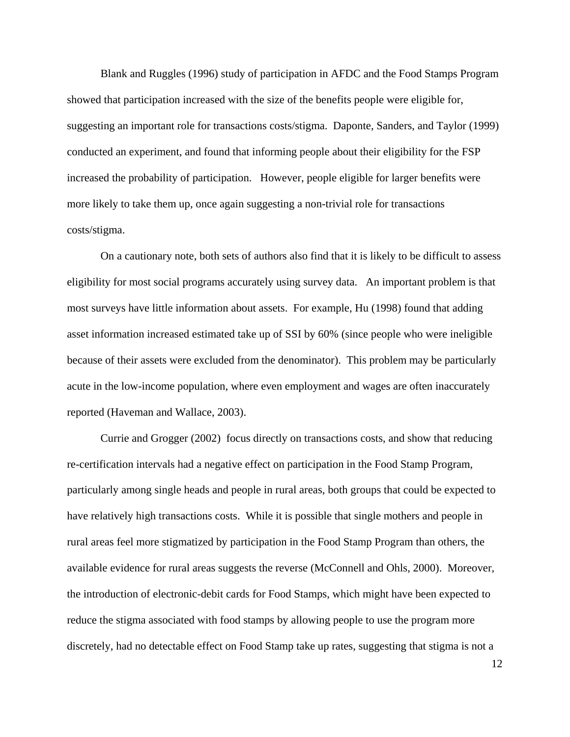Blank and Ruggles (1996) study of participation in AFDC and the Food Stamps Program showed that participation increased with the size of the benefits people were eligible for, suggesting an important role for transactions costs/stigma. Daponte, Sanders, and Taylor (1999) conducted an experiment, and found that informing people about their eligibility for the FSP increased the probability of participation. However, people eligible for larger benefits were more likely to take them up, once again suggesting a non-trivial role for transactions costs/stigma.

On a cautionary note, both sets of authors also find that it is likely to be difficult to assess eligibility for most social programs accurately using survey data. An important problem is that most surveys have little information about assets. For example, Hu (1998) found that adding asset information increased estimated take up of SSI by 60% (since people who were ineligible because of their assets were excluded from the denominator). This problem may be particularly acute in the low-income population, where even employment and wages are often inaccurately reported (Haveman and Wallace, 2003).

Currie and Grogger (2002) focus directly on transactions costs, and show that reducing re-certification intervals had a negative effect on participation in the Food Stamp Program, particularly among single heads and people in rural areas, both groups that could be expected to have relatively high transactions costs. While it is possible that single mothers and people in rural areas feel more stigmatized by participation in the Food Stamp Program than others, the available evidence for rural areas suggests the reverse (McConnell and Ohls, 2000). Moreover, the introduction of electronic-debit cards for Food Stamps, which might have been expected to reduce the stigma associated with food stamps by allowing people to use the program more discretely, had no detectable effect on Food Stamp take up rates, suggesting that stigma is not a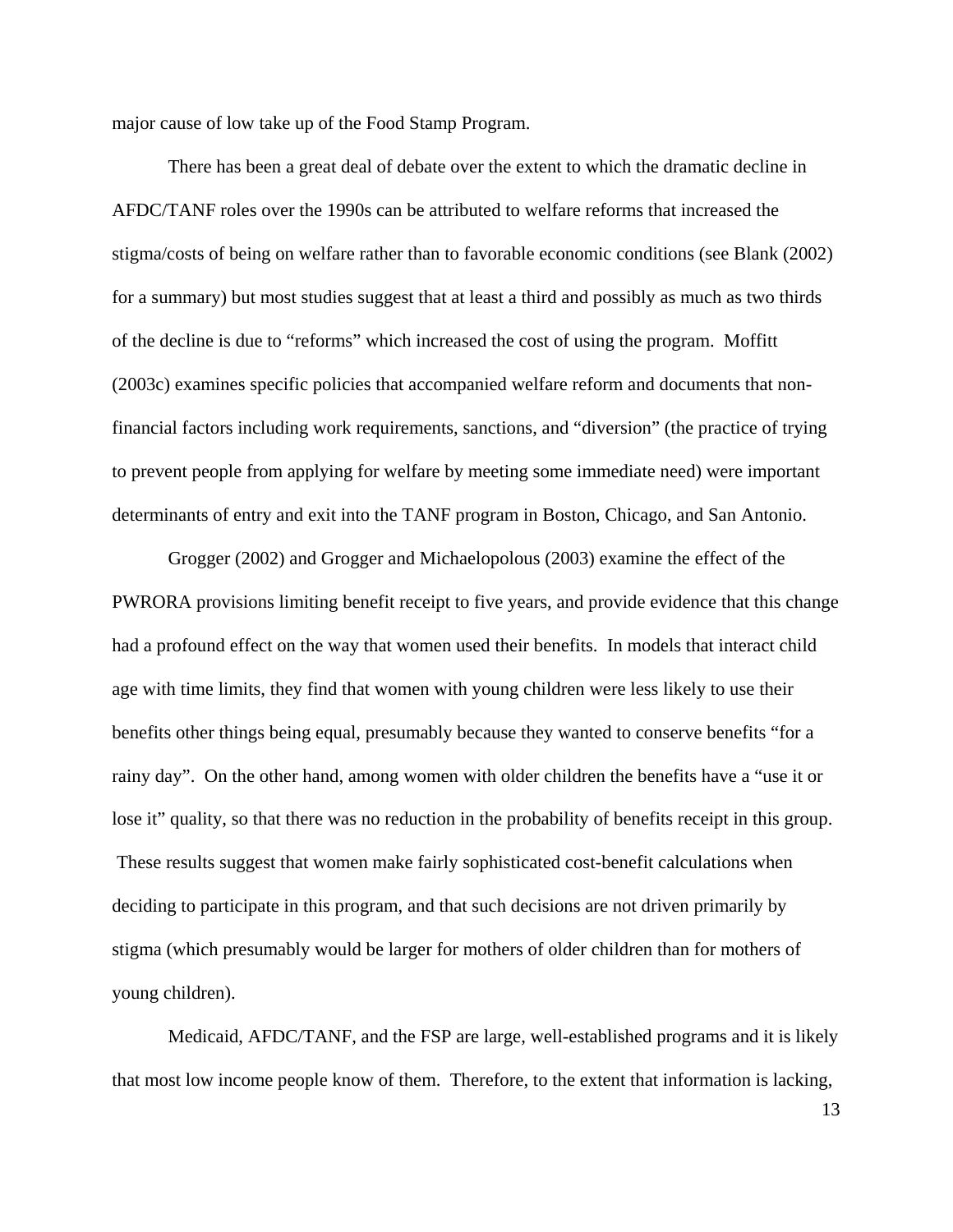major cause of low take up of the Food Stamp Program.

There has been a great deal of debate over the extent to which the dramatic decline in AFDC/TANF roles over the 1990s can be attributed to welfare reforms that increased the stigma/costs of being on welfare rather than to favorable economic conditions (see Blank (2002) for a summary) but most studies suggest that at least a third and possibly as much as two thirds of the decline is due to "reforms" which increased the cost of using the program. Moffitt (2003c) examines specific policies that accompanied welfare reform and documents that non-financial factors including work requirements, sanctions, and "diversion" (the practice of trying to prevent people from applying for welfare by meeting some immediate need) were important determinants of entry and exit into the TANF program in Boston, Chicago, and San Antonio.

Grogger (2002) and Grogger and Michaelopolous (2003) examine the effect of the PWRORA provisions limiting benefit receipt to five years, and provide evidence that this change had a profound effect on the way that women used their benefits. In models that interact child age with time limits, they find that women with young children were less likely to use their benefits other things being equal, presumably because they wanted to conserve benefits "for a rainy day". On the other hand, among women with older children the benefits have a "use it or lose it" quality, so that there was no reduction in the probability of benefits receipt in this group. These results suggest that women make fairly sophisticated cost-benefit calculations when deciding to participate in this program, and that such decisions are not driven primarily by stigma (which presumably would be larger for mothers of older children than for mothers of young children).

Medicaid, AFDC/TANF, and the FSP are large, well-established programs and it is likely that most low income people know of them. Therefore, to the extent that information is lacking,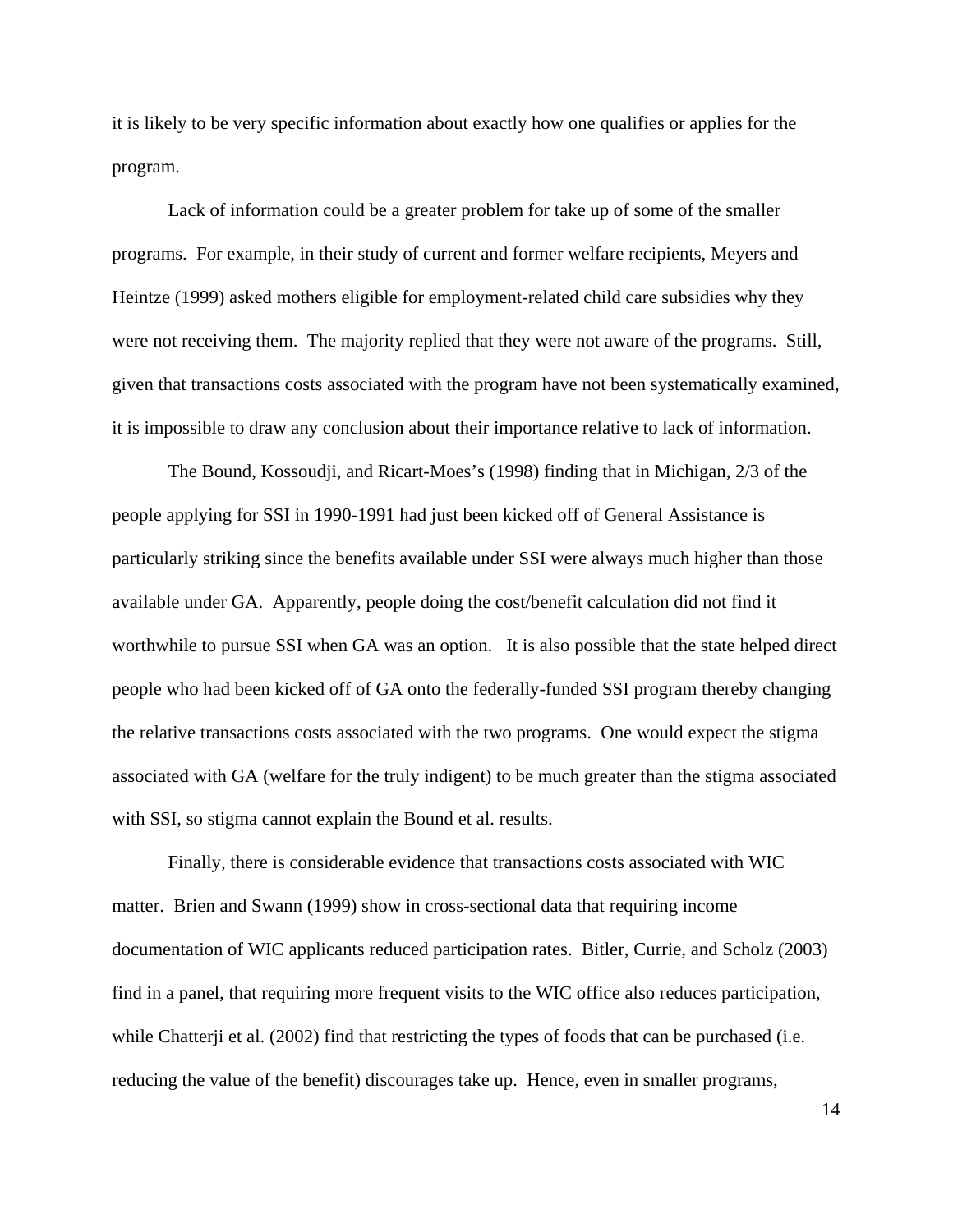it is likely to be very specific information about exactly how one qualifies or applies for the program.

Lack of information could be a greater problem for take up of some of the smaller programs. For example, in their study of current and former welfare recipients, Meyers and Heintze (1999) asked mothers eligible for employment-related child care subsidies why they were not receiving them. The majority replied that they were not aware of the programs. Still, given that transactions costs associated with the program have not been systematically examined, it is impossible to draw any conclusion about their importance relative to lack of information.

The Bound, Kossoudji, and Ricart-Moes's (1998) finding that in Michigan, 2/3 of the people applying for SSI in 1990-1991 had just been kicked off of General Assistance is particularly striking since the benefits available under SSI were always much higher than those available under GA. Apparently, people doing the cost/benefit calculation did not find it worthwhile to pursue SSI when GA was an option. It is also possible that the state helped direct people who had been kicked off of GA onto the federally-funded SSI program thereby changing the relative transactions costs associated with the two programs. One would expect the stigma associated with GA (welfare for the truly indigent) to be much greater than the stigma associated with SSI, so stigma cannot explain the Bound et al. results.

Finally, there is considerable evidence that transactions costs associated with WIC matter. Brien and Swann (1999) show in cross-sectional data that requiring income documentation of WIC applicants reduced participation rates. Bitler, Currie, and Scholz (2003) find in a panel, that requiring more frequent visits to the WIC office also reduces participation, while Chatterji et al. (2002) find that restricting the types of foods that can be purchased (i.e. reducing the value of the benefit) discourages take up. Hence, even in smaller programs,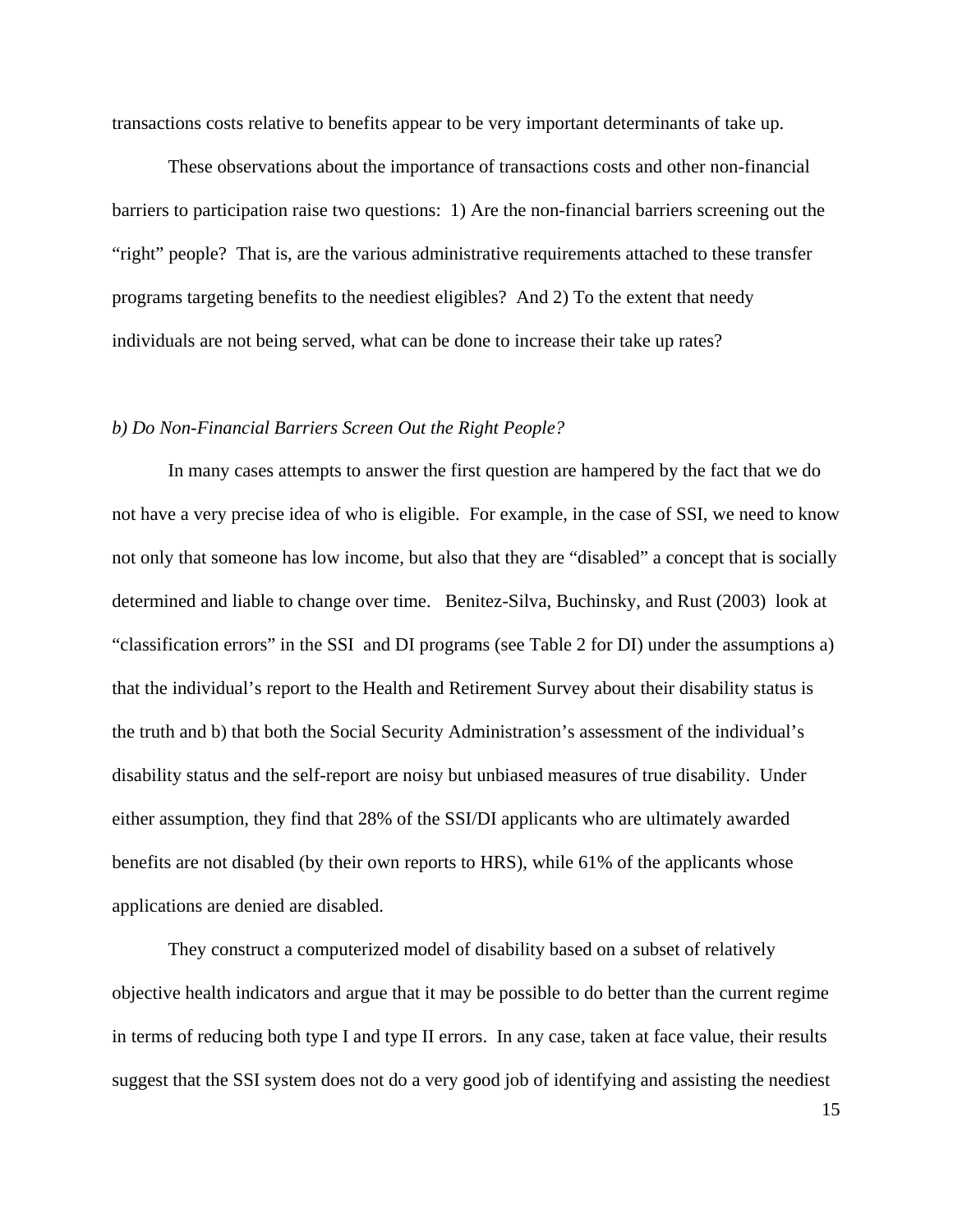transactions costs relative to benefits appear to be very important determinants of take up.

These observations about the importance of transactions costs and other non-financial barriers to participation raise two questions: 1) Are the non-financial barriers screening out the "right" people? That is, are the various administrative requirements attached to these transfer programs targeting benefits to the neediest eligibles? And 2) To the extent that needy individuals are not being served, what can be done to increase their take up rates?

### *b) Do Non-Financial Barriers Screen Out the Right People?*

In many cases attempts to answer the first question are hampered by the fact that we do not have a very precise idea of who is eligible. For example, in the case of SSI, we need to know not only that someone has low income, but also that they are "disabled" a concept that is socially determined and liable to change over time. Benitez-Silva, Buchinsky, and Rust (2003) look at "classification errors" in the SSI and DI programs (see Table 2 for DI) under the assumptions a) that the individual's report to the Health and Retirement Survey about their disability status is the truth and b) that both the Social Security Administration's assessment of the individual's disability status and the self-report are noisy but unbiased measures of true disability. Under either assumption, they find that 28% of the SSI/DI applicants who are ultimately awarded benefits are not disabled (by their own reports to HRS), while 61% of the applicants whose applications are denied are disabled.

They construct a computerized model of disability based on a subset of relatively objective health indicators and argue that it may be possible to do better than the current regime in terms of reducing both type I and type II errors. In any case, taken at face value, their results suggest that the SSI system does not do a very good job of identifying and assisting the neediest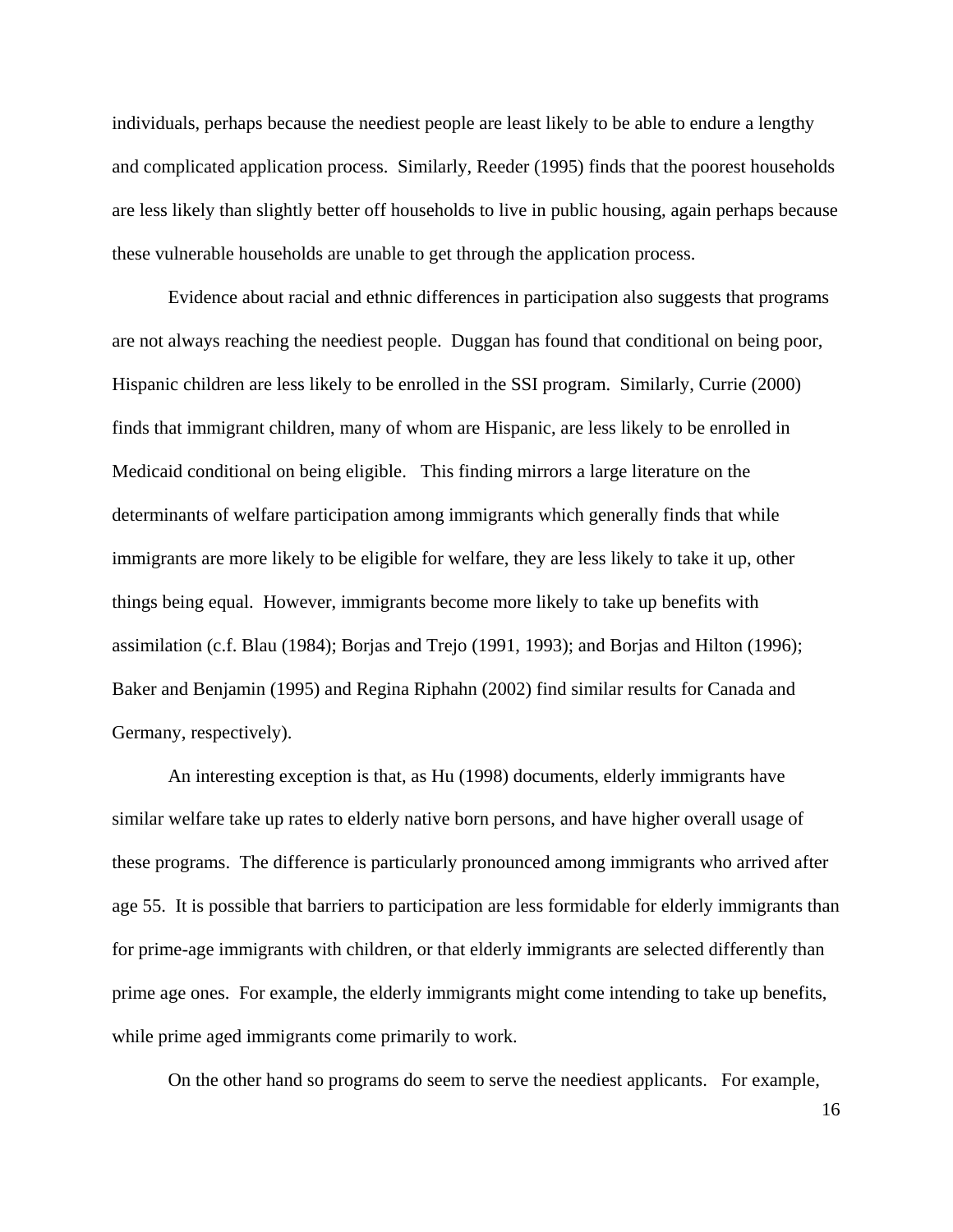individuals, perhaps because the neediest people are least likely to be able to endure a lengthy and complicated application process. Similarly, Reeder (1995) finds that the poorest households are less likely than slightly better off households to live in public housing, again perhaps because these vulnerable households are unable to get through the application process.

Evidence about racial and ethnic differences in participation also suggests that programs are not always reaching the neediest people. Duggan has found that conditional on being poor, Hispanic children are less likely to be enrolled in the SSI program. Similarly, Currie (2000) finds that immigrant children, many of whom are Hispanic, are less likely to be enrolled in Medicaid conditional on being eligible. This finding mirrors a large literature on the determinants of welfare participation among immigrants which generally finds that while immigrants are more likely to be eligible for welfare, they are less likely to take it up, other things being equal. However, immigrants become more likely to take up benefits with assimilation (c.f. Blau (1984); Borjas and Trejo (1991, 1993); and Borjas and Hilton (1996); Baker and Benjamin (1995) and Regina Riphahn (2002) find similar results for Canada and Germany, respectively).

An interesting exception is that, as Hu (1998) documents, elderly immigrants have similar welfare take up rates to elderly native born persons, and have higher overall usage of these programs. The difference is particularly pronounced among immigrants who arrived after age 55. It is possible that barriers to participation are less formidable for elderly immigrants than for prime-age immigrants with children, or that elderly immigrants are selected differently than prime age ones. For example, the elderly immigrants might come intending to take up benefits, while prime aged immigrants come primarily to work.

On the other hand so programs do seem to serve the neediest applicants. For example,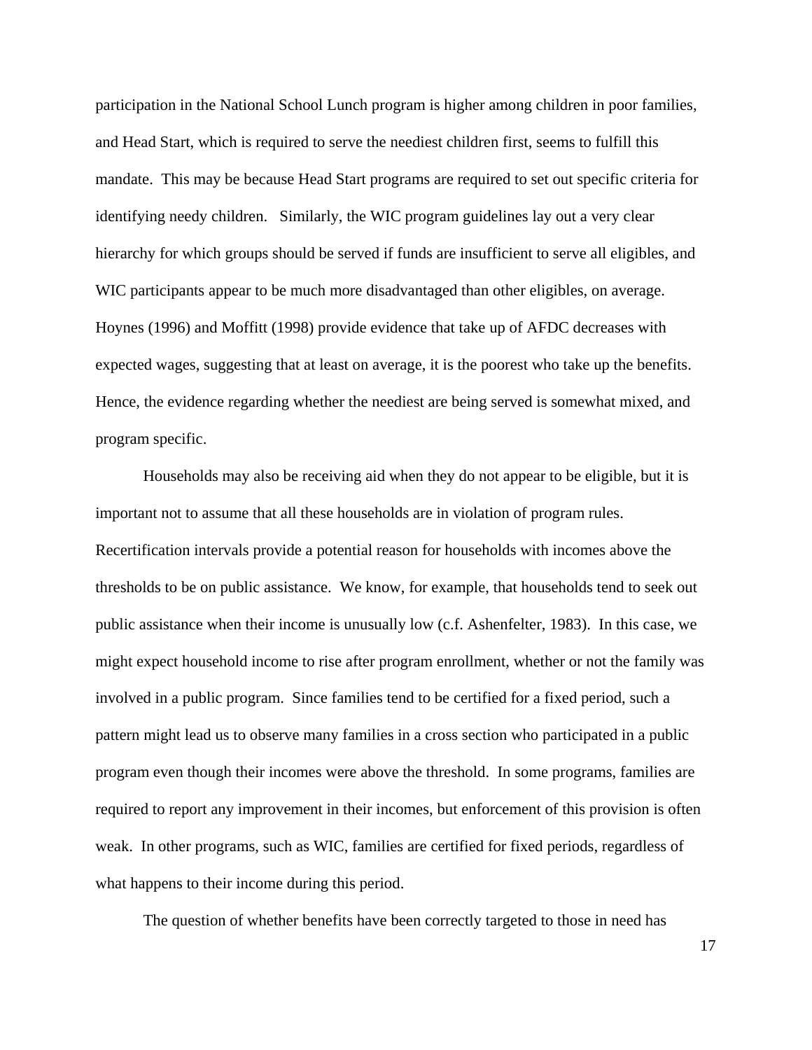participation in the National School Lunch program is higher among children in poor families, and Head Start, which is required to serve the neediest children first, seems to fulfill this mandate. This may be because Head Start programs are required to set out specific criteria for identifying needy children. Similarly, the WIC program guidelines lay out a very clear hierarchy for which groups should be served if funds are insufficient to serve all eligibles, and WIC participants appear to be much more disadvantaged than other eligibles, on average. Hoynes (1996) and Moffitt (1998) provide evidence that take up of AFDC decreases with expected wages, suggesting that at least on average, it is the poorest who take up the benefits. Hence, the evidence regarding whether the neediest are being served is somewhat mixed, and program specific.

Households may also be receiving aid when they do not appear to be eligible, but it is important not to assume that all these households are in violation of program rules. Recertification intervals provide a potential reason for households with incomes above the thresholds to be on public assistance. We know, for example, that households tend to seek out public assistance when their income is unusually low (c.f. Ashenfelter, 1983). In this case, we might expect household income to rise after program enrollment, whether or not the family was involved in a public program. Since families tend to be certified for a fixed period, such a pattern might lead us to observe many families in a cross section who participated in a public program even though their incomes were above the threshold. In some programs, families are required to report any improvement in their incomes, but enforcement of this provision is often weak. In other programs, such as WIC, families are certified for fixed periods, regardless of what happens to their income during this period.

The question of whether benefits have been correctly targeted to those in need has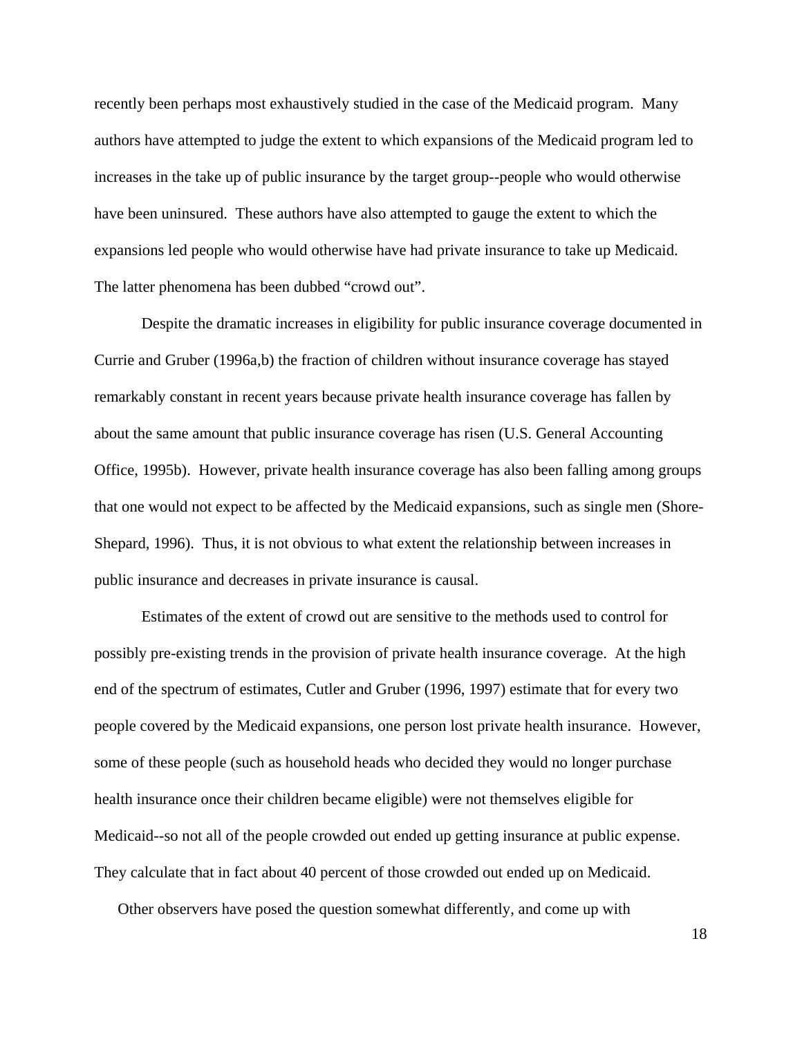recently been perhaps most exhaustively studied in the case of the Medicaid program. Many authors have attempted to judge the extent to which expansions of the Medicaid program led to increases in the take up of public insurance by the target group--people who would otherwise have been uninsured. These authors have also attempted to gauge the extent to which the expansions led people who would otherwise have had private insurance to take up Medicaid. The latter phenomena has been dubbed "crowd out".

Despite the dramatic increases in eligibility for public insurance coverage documented in Currie and Gruber (1996a,b) the fraction of children without insurance coverage has stayed remarkably constant in recent years because private health insurance coverage has fallen by about the same amount that public insurance coverage has risen (U.S. General Accounting Office, 1995b). However, private health insurance coverage has also been falling among groups that one would not expect to be affected by the Medicaid expansions, such as single men (Shore-Shepard, 1996). Thus, it is not obvious to what extent the relationship between increases in public insurance and decreases in private insurance is causal.

Estimates of the extent of crowd out are sensitive to the methods used to control for possibly pre-existing trends in the provision of private health insurance coverage. At the high end of the spectrum of estimates, Cutler and Gruber (1996, 1997) estimate that for every two people covered by the Medicaid expansions, one person lost private health insurance. However, some of these people (such as household heads who decided they would no longer purchase health insurance once their children became eligible) were not themselves eligible for Medicaid--so not all of the people crowded out ended up getting insurance at public expense. They calculate that in fact about 40 percent of those crowded out ended up on Medicaid.

Other observers have posed the question somewhat differently, and come up with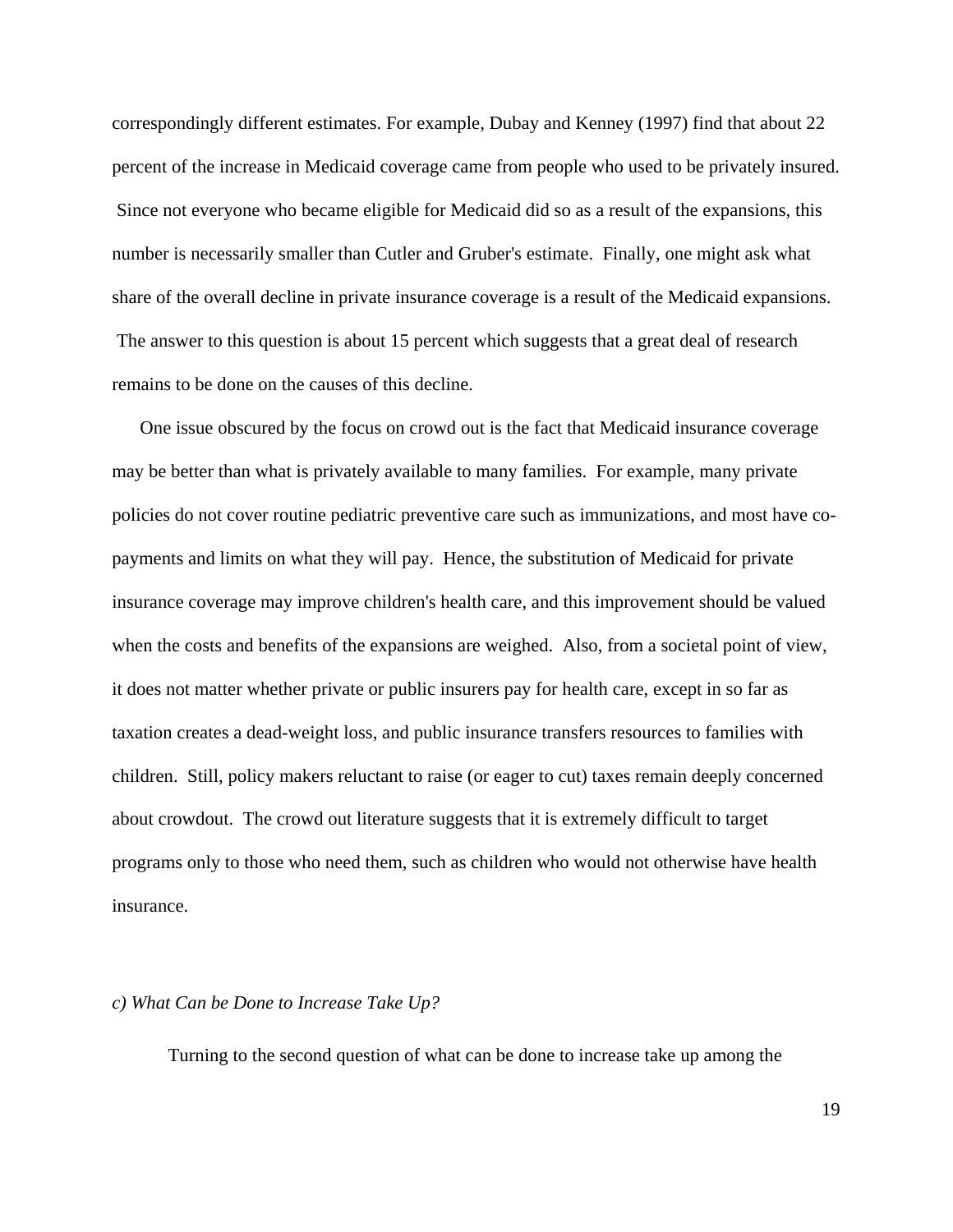correspondingly different estimates. For example, Dubay and Kenney (1997) find that about 22 percent of the increase in Medicaid coverage came from people who used to be privately insured. Since not everyone who became eligible for Medicaid did so as a result of the expansions, this number is necessarily smaller than Cutler and Gruber's estimate. Finally, one might ask what share of the overall decline in private insurance coverage is a result of the Medicaid expansions. The answer to this question is about 15 percent which suggests that a great deal of research remains to be done on the causes of this decline.

One issue obscured by the focus on crowd out is the fact that Medicaid insurance coverage may be better than what is privately available to many families. For example, many private policies do not cover routine pediatric preventive care such as immunizations, and most have co-payments and limits on what they will pay. Hence, the substitution of Medicaid for private insurance coverage may improve children's health care, and this improvement should be valued when the costs and benefits of the expansions are weighed. Also, from a societal point of view, it does not matter whether private or public insurers pay for health care, except in so far as taxation creates a dead-weight loss, and public insurance transfers resources to families with children. Still, policy makers reluctant to raise (or eager to cut) taxes remain deeply concerned about crowdout. The crowd out literature suggests that it is extremely difficult to target programs only to those who need them, such as children who would not otherwise have health insurance.

### *c) What Can be Done to Increase Take Up?*

Turning to the second question of what can be done to increase take up among the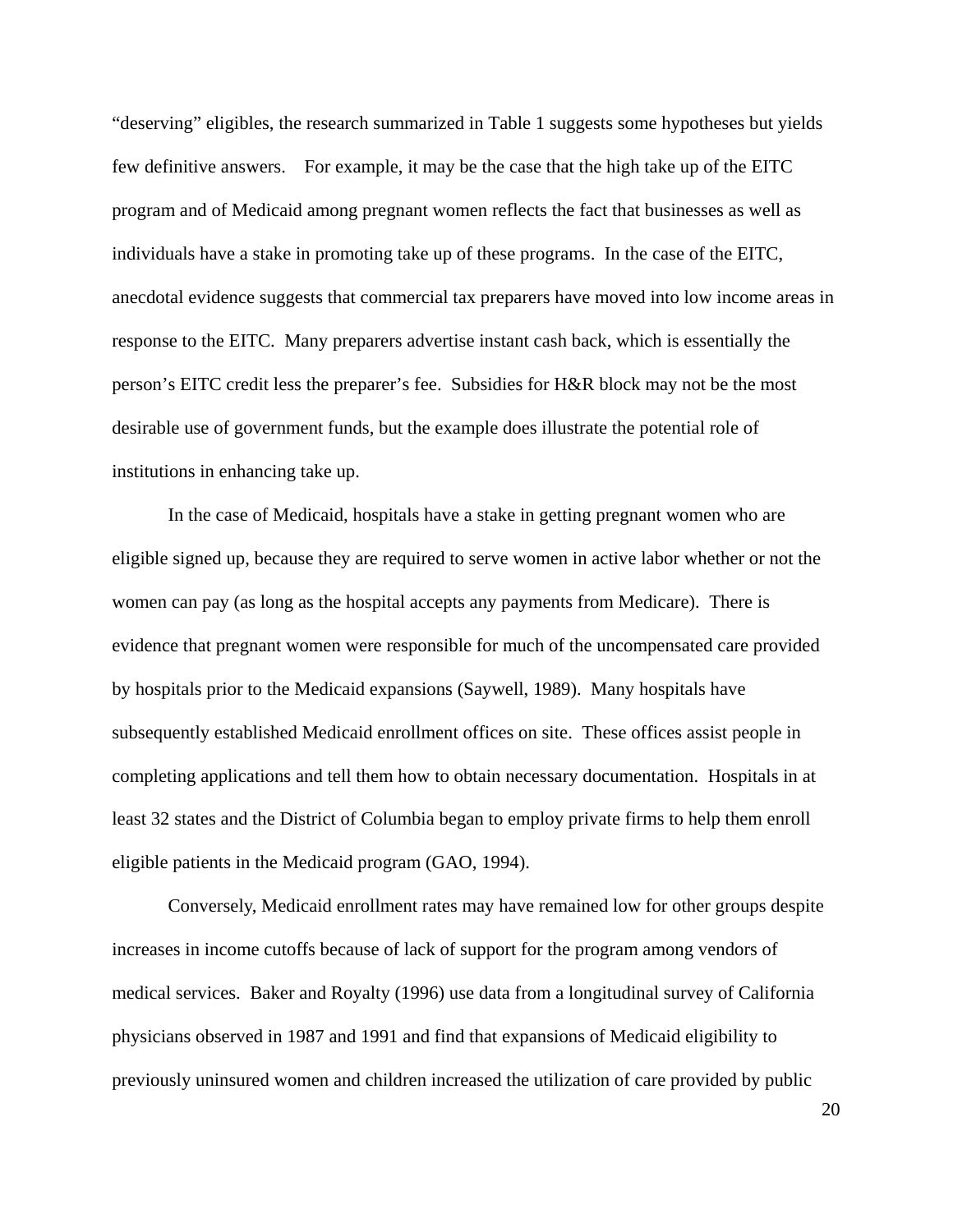"deserving" eligibles, the research summarized in Table 1 suggests some hypotheses but yields few definitive answers.   For example, it may be the case that the high take up of the EITC program and of Medicaid among pregnant women reflects the fact that businesses as well as individuals have a stake in promoting take up of these programs.  In the case of the EITC, anecdotal evidence suggests that commercial tax preparers have moved into low income areas in response to the EITC.  Many preparers advertise instant cash back, which is essentially the person's EITC credit less the preparer's fee.  Subsidies for H&R block may not be the most desirable use of government funds, but the example does illustrate the potential role of institutions in enhancing take up.

In the case of Medicaid, hospitals have a stake in getting pregnant women who are eligible signed up, because they are required to serve women in active labor whether or not the women can pay (as long as the hospital accepts any payments from Medicare).  There is evidence that pregnant women were responsible for much of the uncompensated care provided by hospitals prior to the Medicaid expansions (Saywell, 1989).  Many hospitals have subsequently established Medicaid enrollment offices on site.  These offices assist people in completing applications and tell them how to obtain necessary documentation.  Hospitals in at least 32 states and the District of Columbia began to employ private firms to help them enroll eligible patients in the Medicaid program (GAO, 1994).

Conversely, Medicaid enrollment rates may have remained low for other groups despite increases in income cutoffs because of lack of support for the program among vendors of medical services.  Baker and Royalty (1996) use data from a longitudinal survey of California physicians observed in 1987 and 1991 and find that expansions of Medicaid eligibility to previously uninsured women and children increased the utilization of care provided by public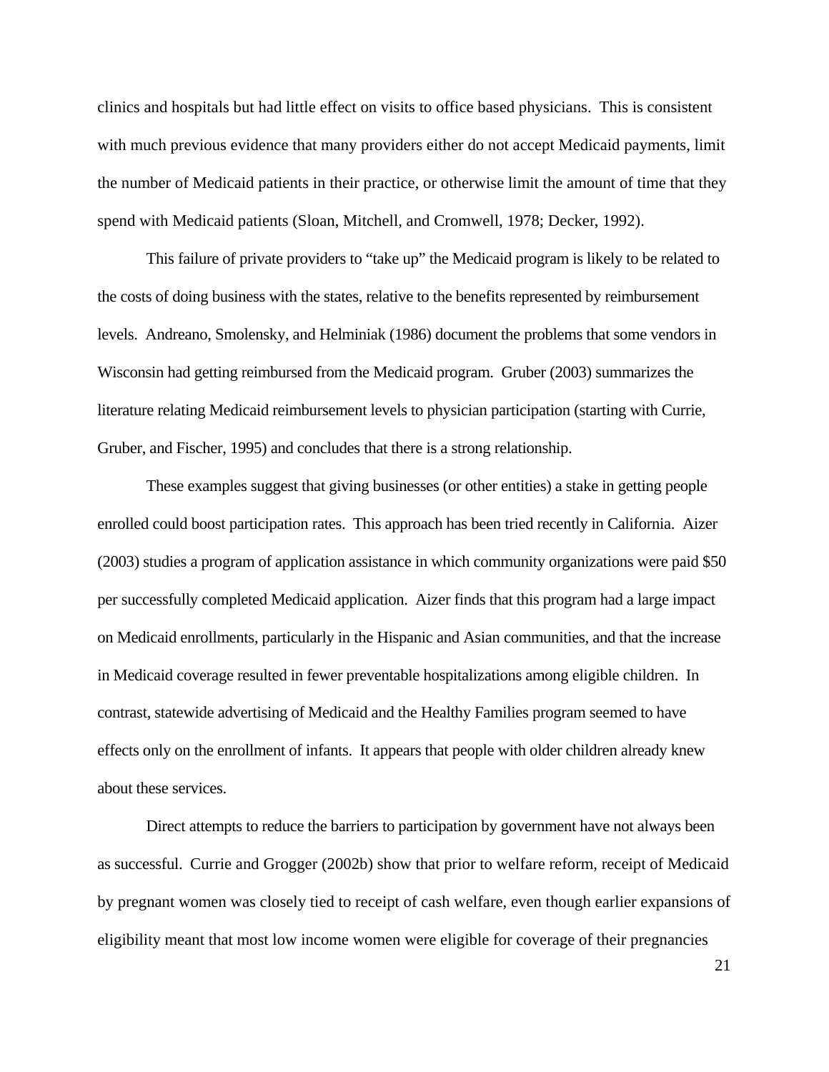clinics and hospitals but had little effect on visits to office based physicians. This is consistent with much previous evidence that many providers either do not accept Medicaid payments, limit the number of Medicaid patients in their practice, or otherwise limit the amount of time that they spend with Medicaid patients (Sloan, Mitchell, and Cromwell, 1978; Decker, 1992).

This failure of private providers to "take up" the Medicaid program is likely to be related to the costs of doing business with the states, relative to the benefits represented by reimbursement levels. Andreano, Smolensky, and Helminiak (1986) document the problems that some vendors in Wisconsin had getting reimbursed from the Medicaid program. Gruber (2003) summarizes the literature relating Medicaid reimbursement levels to physician participation (starting with Currie, Gruber, and Fischer, 1995) and concludes that there is a strong relationship.

These examples suggest that giving businesses (or other entities) a stake in getting people enrolled could boost participation rates. This approach has been tried recently in California. Aizer (2003) studies a program of application assistance in which community organizations were paid $50 per successfully completed Medicaid application. Aizer finds that this program had a large impact on Medicaid enrollments, particularly in the Hispanic and Asian communities, and that the increase in Medicaid coverage resulted in fewer preventable hospitalizations among eligible children. In contrast, statewide advertising of Medicaid and the Healthy Families program seemed to have effects only on the enrollment of infants. It appears that people with older children already knew about these services.

Direct attempts to reduce the barriers to participation by government have not always been as successful. Currie and Grogger (2002b) show that prior to welfare reform, receipt of Medicaid by pregnant women was closely tied to receipt of cash welfare, even though earlier expansions of eligibility meant that most low income women were eligible for coverage of their pregnancies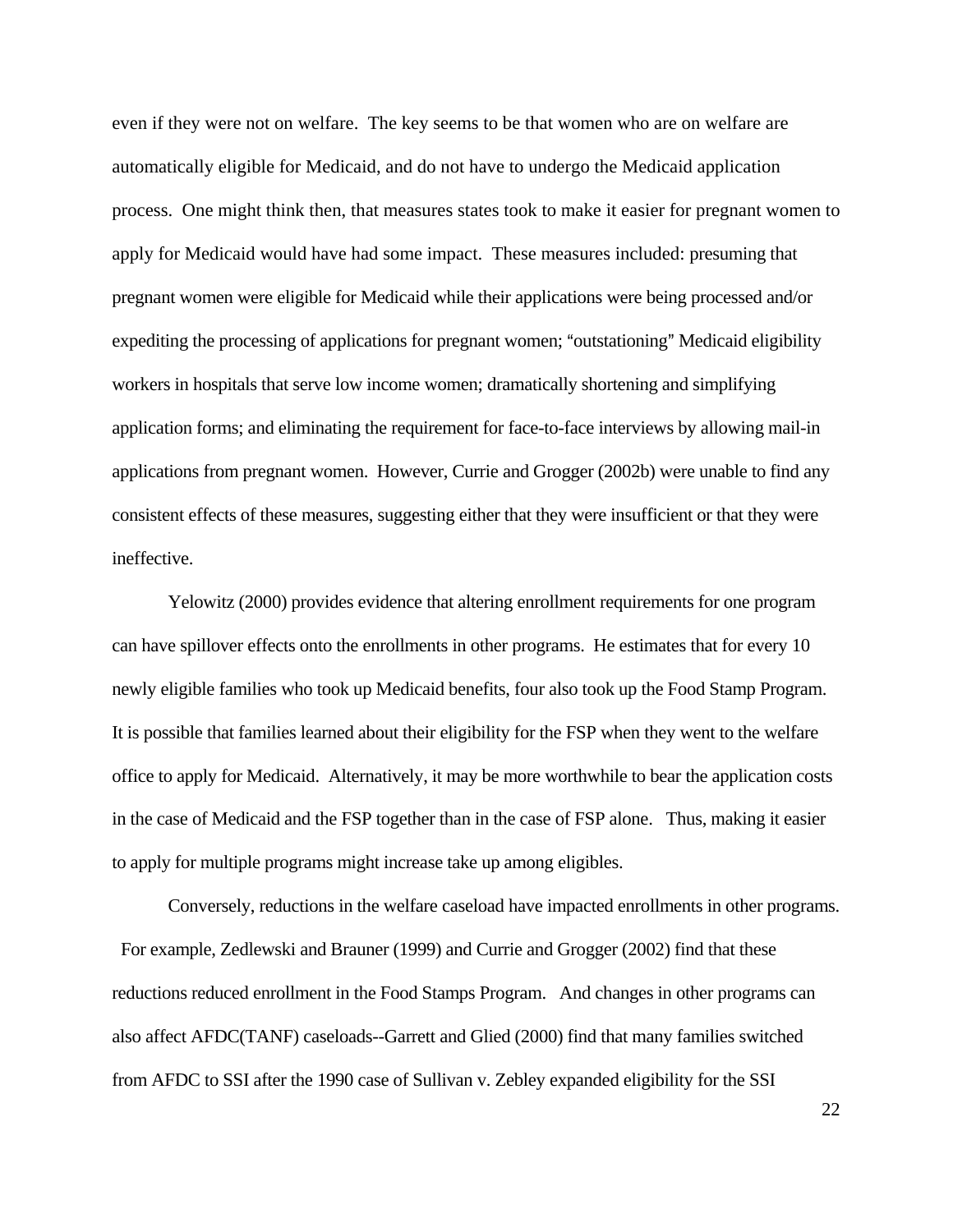even if they were not on welfare. The key seems to be that women who are on welfare are automatically eligible for Medicaid, and do not have to undergo the Medicaid application process. One might think then, that measures states took to make it easier for pregnant women to apply for Medicaid would have had some impact. These measures included: presuming that pregnant women were eligible for Medicaid while their applications were being processed and/or expediting the processing of applications for pregnant women; "outstationing" Medicaid eligibility workers in hospitals that serve low income women; dramatically shortening and simplifying application forms; and eliminating the requirement for face-to-face interviews by allowing mail-in applications from pregnant women. However, Currie and Grogger (2002b) were unable to find any consistent effects of these measures, suggesting either that they were insufficient or that they were ineffective.

Yelowitz (2000) provides evidence that altering enrollment requirements for one program can have spillover effects onto the enrollments in other programs. He estimates that for every 10 newly eligible families who took up Medicaid benefits, four also took up the Food Stamp Program. It is possible that families learned about their eligibility for the FSP when they went to the welfare office to apply for Medicaid. Alternatively, it may be more worthwhile to bear the application costs in the case of Medicaid and the FSP together than in the case of FSP alone. Thus, making it easier to apply for multiple programs might increase take up among eligibles.

Conversely, reductions in the welfare caseload have impacted enrollments in other programs. For example, Zedlewski and Brauner (1999) and Currie and Grogger (2002) find that these reductions reduced enrollment in the Food Stamps Program. And changes in other programs can also affect AFDC(TANF) caseloads--Garrett and Glied (2000) find that many families switched from AFDC to SSI after the 1990 case of Sullivan v. Zebley expanded eligibility for the SSI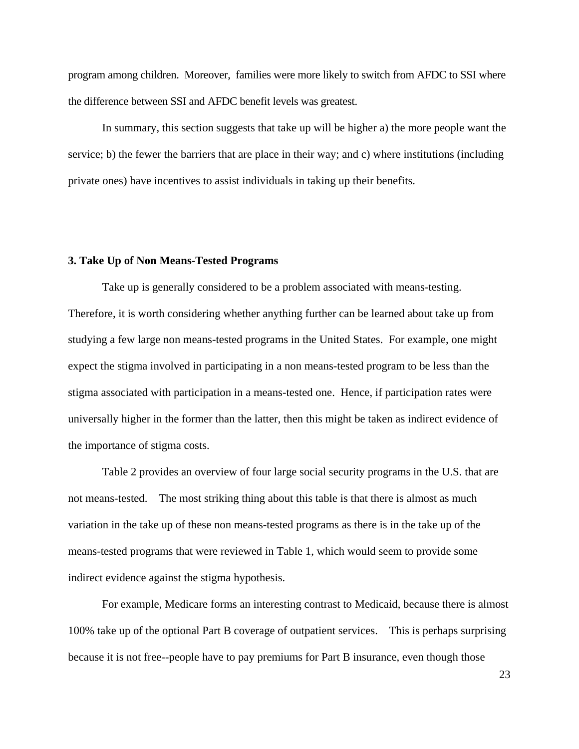program among children. Moreover, families were more likely to switch from AFDC to SSI where the difference between SSI and AFDC benefit levels was greatest.

In summary, this section suggests that take up will be higher a) the more people want the service; b) the fewer the barriers that are place in their way; and c) where institutions (including private ones) have incentives to assist individuals in taking up their benefits.

### 3. Take Up of Non Means-Tested Programs

Take up is generally considered to be a problem associated with means-testing. Therefore, it is worth considering whether anything further can be learned about take up from studying a few large non means-tested programs in the United States. For example, one might expect the stigma involved in participating in a non means-tested program to be less than the stigma associated with participation in a means-tested one. Hence, if participation rates were universally higher in the former than the latter, then this might be taken as indirect evidence of the importance of stigma costs.

Table 2 provides an overview of four large social security programs in the U.S. that are not means-tested. The most striking thing about this table is that there is almost as much variation in the take up of these non means-tested programs as there is in the take up of the means-tested programs that were reviewed in Table 1, which would seem to provide some indirect evidence against the stigma hypothesis.

For example, Medicare forms an interesting contrast to Medicaid, because there is almost 100% take up of the optional Part B coverage of outpatient services. This is perhaps surprising because it is not free--people have to pay premiums for Part B insurance, even though those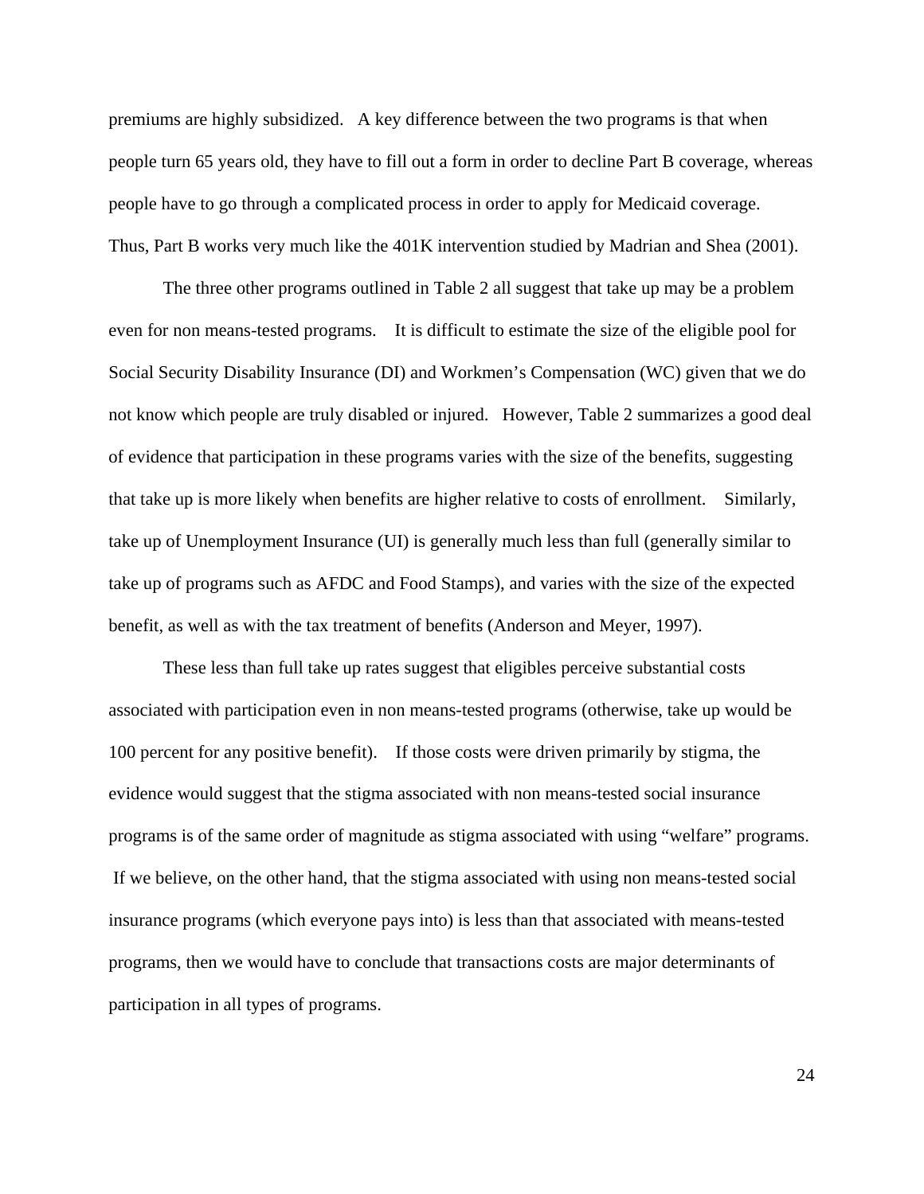premiums are highly subsidized. A key difference between the two programs is that when people turn 65 years old, they have to fill out a form in order to decline Part B coverage, whereas people have to go through a complicated process in order to apply for Medicaid coverage. Thus, Part B works very much like the 401K intervention studied by Madrian and Shea (2001).

The three other programs outlined in Table 2 all suggest that take up may be a problem even for non means-tested programs. It is difficult to estimate the size of the eligible pool for Social Security Disability Insurance (DI) and Workmen's Compensation (WC) given that we do not know which people are truly disabled or injured. However, Table 2 summarizes a good deal of evidence that participation in these programs varies with the size of the benefits, suggesting that take up is more likely when benefits are higher relative to costs of enrollment. Similarly, take up of Unemployment Insurance (UI) is generally much less than full (generally similar to take up of programs such as AFDC and Food Stamps), and varies with the size of the expected benefit, as well as with the tax treatment of benefits (Anderson and Meyer, 1997).

These less than full take up rates suggest that eligibles perceive substantial costs associated with participation even in non means-tested programs (otherwise, take up would be 100 percent for any positive benefit). If those costs were driven primarily by stigma, the evidence would suggest that the stigma associated with non means-tested social insurance programs is of the same order of magnitude as stigma associated with using "welfare" programs. If we believe, on the other hand, that the stigma associated with using non means-tested social insurance programs (which everyone pays into) is less than that associated with means-tested programs, then we would have to conclude that transactions costs are major determinants of participation in all types of programs.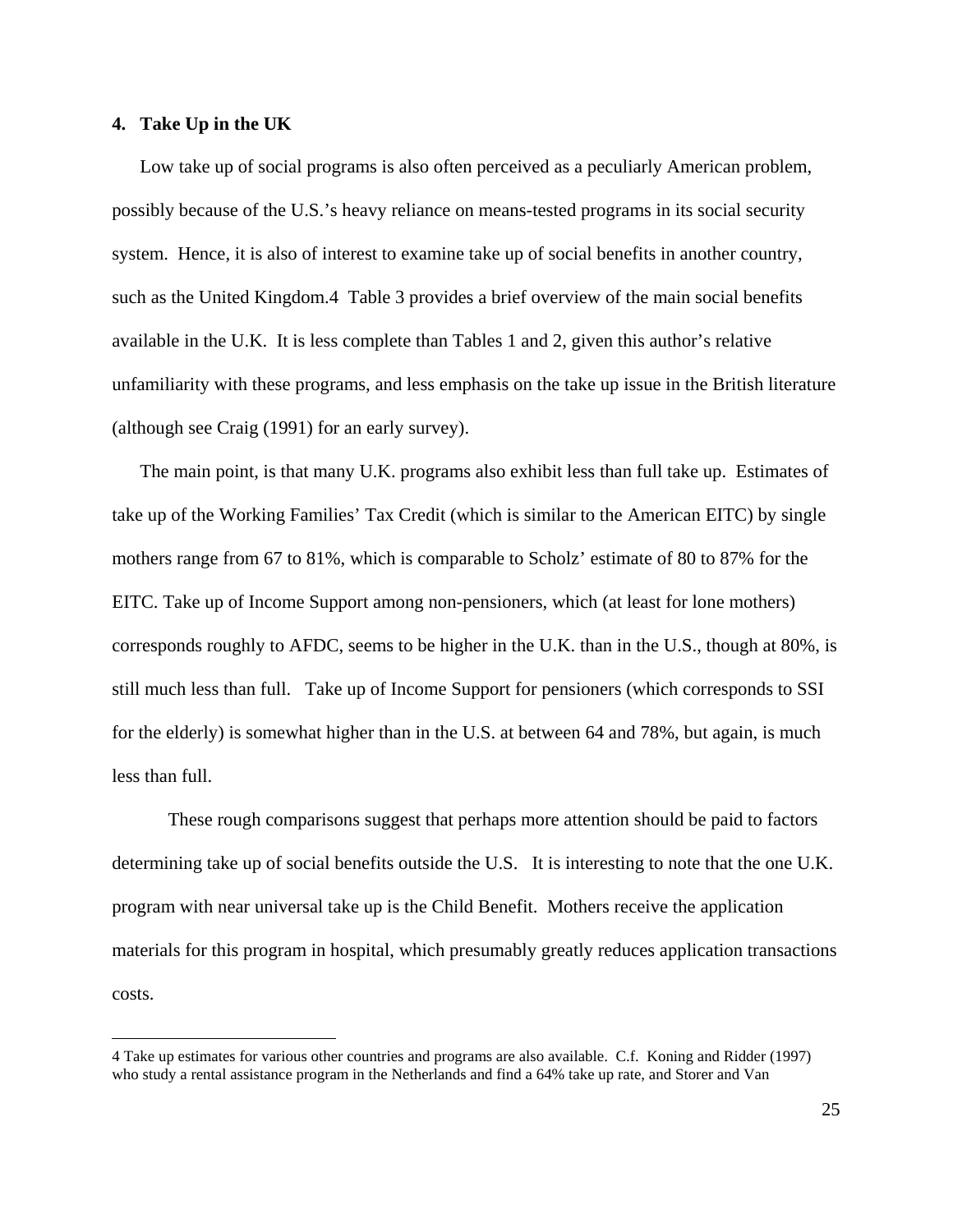## 4. Take Up in the UK

Low take up of social programs is also often perceived as a peculiarly American problem, possibly because of the U.S.'s heavy reliance on means-tested programs in its social security system. Hence, it is also of interest to examine take up of social benefits in another country, such as the United Kingdom.[4] Table 3 provides a brief overview of the main social benefits available in the U.K. It is less complete than Tables 1 and 2, given this author's relative unfamiliarity with these programs, and less emphasis on the take up issue in the British literature (although see Craig (1991) for an early survey).

The main point, is that many U.K. programs also exhibit less than full take up. Estimates of take up of the Working Families' Tax Credit (which is similar to the American EITC) by single mothers range from 67 to 81%, which is comparable to Scholz' estimate of 80 to 87% for the EITC. Take up of Income Support among non-pensioners, which (at least for lone mothers) corresponds roughly to AFDC, seems to be higher in the U.K. than in the U.S., though at 80%, is still much less than full. Take up of Income Support for pensioners (which corresponds to SSI for the elderly) is somewhat higher than in the U.S. at between 64 and 78%, but again, is much less than full.

These rough comparisons suggest that perhaps more attention should be paid to factors determining take up of social benefits outside the U.S. It is interesting to note that the one U.K. program with near universal take up is the Child Benefit. Mothers receive the application materials for this program in hospital, which presumably greatly reduces application transactions costs.

[4] Take up estimates for various other countries and programs are also available. C.f. Koning and Ridder (1997) who study a rental assistance program in the Netherlands and find a 64% take up rate, and Storer and Van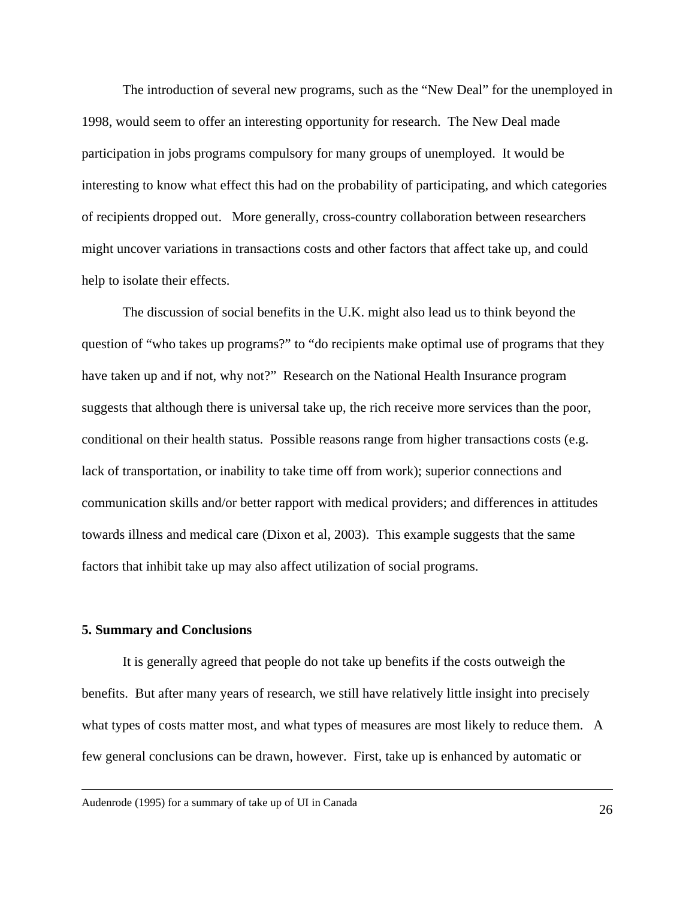The introduction of several new programs, such as the "New Deal" for the unemployed in 1998, would seem to offer an interesting opportunity for research. The New Deal made participation in jobs programs compulsory for many groups of unemployed. It would be interesting to know what effect this had on the probability of participating, and which categories of recipients dropped out. More generally, cross-country collaboration between researchers might uncover variations in transactions costs and other factors that affect take up, and could help to isolate their effects.

The discussion of social benefits in the U.K. might also lead us to think beyond the question of "who takes up programs?" to "do recipients make optimal use of programs that they have taken up and if not, why not?" Research on the National Health Insurance program suggests that although there is universal take up, the rich receive more services than the poor, conditional on their health status. Possible reasons range from higher transactions costs (e.g. lack of transportation, or inability to take time off from work); superior connections and communication skills and/or better rapport with medical providers; and differences in attitudes towards illness and medical care (Dixon et al, 2003). This example suggests that the same factors that inhibit take up may also affect utilization of social programs.

## 5. Summary and Conclusions

It is generally agreed that people do not take up benefits if the costs outweigh the benefits. But after many years of research, we still have relatively little insight into precisely what types of costs matter most, and what types of measures are most likely to reduce them. A few general conclusions can be drawn, however. First, take up is enhanced by automatic or

---

Audenrode (1995) for a summary of take up of UI in Canada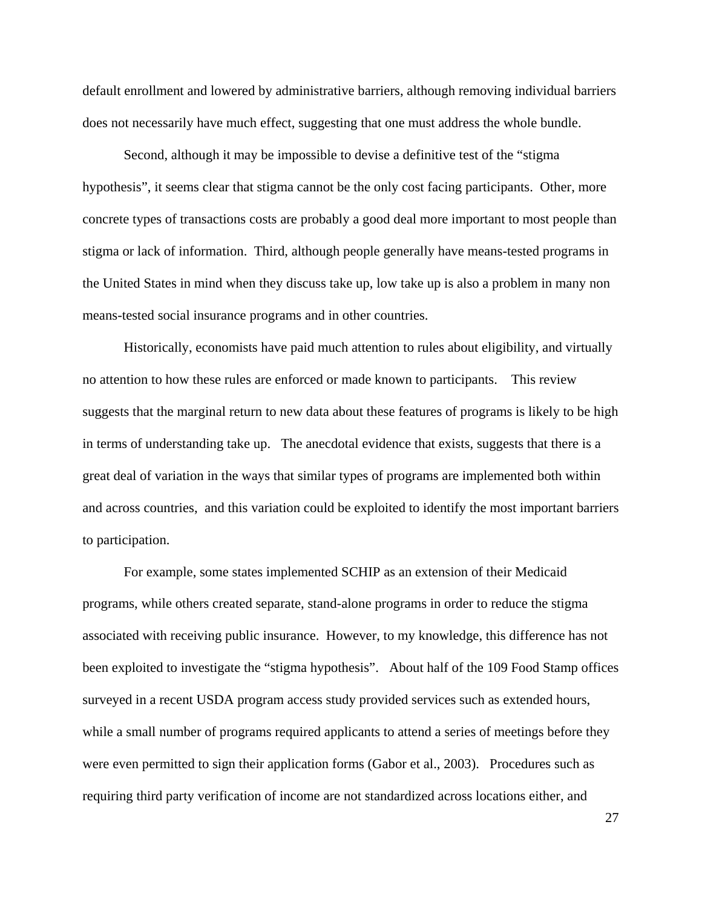default enrollment and lowered by administrative barriers, although removing individual barriers does not necessarily have much effect, suggesting that one must address the whole bundle.

Second, although it may be impossible to devise a definitive test of the "stigma hypothesis", it seems clear that stigma cannot be the only cost facing participants. Other, more concrete types of transactions costs are probably a good deal more important to most people than stigma or lack of information. Third, although people generally have means-tested programs in the United States in mind when they discuss take up, low take up is also a problem in many non means-tested social insurance programs and in other countries.

Historically, economists have paid much attention to rules about eligibility, and virtually no attention to how these rules are enforced or made known to participants. This review suggests that the marginal return to new data about these features of programs is likely to be high in terms of understanding take up. The anecdotal evidence that exists, suggests that there is a great deal of variation in the ways that similar types of programs are implemented both within and across countries, and this variation could be exploited to identify the most important barriers to participation.

For example, some states implemented SCHIP as an extension of their Medicaid programs, while others created separate, stand-alone programs in order to reduce the stigma associated with receiving public insurance. However, to my knowledge, this difference has not been exploited to investigate the "stigma hypothesis". About half of the 109 Food Stamp offices surveyed in a recent USDA program access study provided services such as extended hours, while a small number of programs required applicants to attend a series of meetings before they were even permitted to sign their application forms (Gabor et al., 2003). Procedures such as requiring third party verification of income are not standardized across locations either, and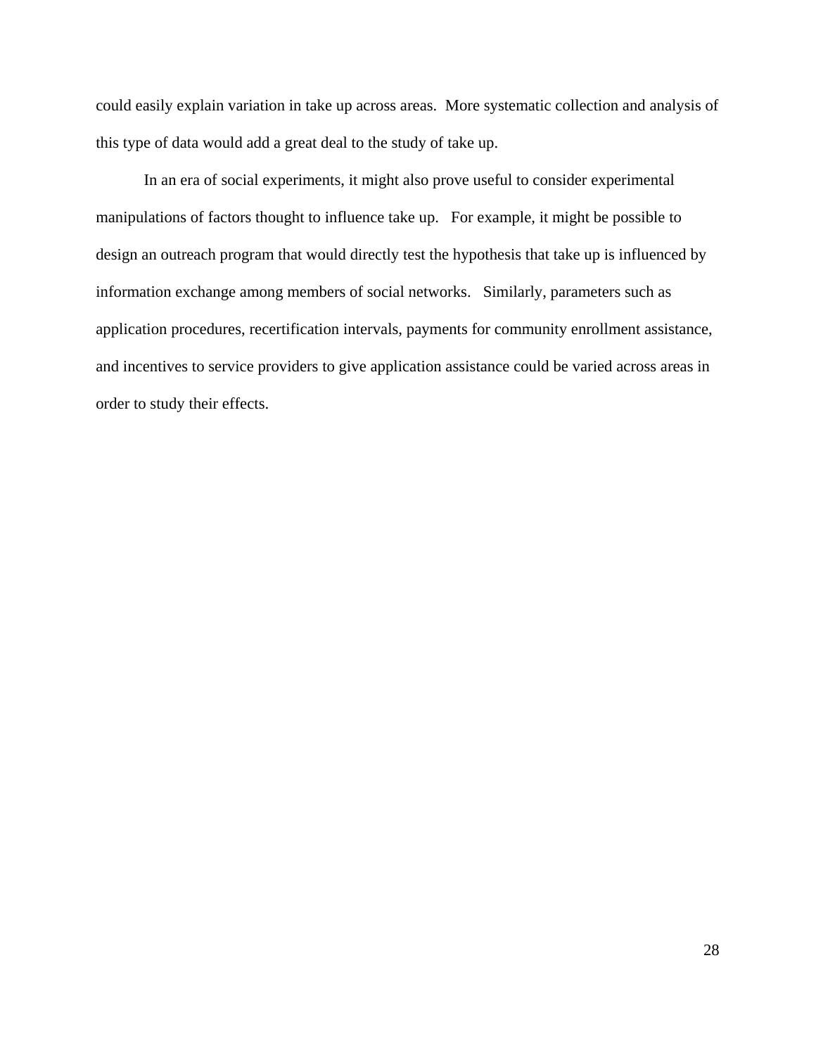could easily explain variation in take up across areas. More systematic collection and analysis of this type of data would add a great deal to the study of take up.

In an era of social experiments, it might also prove useful to consider experimental manipulations of factors thought to influence take up. For example, it might be possible to design an outreach program that would directly test the hypothesis that take up is influenced by information exchange among members of social networks. Similarly, parameters such as application procedures, recertification intervals, payments for community enrollment assistance, and incentives to service providers to give application assistance could be varied across areas in order to study their effects.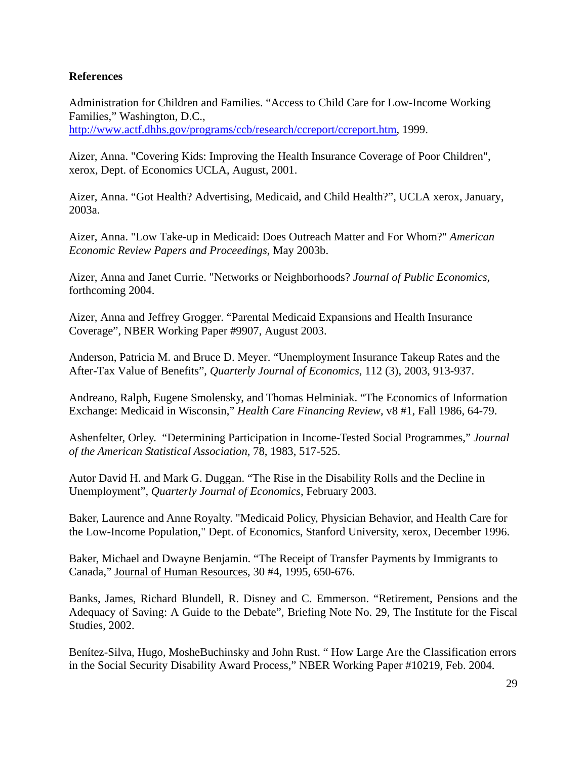**References**

Administration for Children and Families. "Access to Child Care for Low-Income Working Families," Washington, D.C., http://www.actf.dhhs.gov/programs/ccb/research/ccreport/ccreport.htm, 1999.

Aizer, Anna. "Covering Kids: Improving the Health Insurance Coverage of Poor Children", xerox, Dept. of Economics UCLA, August, 2001.

Aizer, Anna. "Got Health? Advertising, Medicaid, and Child Health?", UCLA xerox, January, 2003a.

Aizer, Anna. "Low Take-up in Medicaid: Does Outreach Matter and For Whom?" *American Economic Review Papers and Proceedings*, May 2003b.

Aizer, Anna and Janet Currie. "Networks or Neighborhoods? *Journal of Public Economics*, forthcoming 2004.

Aizer, Anna and Jeffrey Grogger. "Parental Medicaid Expansions and Health Insurance Coverage", NBER Working Paper #9907, August 2003.

Anderson, Patricia M. and Bruce D. Meyer. "Unemployment Insurance Takeup Rates and the After-Tax Value of Benefits", *Quarterly Journal of Economics*, 112 (3), 2003, 913-937.

Andreano, Ralph, Eugene Smolensky, and Thomas Helminiak. "The Economics of Information Exchange: Medicaid in Wisconsin," *Health Care Financing Review*, v8 #1, Fall 1986, 64-79.

Ashenfelter, Orley. "Determining Participation in Income-Tested Social Programmes," *Journal of the American Statistical Association*, 78, 1983, 517-525.

Autor David H. and Mark G. Duggan. "The Rise in the Disability Rolls and the Decline in Unemployment", *Quarterly Journal of Economics*, February 2003.

Baker, Laurence and Anne Royalty. "Medicaid Policy, Physician Behavior, and Health Care for the Low-Income Population," Dept. of Economics, Stanford University, xerox, December 1996.

Baker, Michael and Dwayne Benjamin. "The Receipt of Transfer Payments by Immigrants to Canada," Journal of Human Resources, 30 #4, 1995, 650-676.

Banks, James, Richard Blundell, R. Disney and C. Emmerson. "Retirement, Pensions and the Adequacy of Saving: A Guide to the Debate", Briefing Note No. 29, The Institute for the Fiscal Studies, 2002.

Benítez-Silva, Hugo, MosheBuchinsky and John Rust. " How Large Are the Classification errors in the Social Security Disability Award Process," NBER Working Paper #10219, Feb. 2004.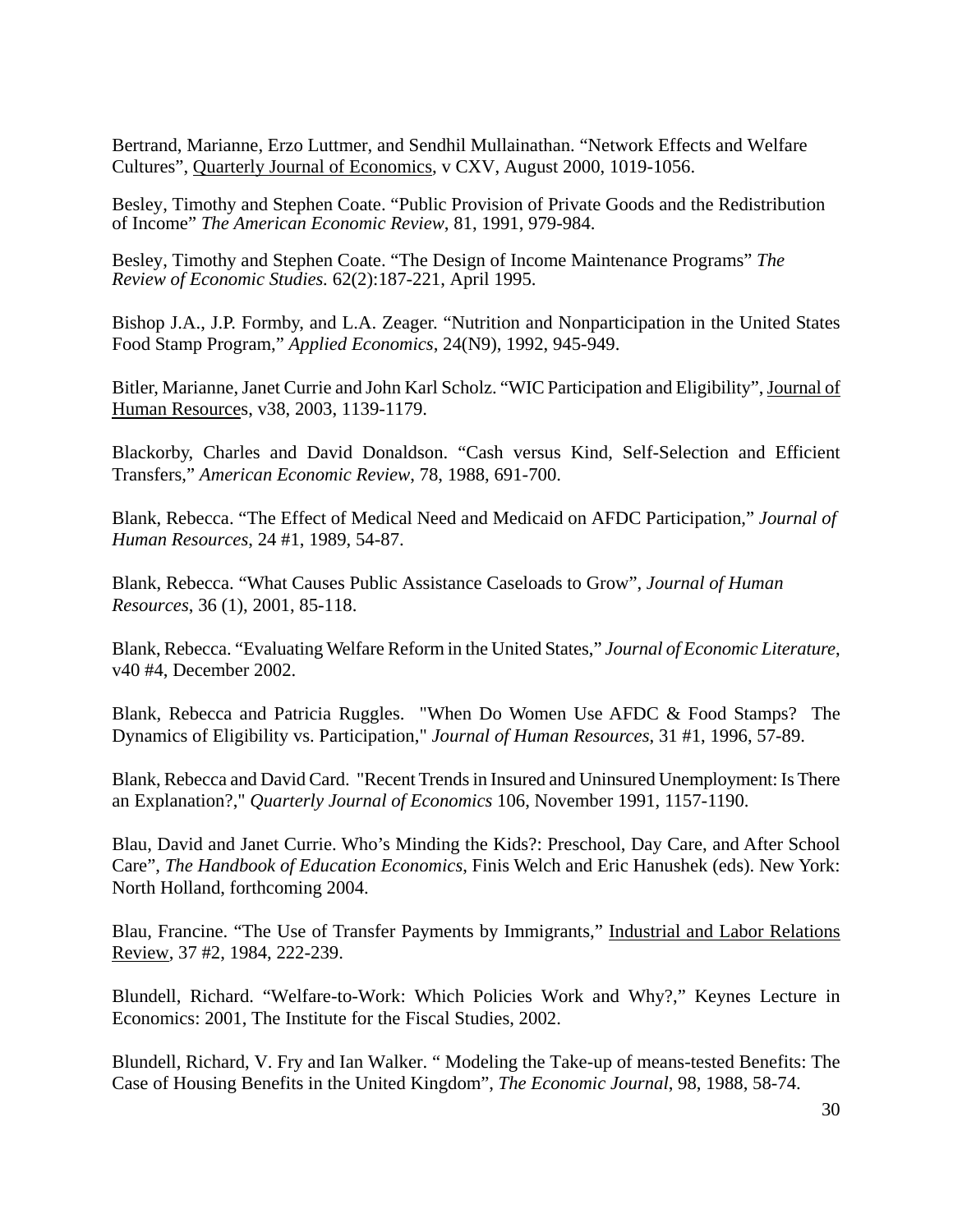Bertrand, Marianne, Erzo Luttmer, and Sendhil Mullainathan. "Network Effects and Welfare Cultures", Quarterly Journal of Economics, v CXV, August 2000, 1019-1056.

Besley, Timothy and Stephen Coate. "Public Provision of Private Goods and the Redistribution of Income" *The American Economic Review*, 81, 1991, 979-984.

Besley, Timothy and Stephen Coate. "The Design of Income Maintenance Programs" *The Review of Economic Studies.* 62(2):187-221, April 1995.

Bishop J.A., J.P. Formby, and L.A. Zeager. "Nutrition and Nonparticipation in the United States Food Stamp Program," *Applied Economics*, 24(N9), 1992, 945-949.

Bitler, Marianne, Janet Currie and John Karl Scholz. "WIC Participation and Eligibility", Journal of Human Resources, v38, 2003, 1139-1179.

Blackorby, Charles and David Donaldson. "Cash versus Kind, Self-Selection and Efficient Transfers," *American Economic Review*, 78, 1988, 691-700.

Blank, Rebecca. "The Effect of Medical Need and Medicaid on AFDC Participation," *Journal of Human Resources*, 24 #1, 1989, 54-87.

Blank, Rebecca. "What Causes Public Assistance Caseloads to Grow", *Journal of Human Resources*, 36 (1), 2001, 85-118.

Blank, Rebecca. "Evaluating Welfare Reform in the United States," *Journal of Economic Literature*, v40 #4, December 2002.

Blank, Rebecca and Patricia Ruggles. "When Do Women Use AFDC & Food Stamps? The Dynamics of Eligibility vs. Participation," *Journal of Human Resources*, 31 #1, 1996, 57-89.

Blank, Rebecca and David Card. "Recent Trends in Insured and Uninsured Unemployment: Is There an Explanation?," *Quarterly Journal of Economics* 106, November 1991, 1157-1190.

Blau, David and Janet Currie. Who's Minding the Kids?: Preschool, Day Care, and After School Care", *The Handbook of Education Economics*, Finis Welch and Eric Hanushek (eds). New York: North Holland, forthcoming 2004.

Blau, Francine. "The Use of Transfer Payments by Immigrants," Industrial and Labor Relations Review, 37 #2, 1984, 222-239.

Blundell, Richard. "Welfare-to-Work: Which Policies Work and Why?," Keynes Lecture in Economics: 2001, The Institute for the Fiscal Studies, 2002.

Blundell, Richard, V. Fry and Ian Walker. " Modeling the Take-up of means-tested Benefits: The Case of Housing Benefits in the United Kingdom", *The Economic Journal*, 98, 1988, 58-74.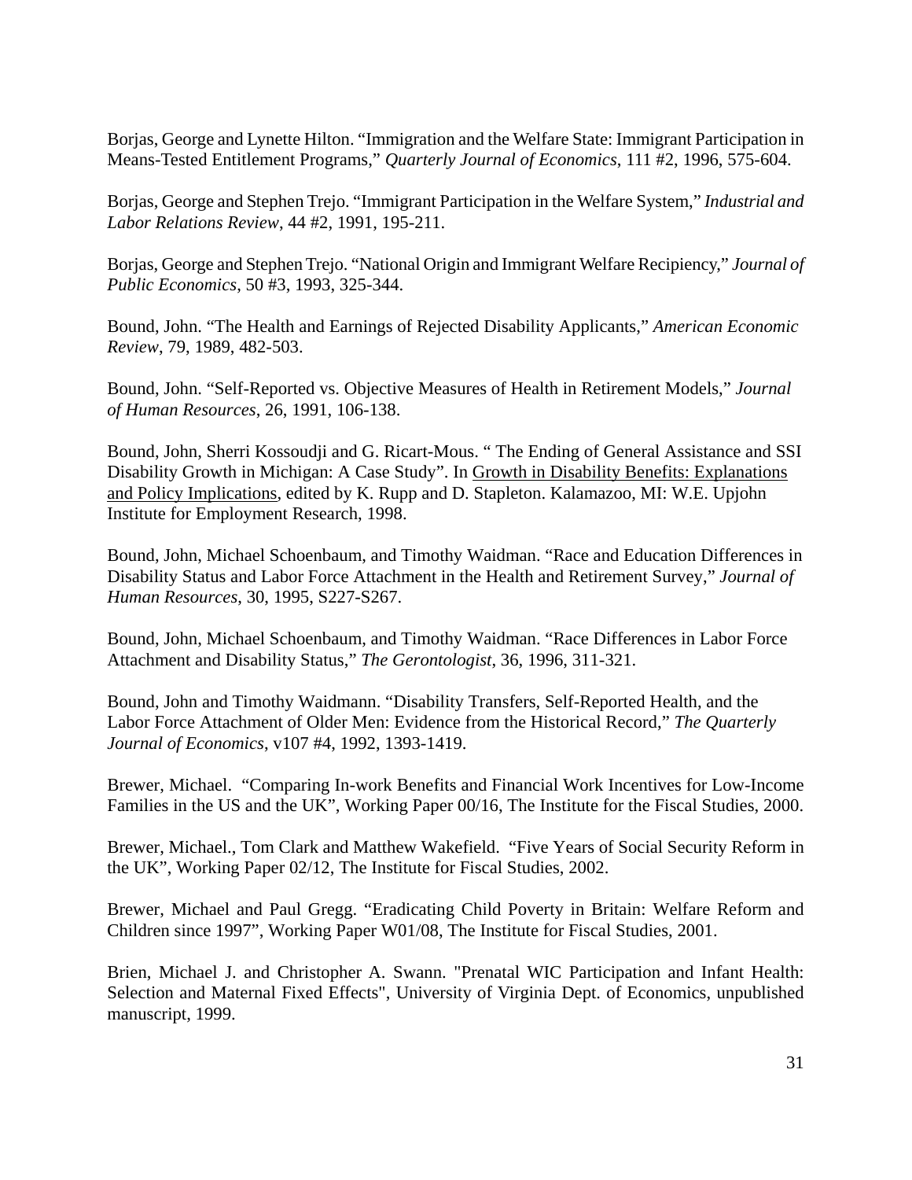Borjas, George and Lynette Hilton. “Immigration and the Welfare State: Immigrant Participation in Means-Tested Entitlement Programs,” *Quarterly Journal of Economics*, 111 #2, 1996, 575-604.

Borjas, George and Stephen Trejo. “Immigrant Participation in the Welfare System,” *Industrial and Labor Relations Review*, 44 #2, 1991, 195-211.

Borjas, George and Stephen Trejo. “National Origin and Immigrant Welfare Recipiency,” *Journal of Public Economics*, 50 #3, 1993, 325-344.

Bound, John. “The Health and Earnings of Rejected Disability Applicants,” *American Economic Review*, 79, 1989, 482-503.

Bound, John. “Self-Reported vs. Objective Measures of Health in Retirement Models,” *Journal of Human Resources*, 26, 1991, 106-138.

Bound, John, Sherri Kossoudji and G. Ricart-Mous. “ The Ending of General Assistance and SSI Disability Growth in Michigan: A Case Study”. In <u>Growth in Disability Benefits: Explanations and Policy Implications</u>, edited by K. Rupp and D. Stapleton. Kalamazoo, MI: W.E. Upjohn Institute for Employment Research, 1998.

Bound, John, Michael Schoenbaum, and Timothy Waidman. “Race and Education Differences in Disability Status and Labor Force Attachment in the Health and Retirement Survey,” *Journal of Human Resources*, 30, 1995, S227-S267.

Bound, John, Michael Schoenbaum, and Timothy Waidman. “Race Differences in Labor Force Attachment and Disability Status,” *The Gerontologist*, 36, 1996, 311-321.

Bound, John and Timothy Waidmann. “Disability Transfers, Self-Reported Health, and the Labor Force Attachment of Older Men: Evidence from the Historical Record,” *The Quarterly Journal of Economics*, v107 #4, 1992, 1393-1419.

Brewer, Michael. “Comparing In-work Benefits and Financial Work Incentives for Low-Income Families in the US and the UK”, Working Paper 00/16, The Institute for the Fiscal Studies, 2000.

Brewer, Michael., Tom Clark and Matthew Wakefield. “Five Years of Social Security Reform in the UK”, Working Paper 02/12, The Institute for Fiscal Studies, 2002.

Brewer, Michael and Paul Gregg. “Eradicating Child Poverty in Britain: Welfare Reform and Children since 1997”, Working Paper W01/08, The Institute for Fiscal Studies, 2001.

Brien, Michael J. and Christopher A. Swann. "Prenatal WIC Participation and Infant Health: Selection and Maternal Fixed Effects", University of Virginia Dept. of Economics, unpublished manuscript, 1999.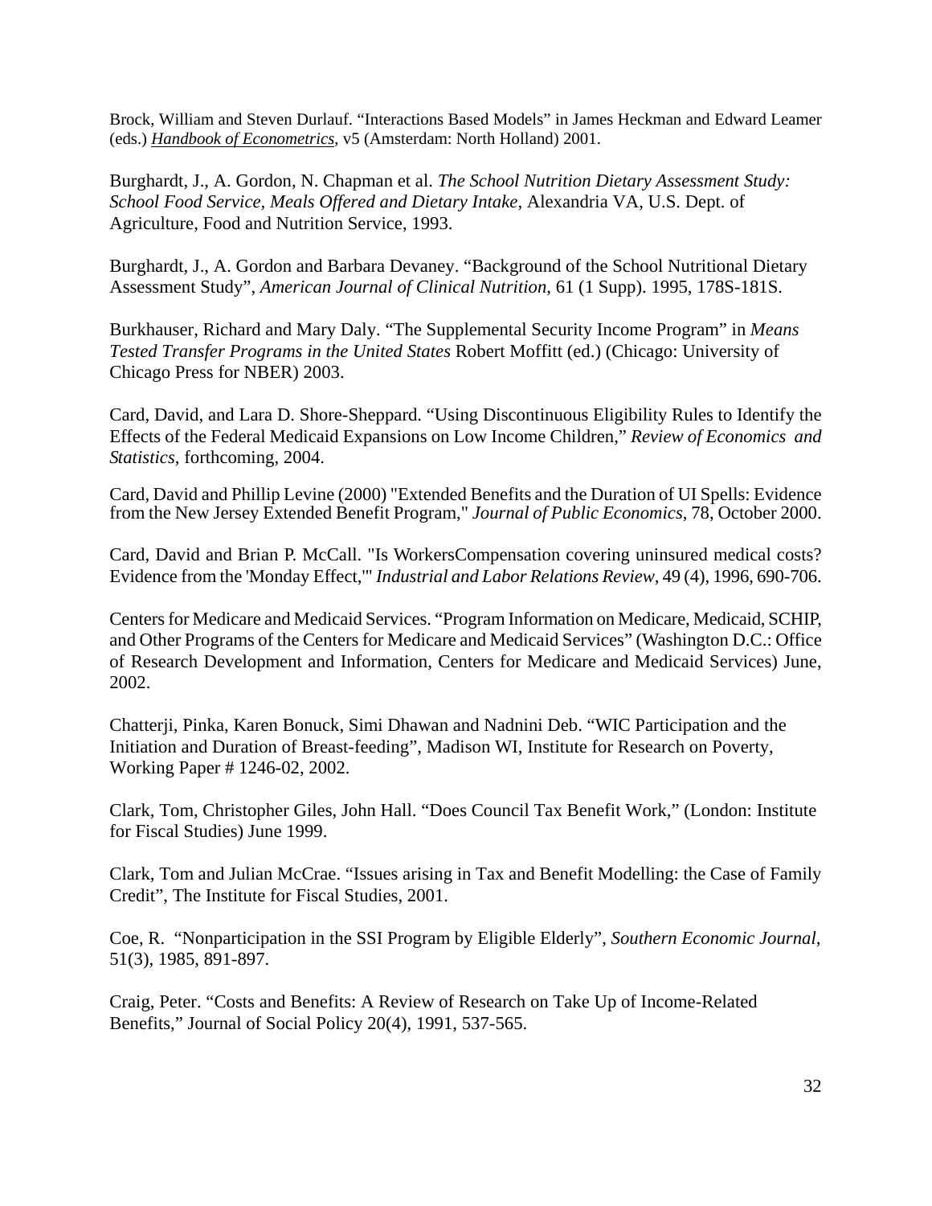Brock, William and Steven Durlauf. “Interactions Based Models” in James Heckman and Edward Leamer (eds.) *Handbook of Econometrics*, v5 (Amsterdam: North Holland) 2001.

Burghardt, J., A. Gordon, N. Chapman et al. *The School Nutrition Dietary Assessment Study: School Food Service, Meals Offered and Dietary Intake*, Alexandria VA, U.S. Dept. of Agriculture, Food and Nutrition Service, 1993.

Burghardt, J., A. Gordon and Barbara Devaney. “Background of the School Nutritional Dietary Assessment Study”, *American Journal of Clinical Nutrition*, 61 (1 Supp). 1995, 178S-181S.

Burkhauser, Richard and Mary Daly. “The Supplemental Security Income Program” in *Means Tested Transfer Programs in the United States* Robert Moffitt (ed.) (Chicago: University of Chicago Press for NBER) 2003.

Card, David, and Lara D. Shore-Sheppard. “Using Discontinuous Eligibility Rules to Identify the Effects of the Federal Medicaid Expansions on Low Income Children,” *Review of Economics and Statistics*, forthcoming, 2004.

Card, David and Phillip Levine (2000) "Extended Benefits and the Duration of UI Spells: Evidence from the New Jersey Extended Benefit Program," *Journal of Public Economics*, 78, October 2000.

Card, David and Brian P. McCall. "Is WorkersCompensation covering uninsured medical costs? Evidence from the 'Monday Effect,'" *Industrial and Labor Relations Review*, 49 (4), 1996, 690-706.

Centers for Medicare and Medicaid Services. “Program Information on Medicare, Medicaid, SCHIP, and Other Programs of the Centers for Medicare and Medicaid Services” (Washington D.C.: Office of Research Development and Information, Centers for Medicare and Medicaid Services) June, 2002.

Chatterji, Pinka, Karen Bonuck, Simi Dhawan and Nadnini Deb. “WIC Participation and the Initiation and Duration of Breast-feeding”, Madison WI, Institute for Research on Poverty, Working Paper # 1246-02, 2002.

Clark, Tom, Christopher Giles, John Hall. “Does Council Tax Benefit Work,” (London: Institute for Fiscal Studies) June 1999.

Clark, Tom and Julian McCrae. “Issues arising in Tax and Benefit Modelling: the Case of Family Credit”, The Institute for Fiscal Studies, 2001.

Coe, R. “Nonparticipation in the SSI Program by Eligible Elderly”, *Southern Economic Journal*, 51(3), 1985, 891-897.

Craig, Peter. “Costs and Benefits: A Review of Research on Take Up of Income-Related Benefits,” Journal of Social Policy 20(4), 1991, 537-565.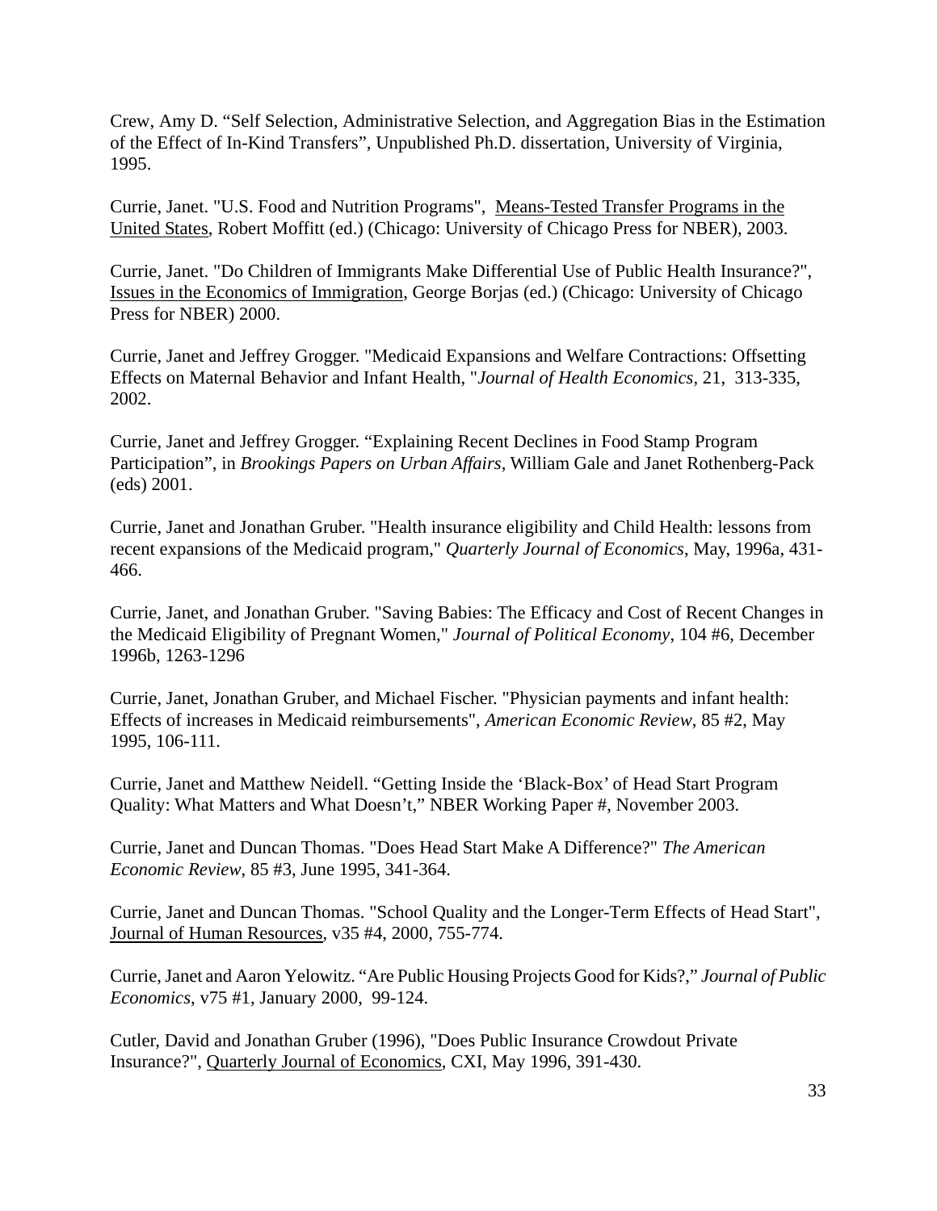Crew, Amy D. “Self Selection, Administrative Selection, and Aggregation Bias in the Estimation of the Effect of In-Kind Transfers”, Unpublished Ph.D. dissertation, University of Virginia, 1995.

Currie, Janet. "U.S. Food and Nutrition Programs", Means-Tested Transfer Programs in the United States, Robert Moffitt (ed.) (Chicago: University of Chicago Press for NBER), 2003.

Currie, Janet. "Do Children of Immigrants Make Differential Use of Public Health Insurance?", Issues in the Economics of Immigration, George Borjas (ed.) (Chicago: University of Chicago Press for NBER) 2000.

Currie, Janet and Jeffrey Grogger. "Medicaid Expansions and Welfare Contractions: Offsetting Effects on Maternal Behavior and Infant Health, "*Journal of Health Economics*, 21, 313-335, 2002.

Currie, Janet and Jeffrey Grogger. “Explaining Recent Declines in Food Stamp Program Participation”, in *Brookings Papers on Urban Affairs*, William Gale and Janet Rothenberg-Pack (eds) 2001.

Currie, Janet and Jonathan Gruber. "Health insurance eligibility and Child Health: lessons from recent expansions of the Medicaid program," *Quarterly Journal of Economics*, May, 1996a, 431-466.

Currie, Janet, and Jonathan Gruber. "Saving Babies: The Efficacy and Cost of Recent Changes in the Medicaid Eligibility of Pregnant Women," *Journal of Political Economy*, 104 #6, December 1996b, 1263-1296

Currie, Janet, Jonathan Gruber, and Michael Fischer. "Physician payments and infant health: Effects of increases in Medicaid reimbursements", *American Economic Review*, 85 #2, May 1995, 106-111.

Currie, Janet and Matthew Neidell. “Getting Inside the ‘Black-Box’ of Head Start Program Quality: What Matters and What Doesn’t,” NBER Working Paper #, November 2003.

Currie, Janet and Duncan Thomas. "Does Head Start Make A Difference?" *The American Economic Review*, 85 #3, June 1995, 341-364.

Currie, Janet and Duncan Thomas. "School Quality and the Longer-Term Effects of Head Start", Journal of Human Resources, v35 #4, 2000, 755-774.

Currie, Janet and Aaron Yelowitz. “Are Public Housing Projects Good for Kids?,” *Journal of Public Economics*, v75 #1, January 2000, 99-124.

Cutler, David and Jonathan Gruber (1996), "Does Public Insurance Crowdout Private Insurance?", Quarterly Journal of Economics, CXI, May 1996, 391-430.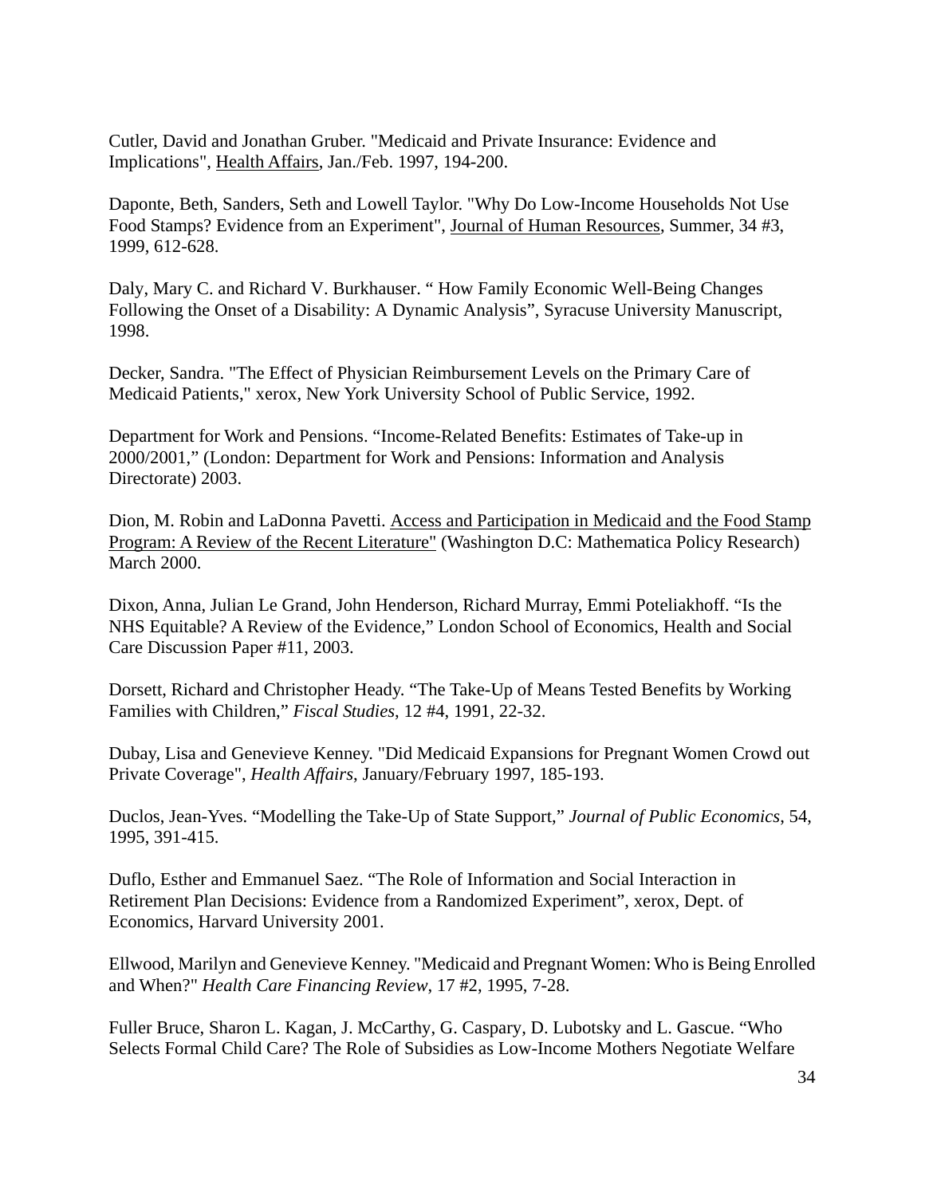Cutler, David and Jonathan Gruber. "Medicaid and Private Insurance: Evidence and Implications", Health Affairs, Jan./Feb. 1997, 194-200.

Daponte, Beth, Sanders, Seth and Lowell Taylor. "Why Do Low-Income Households Not Use Food Stamps? Evidence from an Experiment", Journal of Human Resources, Summer, 34 #3, 1999, 612-628.

Daly, Mary C. and Richard V. Burkhauser. " How Family Economic Well-Being Changes Following the Onset of a Disability: A Dynamic Analysis", Syracuse University Manuscript, 1998.

Decker, Sandra. "The Effect of Physician Reimbursement Levels on the Primary Care of Medicaid Patients," xerox, New York University School of Public Service, 1992.

Department for Work and Pensions. "Income-Related Benefits: Estimates of Take-up in 2000/2001," (London: Department for Work and Pensions: Information and Analysis Directorate) 2003.

Dion, M. Robin and LaDonna Pavetti. Access and Participation in Medicaid and the Food Stamp Program: A Review of the Recent Literature" (Washington D.C: Mathematica Policy Research) March 2000.

Dixon, Anna, Julian Le Grand, John Henderson, Richard Murray, Emmi Poteliakhoff. "Is the NHS Equitable? A Review of the Evidence," London School of Economics, Health and Social Care Discussion Paper #11, 2003.

Dorsett, Richard and Christopher Heady. "The Take-Up of Means Tested Benefits by Working Families with Children," *Fiscal Studies*, 12 #4, 1991, 22-32.

Dubay, Lisa and Genevieve Kenney. "Did Medicaid Expansions for Pregnant Women Crowd out Private Coverage", *Health Affairs*, January/February 1997, 185-193.

Duclos, Jean-Yves. "Modelling the Take-Up of State Support," *Journal of Public Economics*, 54, 1995, 391-415.

Duflo, Esther and Emmanuel Saez. "The Role of Information and Social Interaction in Retirement Plan Decisions: Evidence from a Randomized Experiment", xerox, Dept. of Economics, Harvard University 2001.

Ellwood, Marilyn and Genevieve Kenney. "Medicaid and Pregnant Women: Who is Being Enrolled and When?" *Health Care Financing Review*, 17 #2, 1995, 7-28.

Fuller Bruce, Sharon L. Kagan, J. McCarthy, G. Caspary, D. Lubotsky and L. Gascue. "Who Selects Formal Child Care? The Role of Subsidies as Low-Income Mothers Negotiate Welfare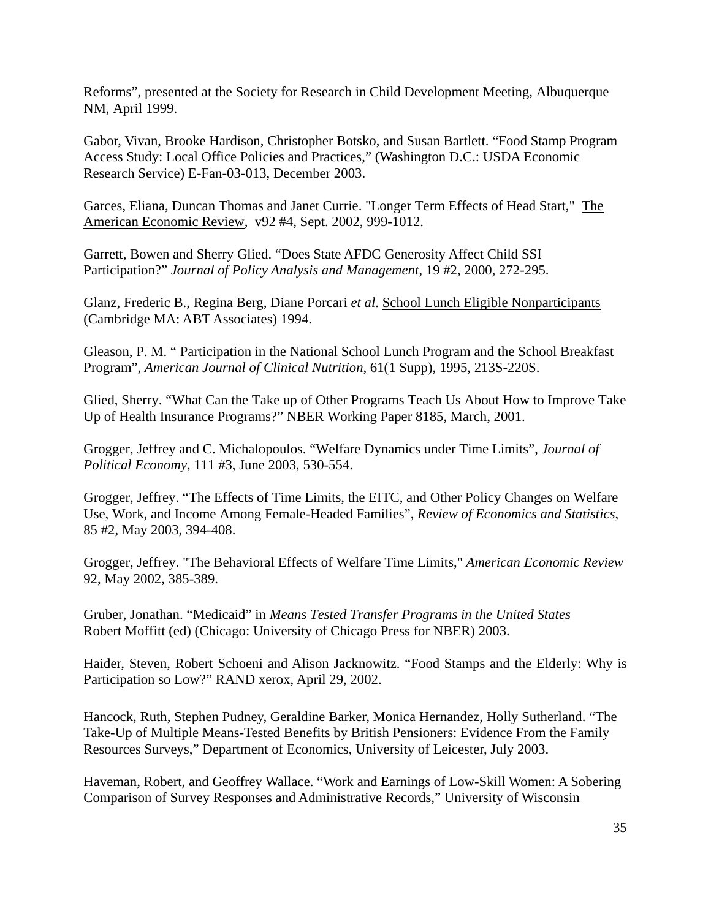Reforms", presented at the Society for Research in Child Development Meeting, Albuquerque NM, April 1999.

Gabor, Vivan, Brooke Hardison, Christopher Botsko, and Susan Bartlett. "Food Stamp Program Access Study: Local Office Policies and Practices," (Washington D.C.: USDA Economic Research Service) E-Fan-03-013, December 2003.

Garces, Eliana, Duncan Thomas and Janet Currie. "Longer Term Effects of Head Start," The American Economic Review, v92 #4, Sept. 2002, 999-1012.

Garrett, Bowen and Sherry Glied. "Does State AFDC Generosity Affect Child SSI Participation?" *Journal of Policy Analysis and Management*, 19 #2, 2000, 272-295.

Glanz, Frederic B., Regina Berg, Diane Porcari *et al*. School Lunch Eligible Nonparticipants (Cambridge MA: ABT Associates) 1994.

Gleason, P. M. " Participation in the National School Lunch Program and the School Breakfast Program", *American Journal of Clinical Nutrition*, 61(1 Supp), 1995, 213S-220S.

Glied, Sherry. "What Can the Take up of Other Programs Teach Us About How to Improve Take Up of Health Insurance Programs?" NBER Working Paper 8185, March, 2001.

Grogger, Jeffrey and C. Michalopoulos. "Welfare Dynamics under Time Limits", *Journal of Political Economy*, 111 #3, June 2003, 530-554.

Grogger, Jeffrey. "The Effects of Time Limits, the EITC, and Other Policy Changes on Welfare Use, Work, and Income Among Female-Headed Families", *Review of Economics and Statistics*, 85 #2, May 2003, 394-408.

Grogger, Jeffrey. "The Behavioral Effects of Welfare Time Limits," *American Economic Review* 92, May 2002, 385-389.

Gruber, Jonathan. "Medicaid" in *Means Tested Transfer Programs in the United States* Robert Moffitt (ed) (Chicago: University of Chicago Press for NBER) 2003.

Haider, Steven, Robert Schoeni and Alison Jacknowitz. "Food Stamps and the Elderly: Why is Participation so Low?" RAND xerox, April 29, 2002.

Hancock, Ruth, Stephen Pudney, Geraldine Barker, Monica Hernandez, Holly Sutherland. "The Take-Up of Multiple Means-Tested Benefits by British Pensioners: Evidence From the Family Resources Surveys," Department of Economics, University of Leicester, July 2003.

Haveman, Robert, and Geoffrey Wallace. "Work and Earnings of Low-Skill Women: A Sobering Comparison of Survey Responses and Administrative Records," University of Wisconsin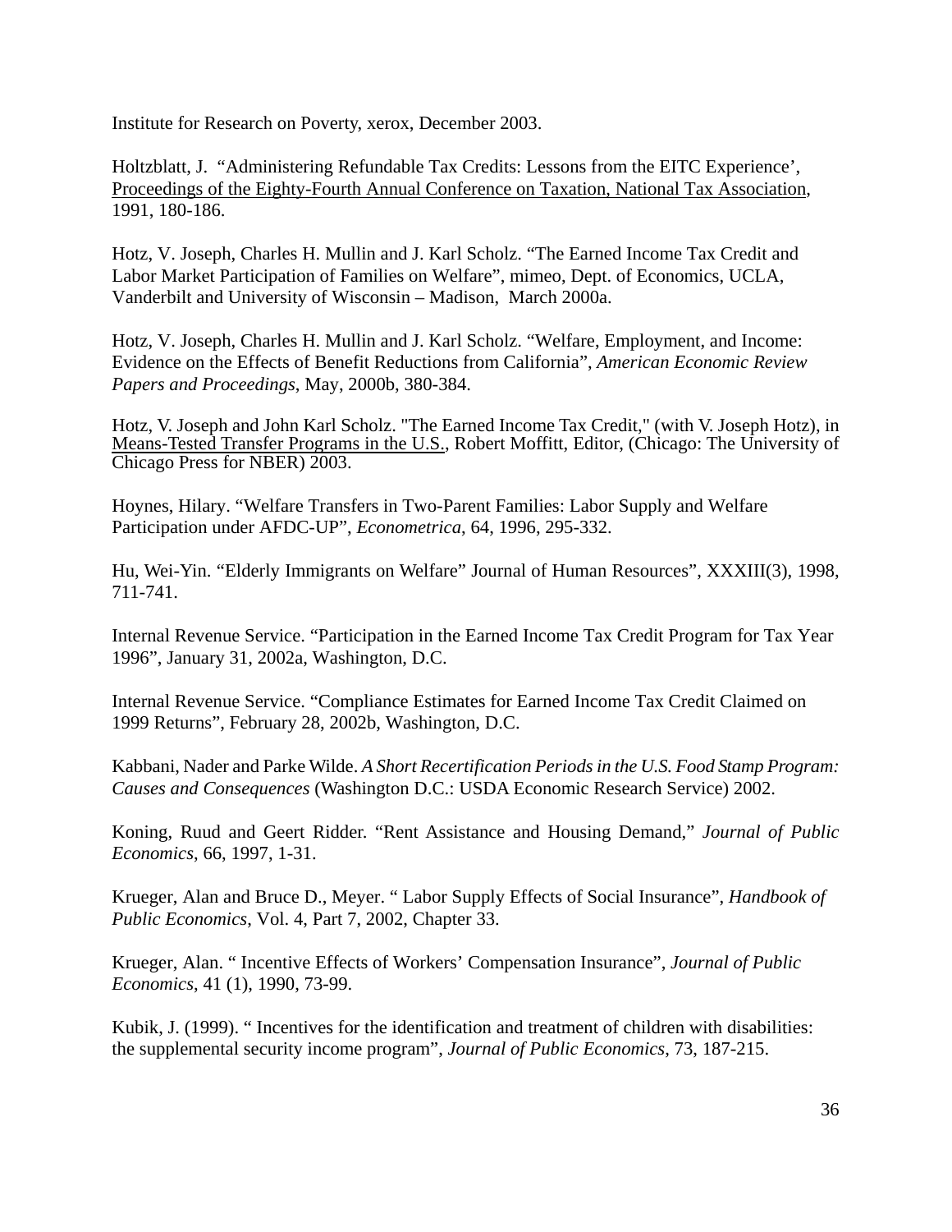Institute for Research on Poverty, xerox, December 2003.

Holtzblatt, J. "Administering Refundable Tax Credits: Lessons from the EITC Experience', Proceedings of the Eighty-Fourth Annual Conference on Taxation, National Tax Association, 1991, 180-186.

Hotz, V. Joseph, Charles H. Mullin and J. Karl Scholz. "The Earned Income Tax Credit and Labor Market Participation of Families on Welfare", mimeo, Dept. of Economics, UCLA, Vanderbilt and University of Wisconsin – Madison, March 2000a.

Hotz, V. Joseph, Charles H. Mullin and J. Karl Scholz. "Welfare, Employment, and Income: Evidence on the Effects of Benefit Reductions from California", *American Economic Review Papers and Proceedings*, May, 2000b, 380-384.

Hotz, V. Joseph and John Karl Scholz. "The Earned Income Tax Credit," (with V. Joseph Hotz), in Means-Tested Transfer Programs in the U.S., Robert Moffitt, Editor, (Chicago: The University of Chicago Press for NBER) 2003.

Hoynes, Hilary. "Welfare Transfers in Two-Parent Families: Labor Supply and Welfare Participation under AFDC-UP", *Econometrica*, 64, 1996, 295-332.

Hu, Wei-Yin. "Elderly Immigrants on Welfare" Journal of Human Resources", XXXIII(3), 1998, 711-741.

Internal Revenue Service. "Participation in the Earned Income Tax Credit Program for Tax Year 1996", January 31, 2002a, Washington, D.C.

Internal Revenue Service. "Compliance Estimates for Earned Income Tax Credit Claimed on 1999 Returns", February 28, 2002b, Washington, D.C.

Kabbani, Nader and Parke Wilde. *A Short Recertification Periods in the U.S. Food Stamp Program: Causes and Consequences* (Washington D.C.: USDA Economic Research Service) 2002.

Koning, Ruud and Geert Ridder. "Rent Assistance and Housing Demand," *Journal of Public Economics*, 66, 1997, 1-31.

Krueger, Alan and Bruce D., Meyer. " Labor Supply Effects of Social Insurance", *Handbook of Public Economics*, Vol. 4, Part 7, 2002, Chapter 33.

Krueger, Alan. " Incentive Effects of Workers' Compensation Insurance", *Journal of Public Economics*, 41 (1), 1990, 73-99.

Kubik, J. (1999). " Incentives for the identification and treatment of children with disabilities: the supplemental security income program", *Journal of Public Economics*, 73, 187-215.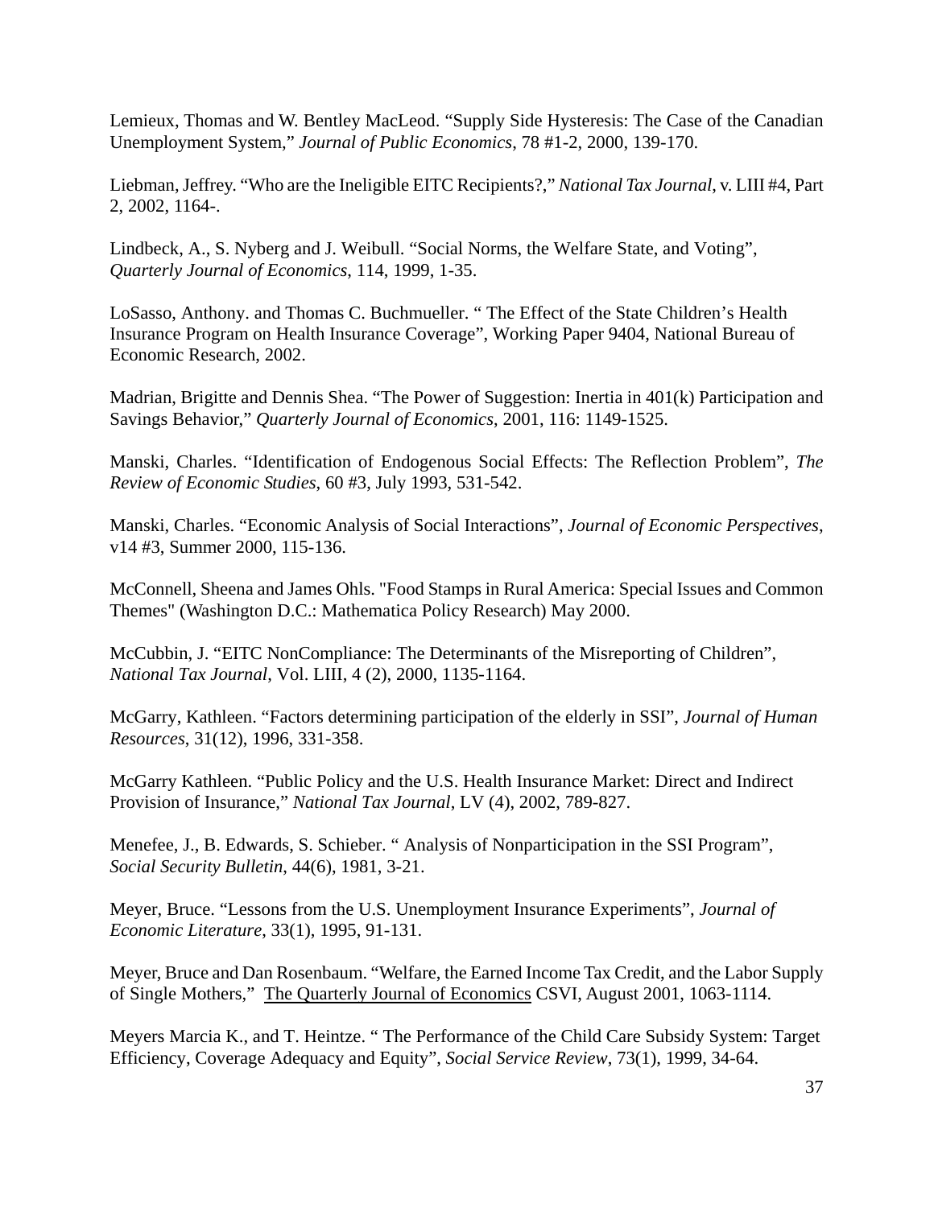Lemieux, Thomas and W. Bentley MacLeod. "Supply Side Hysteresis: The Case of the Canadian Unemployment System," *Journal of Public Economics*, 78 #1-2, 2000, 139-170.

Liebman, Jeffrey. "Who are the Ineligible EITC Recipients?," *National Tax Journal*, v. LIII #4, Part 2, 2002, 1164-.

Lindbeck, A., S. Nyberg and J. Weibull. "Social Norms, the Welfare State, and Voting", *Quarterly Journal of Economics*, 114, 1999, 1-35.

LoSasso, Anthony. and Thomas C. Buchmueller. " The Effect of the State Children's Health Insurance Program on Health Insurance Coverage", Working Paper 9404, National Bureau of Economic Research, 2002.

Madrian, Brigitte and Dennis Shea. "The Power of Suggestion: Inertia in 401(k) Participation and Savings Behavior," *Quarterly Journal of Economics*, 2001, 116: 1149-1525.

Manski, Charles. "Identification of Endogenous Social Effects: The Reflection Problem", *The Review of Economic Studies*, 60 #3, July 1993, 531-542.

Manski, Charles. "Economic Analysis of Social Interactions", *Journal of Economic Perspectives*, v14 #3, Summer 2000, 115-136.

McConnell, Sheena and James Ohls. "Food Stamps in Rural America: Special Issues and Common Themes" (Washington D.C.: Mathematica Policy Research) May 2000.

McCubbin, J. "EITC NonCompliance: The Determinants of the Misreporting of Children", *National Tax Journal*, Vol. LIII, 4 (2), 2000, 1135-1164.

McGarry, Kathleen. "Factors determining participation of the elderly in SSI", *Journal of Human Resources*, 31(12), 1996, 331-358.

McGarry Kathleen. "Public Policy and the U.S. Health Insurance Market: Direct and Indirect Provision of Insurance," *National Tax Journal*, LV (4), 2002, 789-827.

Menefee, J., B. Edwards, S. Schieber. " Analysis of Nonparticipation in the SSI Program", *Social Security Bulletin*, 44(6), 1981, 3-21.

Meyer, Bruce. "Lessons from the U.S. Unemployment Insurance Experiments", *Journal of Economic Literature*, 33(1), 1995, 91-131.

Meyer, Bruce and Dan Rosenbaum. "Welfare, the Earned Income Tax Credit, and the Labor Supply of Single Mothers," The Quarterly Journal of Economics CSVI, August 2001, 1063-1114.

Meyers Marcia K., and T. Heintze. " The Performance of the Child Care Subsidy System: Target Efficiency, Coverage Adequacy and Equity", *Social Service Review*, 73(1), 1999, 34-64.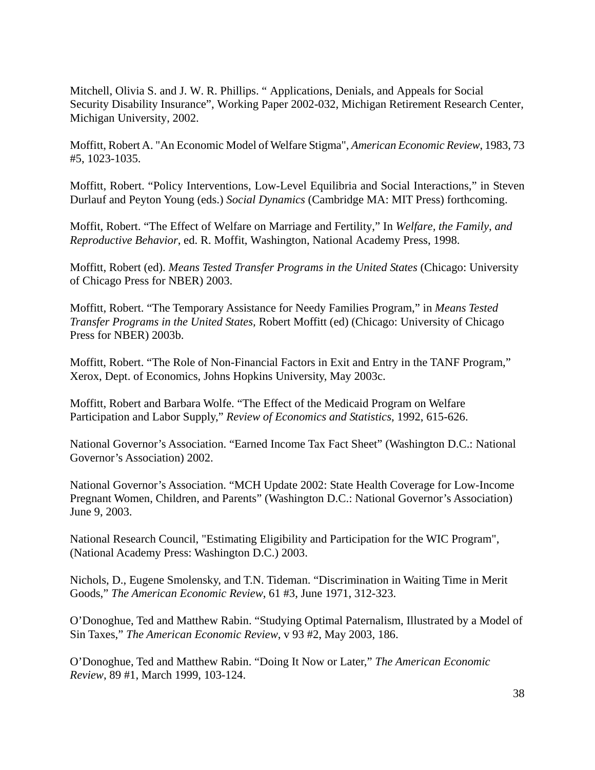Mitchell, Olivia S. and J. W. R. Phillips. “ Applications, Denials, and Appeals for Social Security Disability Insurance”, Working Paper 2002-032, Michigan Retirement Research Center, Michigan University, 2002.

Moffitt, Robert A. "An Economic Model of Welfare Stigma", *American Economic Review*, 1983, 73 #5, 1023-1035.

Moffitt, Robert. “Policy Interventions, Low-Level Equilibria and Social Interactions,” in Steven Durlauf and Peyton Young (eds.) *Social Dynamics* (Cambridge MA: MIT Press) forthcoming.

Moffit, Robert. “The Effect of Welfare on Marriage and Fertility,” In *Welfare, the Family, and Reproductive Behavior*, ed. R. Moffit, Washington, National Academy Press, 1998.

Moffitt, Robert (ed). *Means Tested Transfer Programs in the United States* (Chicago: University of Chicago Press for NBER) 2003.

Moffitt, Robert. “The Temporary Assistance for Needy Families Program,” in *Means Tested Transfer Programs in the United States,* Robert Moffitt (ed) (Chicago: University of Chicago Press for NBER) 2003b.

Moffitt, Robert. “The Role of Non-Financial Factors in Exit and Entry in the TANF Program,” Xerox, Dept. of Economics, Johns Hopkins University, May 2003c.

Moffitt, Robert and Barbara Wolfe. “The Effect of the Medicaid Program on Welfare Participation and Labor Supply,” *Review of Economics and Statistics*, 1992, 615-626.

National Governor’s Association. “Earned Income Tax Fact Sheet” (Washington D.C.: National Governor’s Association) 2002.

National Governor’s Association. “MCH Update 2002: State Health Coverage for Low-Income Pregnant Women, Children, and Parents” (Washington D.C.: National Governor’s Association) June 9, 2003.

National Research Council, "Estimating Eligibility and Participation for the WIC Program", (National Academy Press: Washington D.C.) 2003.

Nichols, D., Eugene Smolensky, and T.N. Tideman. “Discrimination in Waiting Time in Merit Goods,” *The American Economic Review*, 61 #3, June 1971, 312-323.

O’Donoghue, Ted and Matthew Rabin. “Studying Optimal Paternalism, Illustrated by a Model of Sin Taxes,” *The American Economic Review*, v 93 #2, May 2003, 186.

O’Donoghue, Ted and Matthew Rabin. “Doing It Now or Later,” *The American Economic Review*, 89 #1, March 1999, 103-124.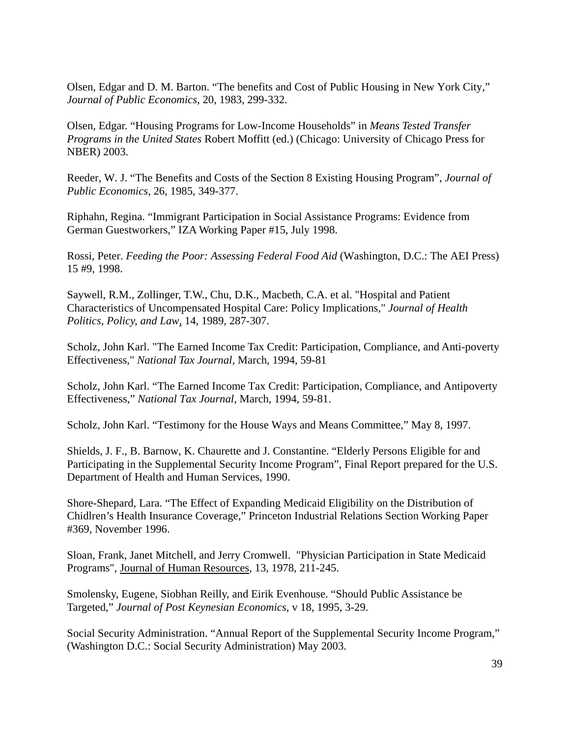Olsen, Edgar and D. M. Barton. "The benefits and Cost of Public Housing in New York City," *Journal of Public Economics*, 20, 1983, 299-332.

Olsen, Edgar. "Housing Programs for Low-Income Households" in *Means Tested Transfer Programs in the United States* Robert Moffitt (ed.) (Chicago: University of Chicago Press for NBER) 2003.

Reeder, W. J. "The Benefits and Costs of the Section 8 Existing Housing Program", *Journal of Public Economics*, 26, 1985, 349-377.

Riphahn, Regina. "Immigrant Participation in Social Assistance Programs: Evidence from German Guestworkers," IZA Working Paper #15, July 1998.

Rossi, Peter. *Feeding the Poor: Assessing Federal Food Aid* (Washington, D.C.: The AEI Press) 15 #9, 1998.

Saywell, R.M., Zollinger, T.W., Chu, D.K., Macbeth, C.A. et al. "Hospital and Patient Characteristics of Uncompensated Hospital Care: Policy Implications," *Journal of Health Politics, Policy, and Law*, 14, 1989, 287-307.

Scholz, John Karl. "The Earned Income Tax Credit: Participation, Compliance, and Anti-poverty Effectiveness," *National Tax Journal*, March, 1994, 59-81

Scholz, John Karl. "The Earned Income Tax Credit: Participation, Compliance, and Antipoverty Effectiveness," *National Tax Journal*, March, 1994, 59-81.

Scholz, John Karl. "Testimony for the House Ways and Means Committee," May 8, 1997.

Shields, J. F., B. Barnow, K. Chaurette and J. Constantine. "Elderly Persons Eligible for and Participating in the Supplemental Security Income Program", Final Report prepared for the U.S. Department of Health and Human Services, 1990.

Shore-Shepard, Lara. "The Effect of Expanding Medicaid Eligibility on the Distribution of Chidlren's Health Insurance Coverage," Princeton Industrial Relations Section Working Paper #369, November 1996.

Sloan, Frank, Janet Mitchell, and Jerry Cromwell. "Physician Participation in State Medicaid Programs", Journal of Human Resources, 13, 1978, 211-245.

Smolensky, Eugene, Siobhan Reilly, and Eirik Evenhouse. "Should Public Assistance be Targeted," *Journal of Post Keynesian Economics*, v 18, 1995, 3-29.

Social Security Administration. "Annual Report of the Supplemental Security Income Program," (Washington D.C.: Social Security Administration) May 2003.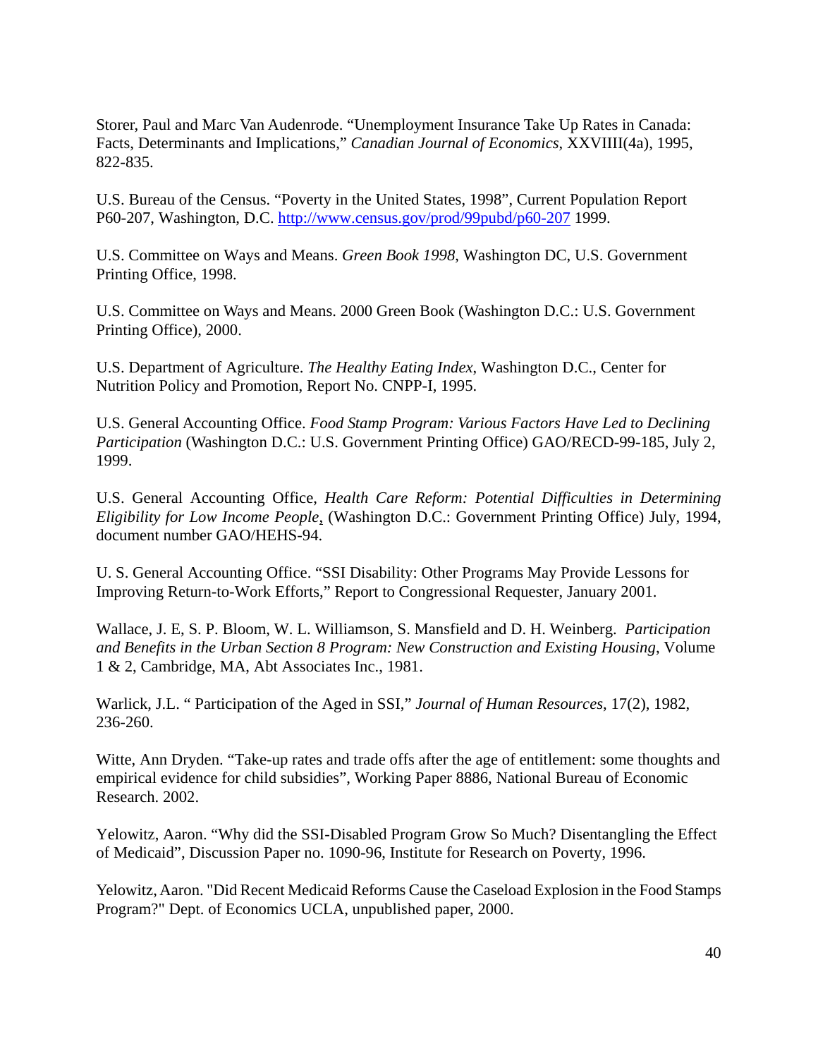Storer, Paul and Marc Van Audenrode. "Unemployment Insurance Take Up Rates in Canada: Facts, Determinants and Implications," *Canadian Journal of Economics*, XXVIIII(4a), 1995, 822-835.

U.S. Bureau of the Census. "Poverty in the United States, 1998", Current Population Report P60-207, Washington, D.C. http://www.census.gov/prod/99pubd/p60-207 1999.

U.S. Committee on Ways and Means. *Green Book 1998*, Washington DC, U.S. Government Printing Office, 1998.

U.S. Committee on Ways and Means. 2000 Green Book (Washington D.C.: U.S. Government Printing Office), 2000.

U.S. Department of Agriculture. *The Healthy Eating Index*, Washington D.C., Center for Nutrition Policy and Promotion, Report No. CNPP-I, 1995.

U.S. General Accounting Office. *Food Stamp Program: Various Factors Have Led to Declining Participation* (Washington D.C.: U.S. Government Printing Office) GAO/RECD-99-185, July 2, 1999.

U.S. General Accounting Office, *Health Care Reform: Potential Difficulties in Determining Eligibility for Low Income People*, (Washington D.C.: Government Printing Office) July, 1994, document number GAO/HEHS-94.

U. S. General Accounting Office. "SSI Disability: Other Programs May Provide Lessons for Improving Return-to-Work Efforts," Report to Congressional Requester, January 2001.

Wallace, J. E, S. P. Bloom, W. L. Williamson, S. Mansfield and D. H. Weinberg. *Participation and Benefits in the Urban Section 8 Program: New Construction and Existing Housing*, Volume 1 & 2, Cambridge, MA, Abt Associates Inc., 1981.

Warlick, J.L. " Participation of the Aged in SSI," *Journal of Human Resources*, 17(2), 1982, 236-260.

Witte, Ann Dryden. "Take-up rates and trade offs after the age of entitlement: some thoughts and empirical evidence for child subsidies", Working Paper 8886, National Bureau of Economic Research. 2002.

Yelowitz, Aaron. "Why did the SSI-Disabled Program Grow So Much? Disentangling the Effect of Medicaid", Discussion Paper no. 1090-96, Institute for Research on Poverty, 1996.

Yelowitz, Aaron. "Did Recent Medicaid Reforms Cause the Caseload Explosion in the Food Stamps Program?" Dept. of Economics UCLA, unpublished paper, 2000.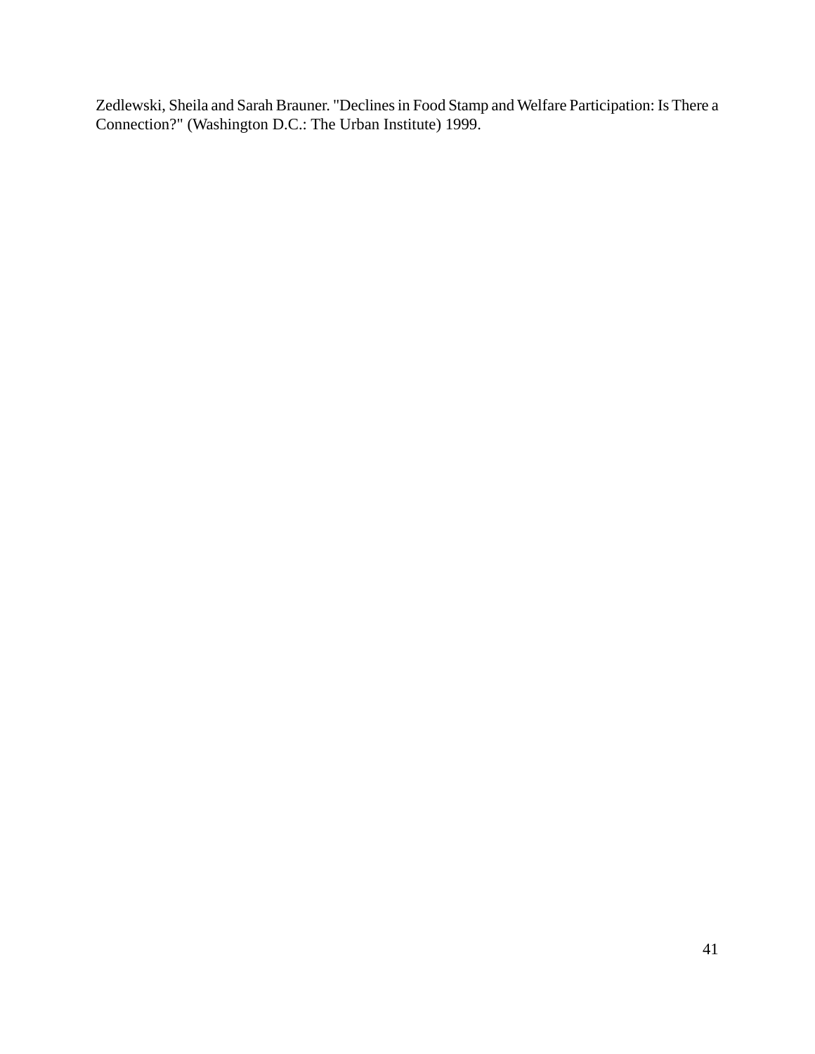Zedlewski, Sheila and Sarah Brauner. "Declines in Food Stamp and Welfare Participation: Is There a Connection?" (Washington D.C.: The Urban Institute) 1999.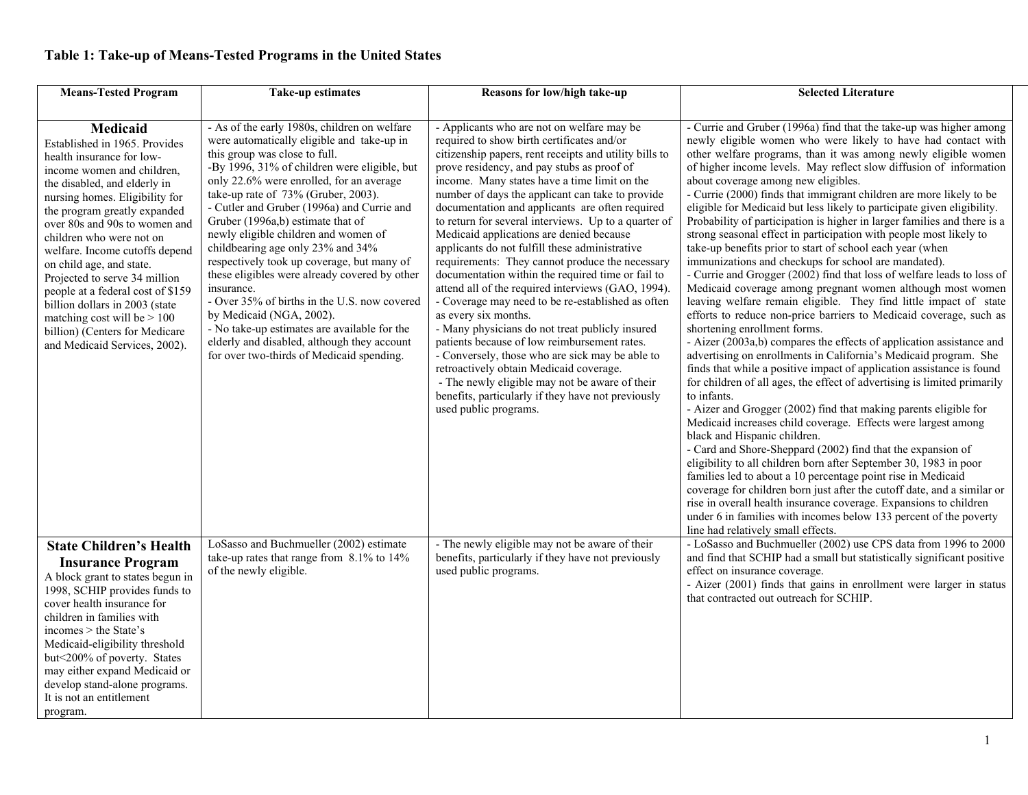### Table 1: Take-up of Means-Tested Programs in the United States

| Means-Tested Program | Take-up estimates | Reasons for low/high take-up | Selected Literature |
|---|---|---|---|
| **Medicaid** Established in 1965. Provides health insurance for low-income women and children, the disabled, and elderly in nursing homes. Eligibility for the program greatly expanded over 80s and 90s to women and children who were not on welfare. Income cutoffs depend on child age, and state. Projected to serve 34 million people at a federal cost of $159 billion dollars in 2003 (state matching cost will be > 100 billion) (Centers for Medicare and Medicaid Services, 2002). | - As of the early 1980s, children on welfare were automatically eligible and take-up in this group was close to full.<br>-By 1996, 31% of children were eligible, but only 22.6% were enrolled, for an average take-up rate of 73% (Gruber, 2003).<br>- Cutler and Gruber (1996a) and Currie and Gruber (1996a,b) estimate that of newly eligible children and women of childbearing age only 23% and 34% respectively took up coverage, but many of these eligibles were already covered by other insurance.<br>- Over 35% of births in the U.S. now covered by Medicaid (NGA, 2002).<br>- No take-up estimates are available for the elderly and disabled, although they account for over two-thirds of Medicaid spending. | - Applicants who are not on welfare may be required to show birth certificates and/or citizenship papers, rent receipts and utility bills to prove residency, and pay stubs as proof of income. Many states have a time limit on the number of days the applicant can take to provide documentation and applicants are often required to return for several interviews. Up to a quarter of Medicaid applications are denied because applicants do not fulfill these administrative requirements: They cannot produce the necessary documentation within the required time or fail to attend all of the required interviews (GAO, 1994).<br>- Coverage may need to be re-established as often as every six months.<br>- Many physicians do not treat publicly insured patients because of low reimbursement rates.<br>- Conversely, those who are sick may be able to retroactively obtain Medicaid coverage.<br>- The newly eligible may not be aware of their benefits, particularly if they have not previously used public programs. | - Currie and Gruber (1996a) find that the take-up was higher among newly eligible women who were likely to have had contact with other welfare programs, than it was among newly eligible women of higher income levels. May reflect slow diffusion of information about coverage among new eligibles.<br>- Currie (2000) finds that immigrant children are more likely to be eligible for Medicaid but less likely to participate given eligibility. Probability of participation is higher in larger families and there is a strong seasonal effect in participation with people most likely to take-up benefits prior to start of school each year (when immunizations and checkups for school are mandated).<br>- Currie and Grogger (2002) find that loss of welfare leads to loss of Medicaid coverage among pregnant women although most women leaving welfare remain eligible. They find little impact of state efforts to reduce non-price barriers to Medicaid coverage, such as shortening enrollment forms.<br>- Aizer (2003a,b) compares the effects of application assistance and advertising on enrollments in California's Medicaid program. She finds that while a positive impact of application assistance is found for children of all ages, the effect of advertising is limited primarily to infants.<br>- Aizer and Grogger (2002) find that making parents eligible for Medicaid increases child coverage. Effects were largest among black and Hispanic children.<br>- Card and Shore-Sheppard (2002) find that the expansion of eligibility to all children born after September 30, 1983 in poor families led to about a 10 percentage point rise in Medicaid coverage for children born just after the cutoff date, and a similar or rise in overall health insurance coverage. Expansions to children under 6 in families with incomes below 133 percent of the poverty line had relatively small effects. |
| **State Children's Health Insurance Program** A block grant to states begun in 1998, SCHIP provides funds to cover health insurance for children in families with incomes > the State's Medicaid-eligibility threshold but<200% of poverty. States may either expand Medicaid or develop stand-alone programs. It is not an entitlement program. | LoSasso and Buchmueller (2002) estimate take-up rates that range from 8.1% to 14% of the newly eligible. | - The newly eligible may not be aware of their benefits, particularly if they have not previously used public programs. | - LoSasso and Buchmueller (2002) use CPS data from 1996 to 2000 and find that SCHIP had a small but statistically significant positive effect on insurance coverage.<br>- Aizer (2001) finds that gains in enrollment were larger in status that contracted out outreach for SCHIP. |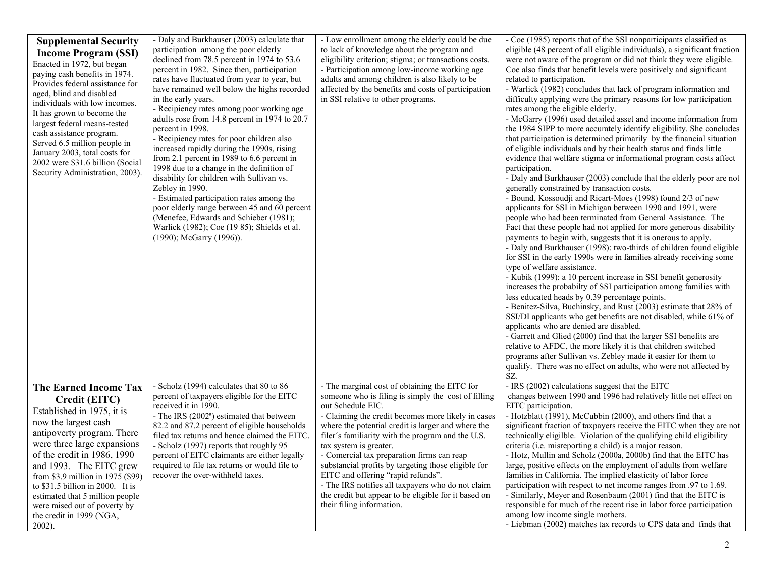| | | | |
|---|---|---|---|
| **Supplemental Security Income Program (SSI)**<br>Enacted in 1972, but began paying cash benefits in 1974. Provides federal assistance for aged, blind and disabled individuals with low incomes. It has grown to become the largest federal means-tested cash assistance program. Served 6.5 million people in January 2003, total costs for 2002 were $31.6 billion (Social Security Administration, 2003). | - Daly and Burkhauser (2003) calculate that participation among the poor elderly declined from 78.5 percent in 1974 to 53.6 percent in 1982. Since then, participation rates have fluctuated from year to year, but have remained well below the highs recorded in the early years.<br>- Recipiency rates among poor working age adults rose from 14.8 percent in 1974 to 20.7 percent in 1998.<br>- Recipiency rates for poor children also increased rapidly during the 1990s, rising from 2.1 percent in 1989 to 6.6 percent in 1998 due to a change in the definition of disability for children with Sullivan vs. Zebley in 1990.<br>- Estimated participation rates among the poor elderly range between 45 and 60 percent (Menefee, Edwards and Schieber (1981); Warlick (1982); Coe (19 85); Shields et al. (1990); McGarry (1996)). | - Low enrollment among the elderly could be due to lack of knowledge about the program and eligibility criterion; stigma; or transactions costs.<br>- Participation among low-income working age adults and among children is also likely to be affected by the benefits and costs of participation in SSI relative to other programs. | - Coe (1985) reports that of the SSI nonparticipants classified as eligible (48 percent of all eligible individuals), a significant fraction were not aware of the program or did not think they were eligible. Coe also finds that benefit levels were positively and significant related to participation.<br>- Warlick (1982) concludes that lack of program information and difficulty applying were the primary reasons for low participation rates among the eligible elderly.<br>- McGarry (1996) used detailed asset and income information from the 1984 SIPP to more accurately identify eligibility. She concludes that participation is determined primarily by the financial situation of eligible individuals and by their health status and finds little evidence that welfare stigma or informational program costs affect participation.<br>- Daly and Burkhauser (2003) conclude that the elderly poor are not generally constrained by transaction costs.<br>- Bound, Kossoudji and Ricart-Moes (1998) found 2/3 of new applicants for SSI in Michigan between 1990 and 1991, were people who had been terminated from General Assistance. The Fact that these people had not applied for more generous disability payments to begin with, suggests that it is onerous to apply.<br>- Daly and Burkhauser (1998): two-thirds of children found eligible for SSI in the early 1990s were in families already receiving some type of welfare assistance.<br>- Kubik (1999): a 10 percent increase in SSI benefit generosity increases the probabilty of SSI participation among families with less educated heads by 0.39 percentage points.<br>- Benitez-Silva, Buchinsky, and Rust (2003) estimate that 28% of SSI/DI applicants who get benefits are not disabled, while 61% of applicants who are denied are disabled.<br>- Garrett and Glied (2000) find that the larger SSI benefits are relative to AFDC, the more likely it is that children switched programs after Sullivan vs. Zebley made it easier for them to qualify. There was no effect on adults, who were not affected by SZ. |
| **The Earned Income Tax Credit (EITC)**<br>Established in 1975, it is now the largest cash antipoverty program. There were three large expansions of the credit in 1986, 1990 and 1993. The EITC grew from $3.9 million in 1975 ($99) to $31.5 billion in 2000. It is estimated that 5 million people were raised out of poverty by the credit in 1999 (NGA, 2002). | - Scholz (1994) calculates that 80 to 86 percent of taxpayers eligible for the EITC received it in 1990.<br>- The IRS (2002[a]) estimated that between 82.2 and 87.2 percent of eligible households filed tax returns and hence claimed the EITC.<br>- Scholz (1997) reports that roughly 95 percent of EITC claimants are either legally required to file tax returns or would file to recover the over-withheld taxes. | - The marginal cost of obtaining the EITC for someone who is filing is simply the cost of filling out Schedule EIC.<br>- Claiming the credit becomes more likely in cases where the potential credit is larger and where the filer´s familiarity with the program and the U.S. tax system is greater.<br>- Comercial tax preparation firms can reap substancial profits by targeting those eligible for EITC and offering "rapid refunds".<br>- The IRS notifies all taxpayers who do not claim the credit but appear to be eligible for it based on their filing information. | - IRS (2002) calculations suggest that the EITC changes between 1990 and 1996 had relatively little net effect on EITC participation.<br>- Hotzblatt (1991), McCubbin (2000), and others find that a significant fraction of taxpayers receive the EITC when they are not technically eligilble. Violation of the qualifying child eligibility criteria (i.e. misreporting a child) is a major reason.<br>- Hotz, Mullin and Scholz (2000a, 2000b) find that the EITC has large, positive effects on the employment of adults from welfare families in California. The implied elasticity of labor force participation with respect to net income ranges from .97 to 1.69.<br>- Similarly, Meyer and Rosenbaum (2001) find that the EITC is responsible for much of the recent rise in labor force participation among low income single mothers.<br>- Liebman (2002) matches tax records to CPS data and finds that |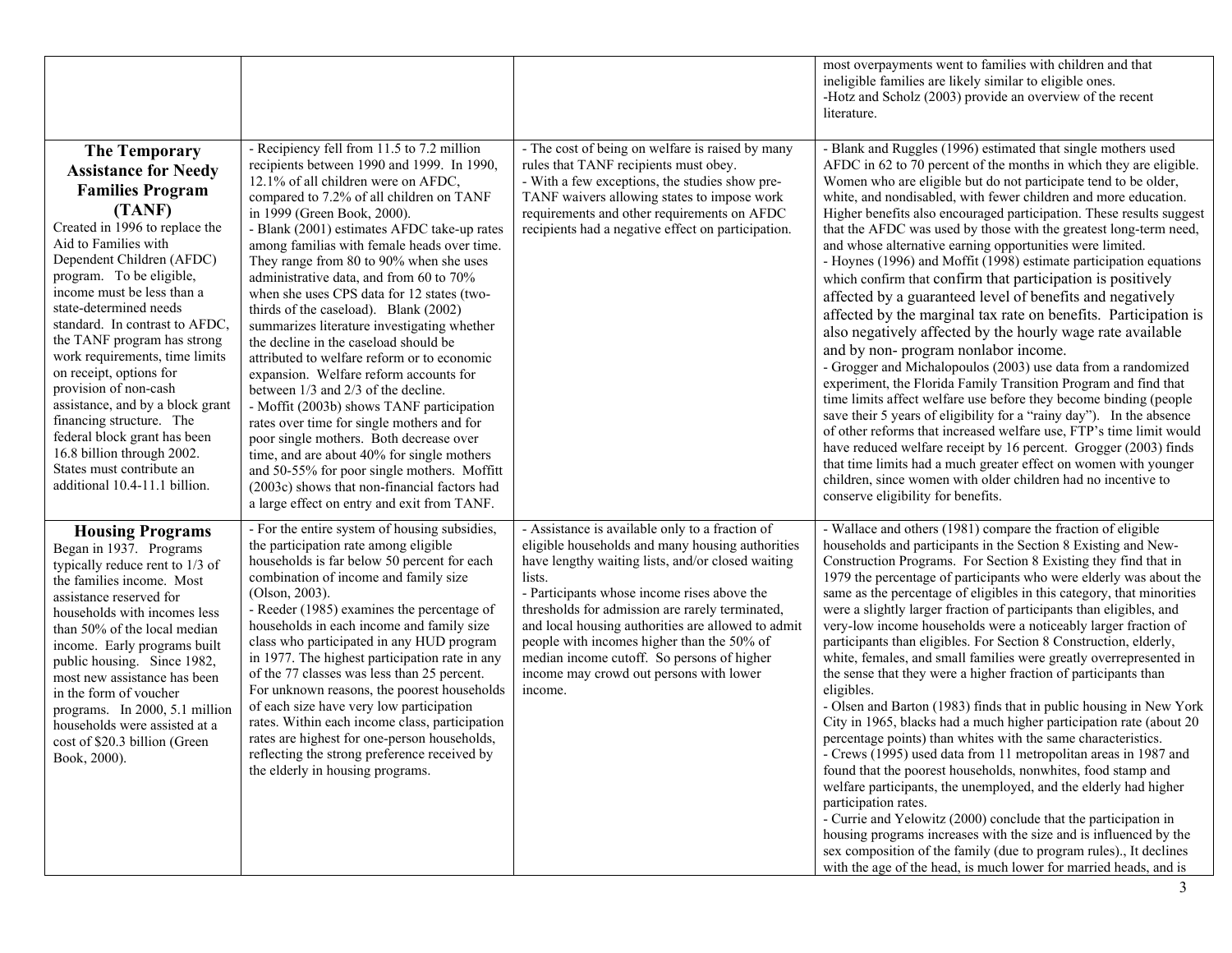| | | | |
|---|---|---|---|
| | | | most overpayments went to families with children and that ineligible families are likely similar to eligible ones.<br>-Hotz and Scholz (2003) provide an overview of the recent literature. |
| **The Temporary Assistance for Needy Families Program (TANF)**<br>Created in 1996 to replace the Aid to Families with Dependent Children (AFDC) program. To be eligible, income must be less than a state-determined needs standard. In contrast to AFDC, the TANF program has strong work requirements, time limits on receipt, options for provision of non-cash assistance, and by a block grant financing structure. The federal block grant has been 16.8 billion through 2002. States must contribute an additional 10.4-11.1 billion. | - Recipiency fell from 11.5 to 7.2 million recipients between 1990 and 1999. In 1990, 12.1% of all children were on AFDC, compared to 7.2% of all children on TANF in 1999 (Green Book, 2000).<br>- Blank (2001) estimates AFDC take-up rates among familias with female heads over time. They range from 80 to 90% when she uses administrative data, and from 60 to 70% when she uses CPS data for 12 states (two-thirds of the caseload). Blank (2002) summarizes literature investigating whether the decline in the caseload should be attributed to welfare reform or to economic expansion. Welfare reform accounts for between 1/3 and 2/3 of the decline.<br>- Moffit (2003b) shows TANF participation rates over time for single mothers and for poor single mothers. Both decrease over time, and are about 40% for single mothers and 50-55% for poor single mothers. Moffitt (2003c) shows that non-financial factors had a large effect on entry and exit from TANF. | - The cost of being on welfare is raised by many rules that TANF recipients must obey.<br>- With a few exceptions, the studies show pre-TANF waivers allowing states to impose work requirements and other requirements on AFDC recipients had a negative effect on participation. | - Blank and Ruggles (1996) estimated that single mothers used AFDC in 62 to 70 percent of the months in which they are eligible. Women who are eligible but do not participate tend to be older, white, and nondisabled, with fewer children and more education. Higher benefits also encouraged participation. These results suggest that the AFDC was used by those with the greatest long-term need, and whose alternative earning opportunities were limited.<br>- Hoynes (1996) and Moffit (1998) estimate participation equations which confirm that confirm that participation is positively affected by a guaranteed level of benefits and negatively affected by the marginal tax rate on benefits. Participation is also negatively affected by the hourly wage rate available and by non- program nonlabor income.<br>- Grogger and Michalopoulos (2003) use data from a randomized experiment, the Florida Family Transition Program and find that time limits affect welfare use before they become binding (people save their 5 years of eligibility for a "rainy day"). In the absence of other reforms that increased welfare use, FTP's time limit would have reduced welfare receipt by 16 percent. Grogger (2003) finds that time limits had a much greater effect on women with younger children, since women with older children had no incentive to conserve eligibility for benefits. |
| **Housing Programs**<br>Began in 1937. Programs typically reduce rent to 1/3 of the families income. Most assistance reserved for households with incomes less than 50% of the local median income. Early programs built public housing. Since 1982, most new assistance has been in the form of voucher programs. In 2000, 5.1 million households were assisted at a cost of $20.3 billion (Green Book, 2000). | - For the entire system of housing subsidies, the participation rate among eligible households is far below 50 percent for each combination of income and family size (Olson, 2003).<br>- Reeder (1985) examines the percentage of households in each income and family size class who participated in any HUD program in 1977. The highest participation rate in any of the 77 classes was less than 25 percent. For unknown reasons, the poorest households of each size have very low participation rates. Within each income class, participation rates are highest for one-person households, reflecting the strong preference received by the elderly in housing programs. | - Assistance is available only to a fraction of eligible households and many housing authorities have lengthy waiting lists, and/or closed waiting lists.<br>- Participants whose income rises above the thresholds for admission are rarely terminated, and local housing authorities are allowed to admit people with incomes higher than the 50% of median income cutoff. So persons of higher income may crowd out persons with lower income. | - Wallace and others (1981) compare the fraction of eligible households and participants in the Section 8 Existing and New-Construction Programs. For Section 8 Existing they find that in 1979 the percentage of participants who were elderly was about the same as the percentage of eligibles in this category, that minorities were a slightly larger fraction of participants than eligibles, and very-low income households were a noticeably larger fraction of participants than eligibles. For Section 8 Construction, elderly, white, females, and small families were greatly overrepresented in the sense that they were a higher fraction of participants than eligibles.<br>- Olsen and Barton (1983) finds that in public housing in New York City in 1965, blacks had a much higher participation rate (about 20 percentage points) than whites with the same characteristics.<br>- Crews (1995) used data from 11 metropolitan areas in 1987 and found that the poorest households, nonwhites, food stamp and welfare participants, the unemployed, and the elderly had higher participation rates.<br>- Currie and Yelowitz (2000) conclude that the participation in housing programs increases with the size and is influenced by the sex composition of the family (due to program rules)., It declines with the age of the head, is much lower for married heads, and is |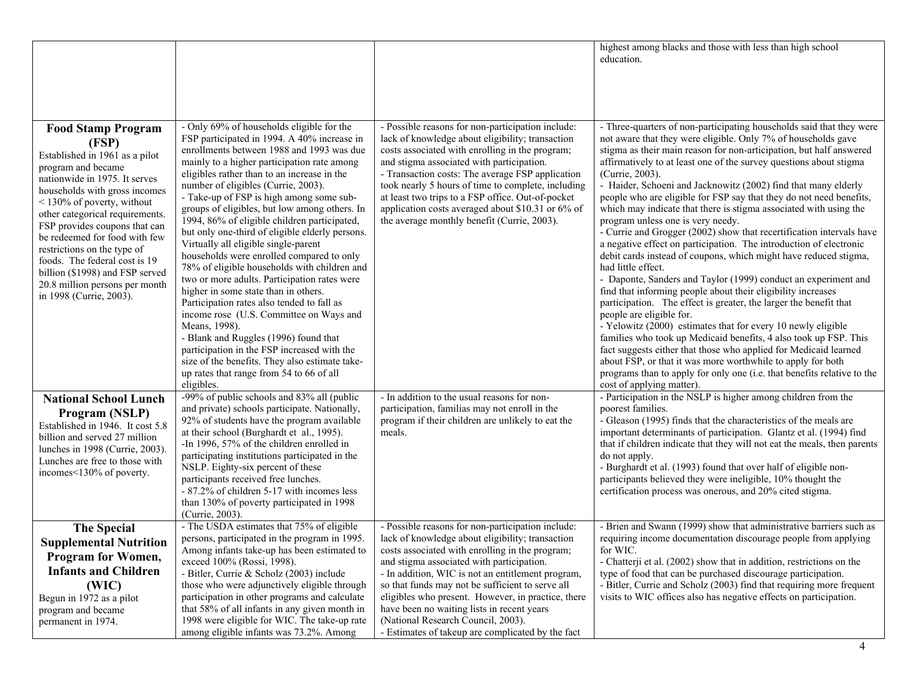| | | | |
|---|---|---|---|
| | | | highest among blacks and those with less than high school education. |
| **Food Stamp Program (FSP)** Established in 1961 as a pilot program and became nationwide in 1975. It serves households with gross incomes < 130% of poverty, without other categorical requirements. FSP provides coupons that can be redeemed for food with few restrictions on the type of foods. The federal cost is 19 billion ($1998) and FSP served 20.8 million persons per month in 1998 (Currie, 2003). | - Only 69% of households eligible for the FSP participated in 1994. A 40% increase in enrollments between 1988 and 1993 was due mainly to a higher participation rate among eligibles rather than to an increase in the number of eligibles (Currie, 2003). - Take-up of FSP is high among some sub-groups of eligibles, but low among others. In 1994, 86% of eligible children participated, but only one-third of eligible elderly persons. Virtually all eligible single-parent households were enrolled compared to only 78% of eligible households with children and two or more adults. Participation rates were higher in some state than in others. Participation rates also tended to fall as income rose (U.S. Committee on Ways and Means, 1998). - Blank and Ruggles (1996) found that participation in the FSP increased with the size of the benefits. They also estimate take-up rates that range from 54 to 66 of all eligibles. | - Possible reasons for non-participation include: lack of knowledge about eligibility; transaction costs associated with enrolling in the program; and stigma associated with participation. - Transaction costs: The average FSP application took nearly 5 hours of time to complete, including at least two trips to a FSP office. Out-of-pocket application costs averaged about $10.31 or 6% of the average monthly benefit (Currie, 2003). | - Three-quarters of non-participating households said that they were not aware that they were eligible. Only 7% of households gave stigma as their main reason for non-articipation, but half answered affirmatively to at least one of the survey questions about stigma (Currie, 2003). - Haider, Schoeni and Jacknowitz (2002) find that many elderly people who are eligible for FSP say that they do not need benefits, which may indicate that there is stigma associated with using the program unless one is very needy. - Currie and Grogger (2002) show that recertification intervals have a negative effect on participation. The introduction of electronic debit cards instead of coupons, which might have reduced stigma, had little effect. - Daponte, Sanders and Taylor (1999) conduct an experiment and find that informing people about their eligibility increases participation. The effect is greater, the larger the benefit that people are eligible for. - Yelowitz (2000) estimates that for every 10 newly eligible families who took up Medicaid benefits, 4 also took up FSP. This fact suggests either that those who applied for Medicaid learned about FSP, or that it was more worthwhile to apply for both programs than to apply for only one (i.e. that benefits relative to the cost of applying matter). |
| **National School Lunch Program (NSLP)** Established in 1946. It cost 5.8 billion and served 27 million lunches in 1998 (Currie, 2003). Lunches are free to those with incomes<130% of poverty. | -99% of public schools and 83% all (public and private) schools participate. Nationally, 92% of students have the program available at their school (Burghardt et al., 1995). -In 1996, 57% of the children enrolled in participating institutions participated in the NSLP. Eighty-six percent of these participants received free lunches. - 87.2% of children 5-17 with incomes less than 130% of poverty participated in 1998 (Currie, 2003). | - In addition to the usual reasons for non-participation, familias may not enroll in the program if their children are unlikely to eat the meals. | - Participation in the NSLP is higher among children from the poorest families. - Gleason (1995) finds that the characteristics of the meals are important determinants of participation. Glantz et al. (1994) find that if children indicate that they will not eat the meals, then parents do not apply. - Burghardt et al. (1993) found that over half of eligible non-participants believed they were ineligible, 10% thought the certification process was onerous, and 20% cited stigma. |
| **The Special Supplemental Nutrition Program for Women, Infants and Children (WIC)** Begun in 1972 as a pilot program and became permanent in 1974. | - The USDA estimates that 75% of eligible persons, participated in the program in 1995. Among infants take-up has been estimated to exceed 100% (Rossi, 1998). - Bitler, Currie & Scholz (2003) include those who were adjunctively eligible through participation in other programs and calculate that 58% of all infants in any given month in 1998 were eligible for WIC. The take-up rate among eligible infants was 73.2%. Among | - Possible reasons for non-participation include: lack of knowledge about eligibility; transaction costs associated with enrolling in the program; and stigma associated with participation. - In addition, WIC is not an entitlement program, so that funds may not be sufficient to serve all eligibles who present. However, in practice, there have been no waiting lists in recent years (National Research Council, 2003). - Estimates of takeup are complicated by the fact | - Brien and Swann (1999) show that administrative barriers such as requiring income documentation discourage people from applying for WIC. - Chatterji et al. (2002) show that in addition, restrictions on the type of food that can be purchased discourage participation. - Bitler, Currie and Scholz (2003) find that requiring more frequent visits to WIC offices also has negative effects on participation. |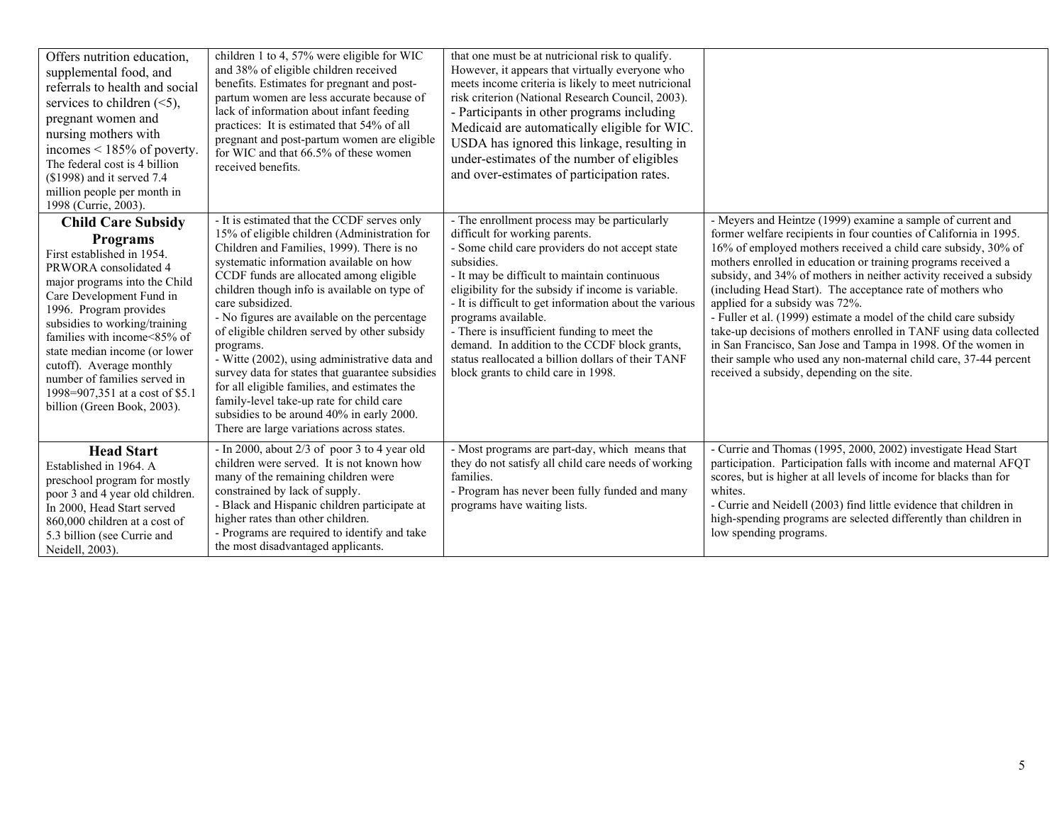| | | | |
|---|---|---|---|
| Offers nutrition education, supplemental food, and referrals to health and social services to children (<5), pregnant women and nursing mothers with incomes < 185% of poverty. The federal cost is 4 billion ($1998) and it served 7.4 million people per month in 1998 (Currie, 2003). | children 1 to 4, 57% were eligible for WIC and 38% of eligible children received benefits. Estimates for pregnant and post-partum women are less accurate because of lack of information about infant feeding practices: It is estimated that 54% of all pregnant and post-partum women are eligible for WIC and that 66.5% of these women received benefits. | that one must be at nutricional risk to qualify. However, it appears that virtually everyone who meets income criteria is likely to meet nutricional risk criterion (National Research Council, 2003).<br>- Participants in other programs including Medicaid are automatically eligible for WIC. USDA has ignored this linkage, resulting in under-estimates of the number of eligibles and over-estimates of participation rates. | |
| **Child Care Subsidy Programs**<br>First established in 1954. PRWORA consolidated 4 major programs into the Child Care Development Fund in 1996. Program provides subsidies to working/training families with income<85% of state median income (or lower cutoff). Average monthly number of families served in 1998=907,351 at a cost of $5.1 billion (Green Book, 2003). | - It is estimated that the CCDF serves only 15% of eligible children (Administration for Children and Families, 1999). There is no systematic information available on how CCDF funds are allocated among eligible children though info is available on type of care subsidized.<br>- No figures are available on the percentage of eligible children served by other subsidy programs.<br>- Witte (2002), using administrative data and survey data for states that guarantee subsidies for all eligible families, and estimates the family-level take-up rate for child care subsidies to be around 40% in early 2000. There are large variations across states. | - The enrollment process may be particularly difficult for working parents.<br>- Some child care providers do not accept state subsidies.<br>- It may be difficult to maintain continuous eligibility for the subsidy if income is variable.<br>- It is difficult to get information about the various programs available.<br>- There is insufficient funding to meet the demand. In addition to the CCDF block grants, status reallocated a billion dollars of their TANF block grants to child care in 1998. | - Meyers and Heintze (1999) examine a sample of current and former welfare recipients in four counties of California in 1995. 16% of employed mothers received a child care subsidy, 30% of mothers enrolled in education or training programs received a subsidy, and 34% of mothers in neither activity received a subsidy (including Head Start). The acceptance rate of mothers who applied for a subsidy was 72%.<br>- Fuller et al. (1999) estimate a model of the child care subsidy take-up decisions of mothers enrolled in TANF using data collected in San Francisco, San Jose and Tampa in 1998. Of the women in their sample who used any non-maternal child care, 37-44 percent received a subsidy, depending on the site. |
| **Head Start**<br>Established in 1964. A preschool program for mostly poor 3 and 4 year old children. In 2000, Head Start served 860,000 children at a cost of 5.3 billion (see Currie and Neidell, 2003). | - In 2000, about 2/3 of poor 3 to 4 year old children were served. It is not known how many of the remaining children were constrained by lack of supply.<br>- Black and Hispanic children participate at higher rates than other children.<br>- Programs are required to identify and take the most disadvantaged applicants. | - Most programs are part-day, which means that they do not satisfy all child care needs of working families.<br>- Program has never been fully funded and many programs have waiting lists. | - Currie and Thomas (1995, 2000, 2002) investigate Head Start participation. Participation falls with income and maternal AFQT scores, but is higher at all levels of income for blacks than for whites.<br>- Currie and Neidell (2003) find little evidence that children in high-spending programs are selected differently than children in low spending programs. |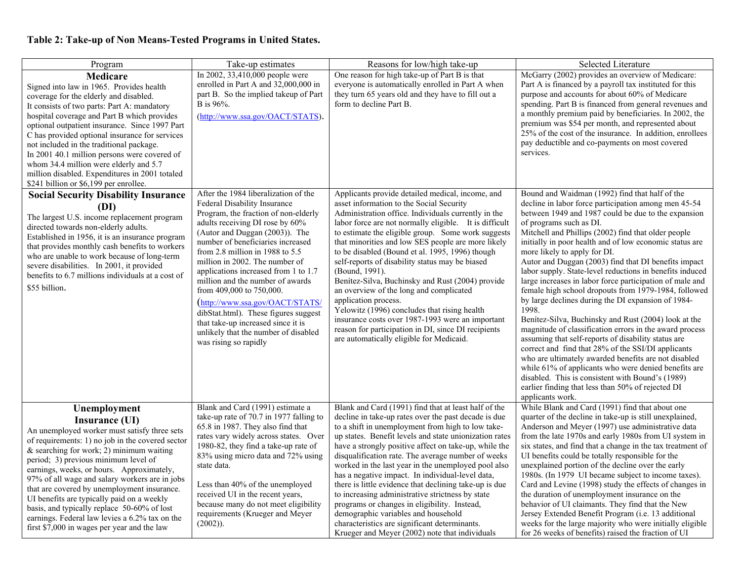**Table 2: Take-up of Non Means-Tested Programs in United States.**

| Program | Take-up estimates | Reasons for low/high take-up | Selected Literature |
|---|---|---|---|
| **Medicare**<br>Signed into law in 1965. Provides health coverage for the elderly and disabled.<br>It consists of two parts: Part A: mandatory hospital coverage and Part B which provides optional outpatient insurance. Since 1997 Part C has provided optional insurance for services not included in the traditional package.<br>In 2001 40.1 million persons were covered of whom 34.4 million were elderly and 5.7 million disabled. Expenditures in 2001 totaled $241 billion or $6,199 per enrollee. | In 2002, 33,410,000 people were enrolled in Part A and 32,000,000 in part B. So the implied takeup of Part B is 96%.<br>(http://www.ssa.gov/OACT/STATS). | One reason for high take-up of Part B is that everyone is automatically enrolled in Part A when they turn 65 years old and they have to fill out a form to decline Part B. | McGarry (2002) provides an overview of Medicare: Part A is financed by a payroll tax instituted for this purpose and accounts for about 60% of Medicare spending. Part B is financed from general revenues and a monthly premium paid by beneficiaries. In 2002, the premium was $54 per month, and represented about 25% of the cost of the insurance. In addition, enrollees pay deductible and co-payments on most covered services. |
| **Social Security Disability Insurance (DI)**<br>The largest U.S. income replacement program directed towards non-elderly adults.<br>Established in 1956, it is an insurance program that provides monthly cash benefits to workers who are unable to work because of long-term severe disabilities. In 2001, it provided benefits to 6.7 millions individuals at a cost of $55 billion. | After the 1984 liberalization of the Federal Disability Insurance Program, the fraction of non-elderly adults receiving DI rose by 60% (Autor and Duggan (2003)). The number of beneficiaries increased from 2.8 million in 1988 to 5.5 million in 2002. The number of applications increased from 1 to 1.7 million and the number of awards from 409,000 to 750,000.<br>(http://www.ssa.gov/OACT/STATS/dibStat.html). These figures suggest that take-up increased since it is unlikely that the number of disabled was rising so rapidly | Applicants provide detailed medical, income, and asset information to the Social Security Administration office. Individuals currently in the labor force are not normally eligible. It is difficult to estimate the eligible group. Some work suggests that minorities and low SES people are more likely to be disabled (Bound et al. 1995, 1996) though self-reports of disability status may be biased (Bound, 1991).<br>Benítez-Silva, Buchinsky and Rust (2004) provide an overview of the long and complicated application process.<br>Yelowitz (1996) concludes that rising health insurance costs over 1987-1993 were an important reason for participation in DI, since DI recipients are automatically eligible for Medicaid. | Bound and Waidman (1992) find that half of the decline in labor force participation among men 45-54 between 1949 and 1987 could be due to the expansion of programs such as DI.<br>Mitchell and Phillips (2002) find that older people initially in poor health and of low economic status are more likely to apply for DI.<br>Autor and Duggan (2003) find that DI benefits impact labor supply. State-level reductions in benefits induced large increases in labor force participation of male and female high school dropouts from 1979-1984, followed by large declines during the DI expansion of 1984-1998.<br>Benítez-Silva, Buchinsky and Rust (2004) look at the magnitude of classification errors in the award process assuming that self-reports of disability status are correct and find that 28% of the SSI/DI applicants who are ultimately awarded benefits are not disabled while 61% of applicants who were denied benefits are disabled. This is consistent with Bound's (1989) earlier finding that less than 50% of rejected DI applicants work. |
| **Unemployment Insurance (UI)**<br>An unemployed worker must satisfy three sets of requirements: 1) no job in the covered sector & searching for work; 2) minimum waiting period; 3) previous minimum level of earnings, weeks, or hours. Approximately, 97% of all wage and salary workers are in jobs that are covered by unemployment insurance. UI benefits are typically paid on a weekly basis, and typically replace 50-60% of lost earnings. Federal law levies a 6.2% tax on the first $7,000 in wages per year and the law | Blank and Card (1991) estimate a take-up rate of 70.7 in 1977 falling to 65.8 in 1987. They also find that rates vary widely across states. Over 1980-82, they find a take-up rate of 83% using micro data and 72% using state data.<br><br>Less than 40% of the unemployed received UI in the recent years, because many do not meet eligibility requirements (Krueger and Meyer (2002)). | Blank and Card (1991) find that at least half of the decline in take-up rates over the past decade is due to a shift in unemployment from high to low take-up states. Benefit levels and state unionization rates have a strongly positive affect on take-up, while the disqualification rate. The average number of weeks worked in the last year in the unemployed pool also has a negative impact. In individual-level data, there is little evidence that declining take-up is due to increasing administrative strictness by state programs or changes in eligibility. Instead, demographic variables and household characteristics are significant determinants.<br>Krueger and Meyer (2002) note that individuals | While Blank and Card (1991) find that about one quarter of the decline in take-up is still unexplained, Anderson and Meyer (1997) use administrative data from the late 1970s and early 1980s from UI system in six states, and find that a change in the tax treatment of UI benefits could be totally responsible for the unexplained portion of the decline over the early 1980s. (In 1979 UI became subject to income taxes).<br>Card and Levine (1998) study the effects of changes in the duration of unemployment insurance on the behavior of UI claimants. They find that the New Jersey Extended Benefit Program (i.e. 13 additional weeks for the large majority who were initially eligible for 26 weeks of benefits) raised the fraction of UI |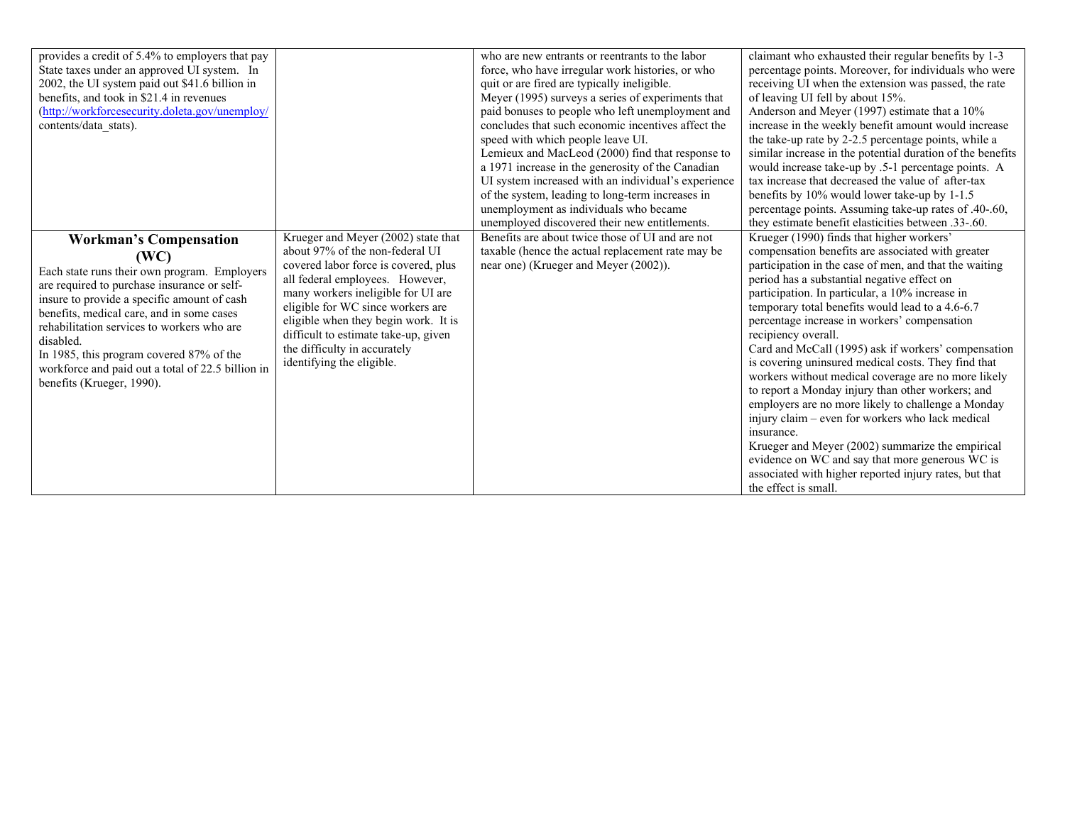| | | | |
|---|---|---|---|
| provides a credit of 5.4% to employers that pay State taxes under an approved UI system. In 2002, the UI system paid out $41.6 billion in benefits, and took in $21.4 in revenues (http://workforcesecurity.doleta.gov/unemploy/contents/data_stats). | | who are new entrants or reentrants to the labor force, who have irregular work histories, or who quit or are fired are typically ineligible.<br>Meyer (1995) surveys a series of experiments that paid bonuses to people who left unemployment and concludes that such economic incentives affect the speed with which people leave UI.<br>Lemieux and MacLeod (2000) find that response to a 1971 increase in the generosity of the Canadian UI system increased with an individual's experience of the system, leading to long-term increases in unemployment as individuals who became unemployed discovered their new entitlements. | claimant who exhausted their regular benefits by 1-3 percentage points. Moreover, for individuals who were receiving UI when the extension was passed, the rate of leaving UI fell by about 15%.<br>Anderson and Meyer (1997) estimate that a 10% increase in the weekly benefit amount would increase the take-up rate by 2-2.5 percentage points, while a similar increase in the potential duration of the benefits would increase take-up by .5-1 percentage points. A tax increase that decreased the value of after-tax benefits by 10% would lower take-up by 1-1.5 percentage points. Assuming take-up rates of .40-.60, they estimate benefit elasticities between .33-.60. |
| **Workman's Compensation (WC)**<br>Each state runs their own program. Employers are required to purchase insurance or self-insure to provide a specific amount of cash benefits, medical care, and in some cases rehabilitation services to workers who are disabled.<br>In 1985, this program covered 87% of the workforce and paid out a total of 22.5 billion in benefits (Krueger, 1990). | Krueger and Meyer (2002) state that about 97% of the non-federal UI covered labor force is covered, plus all federal employees. However, many workers ineligible for UI are eligible for WC since workers are eligible when they begin work. It is difficult to estimate take-up, given the difficulty in accurately identifying the eligible. | Benefits are about twice those of UI and are not taxable (hence the actual replacement rate may be near one) (Krueger and Meyer (2002)). | Krueger (1990) finds that higher workers' compensation benefits are associated with greater participation in the case of men, and that the waiting period has a substantial negative effect on participation. In particular, a 10% increase in temporary total benefits would lead to a 4.6-6.7 percentage increase in workers' compensation recipiency overall.<br>Card and McCall (1995) ask if workers' compensation is covering uninsured medical costs. They find that workers without medical coverage are no more likely to report a Monday injury than other workers; and employers are no more likely to challenge a Monday injury claim – even for workers who lack medical insurance.<br>Krueger and Meyer (2002) summarize the empirical evidence on WC and say that more generous WC is associated with higher reported injury rates, but that the effect is small. |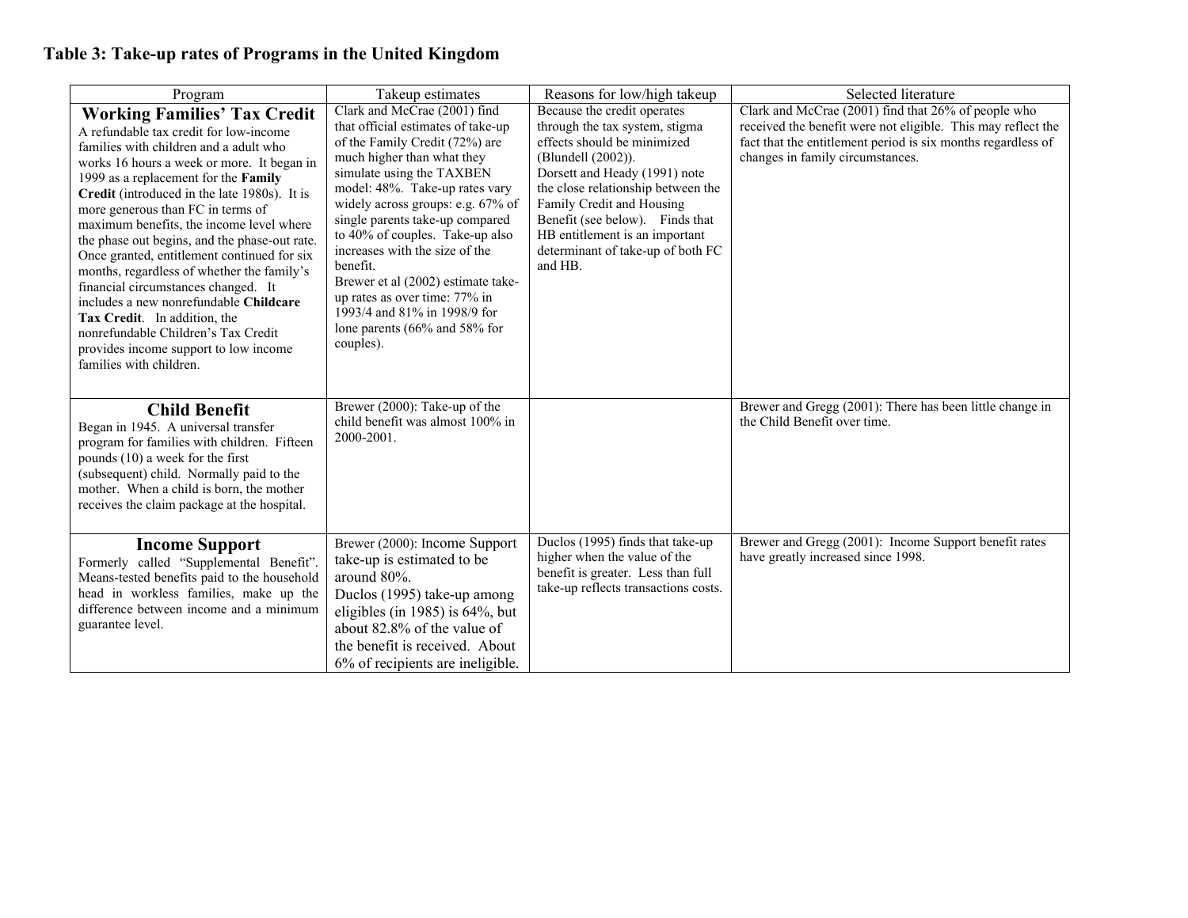**Table 3: Take-up rates of Programs in the United Kingdom**

| Program | Takeup estimates | Reasons for low/high takeup | Selected literature |
|---|---|---|---|
| **Working Families' Tax Credit**<br>A refundable tax credit for low-income families with children and a adult who works 16 hours a week or more. It began in 1999 as a replacement for the **Family Credit** (introduced in the late 1980s). It is more generous than FC in terms of maximum benefits, the income level where the phase out begins, and the phase-out rate. Once granted, entitlement continued for six months, regardless of whether the family's financial circumstances changed. It includes a new nonrefundable **Childcare Tax Credit**. In addition, the nonrefundable Children's Tax Credit provides income support to low income families with children. | Clark and McCrae (2001) find that official estimates of take-up of the Family Credit (72%) are much higher than what they simulate using the TAXBEN model: 48%. Take-up rates vary widely across groups: e.g. 67% of single parents take-up compared to 40% of couples. Take-up also increases with the size of the benefit.<br>Brewer et al (2002) estimate take-up rates as over time: 77% in 1993/4 and 81% in 1998/9 for lone parents (66% and 58% for couples). | Because the credit operates through the tax system, stigma effects should be minimized (Blundell (2002)).<br>Dorsett and Heady (1991) note the close relationship between the Family Credit and Housing Benefit (see below). Finds that HB entitlement is an important determinant of take-up of both FC and HB. | Clark and McCrae (2001) find that 26% of people who received the benefit were not eligible. This may reflect the fact that the entitlement period is six months regardless of changes in family circumstances. |
| **Child Benefit**<br>Began in 1945. A universal transfer program for families with children. Fifteen pounds (10) a week for the first (subsequent) child. Normally paid to the mother. When a child is born, the mother receives the claim package at the hospital. | Brewer (2000): Take-up of the child benefit was almost 100% in 2000-2001. | | Brewer and Gregg (2001): There has been little change in the Child Benefit over time. |
| **Income Support**<br>Formerly called "Supplemental Benefit". Means-tested benefits paid to the household head in workless families, make up the difference between income and a minimum guarantee level. | Brewer (2000): Income Support take-up is estimated to be around 80%.<br>Duclos (1995) take-up among eligibles (in 1985) is 64%, but about 82.8% of the value of the benefit is received. About 6% of recipients are ineligible. | Duclos (1995) finds that take-up higher when the value of the benefit is greater. Less than full take-up reflects transactions costs. | Brewer and Gregg (2001): Income Support benefit rates have greatly increased since 1998. |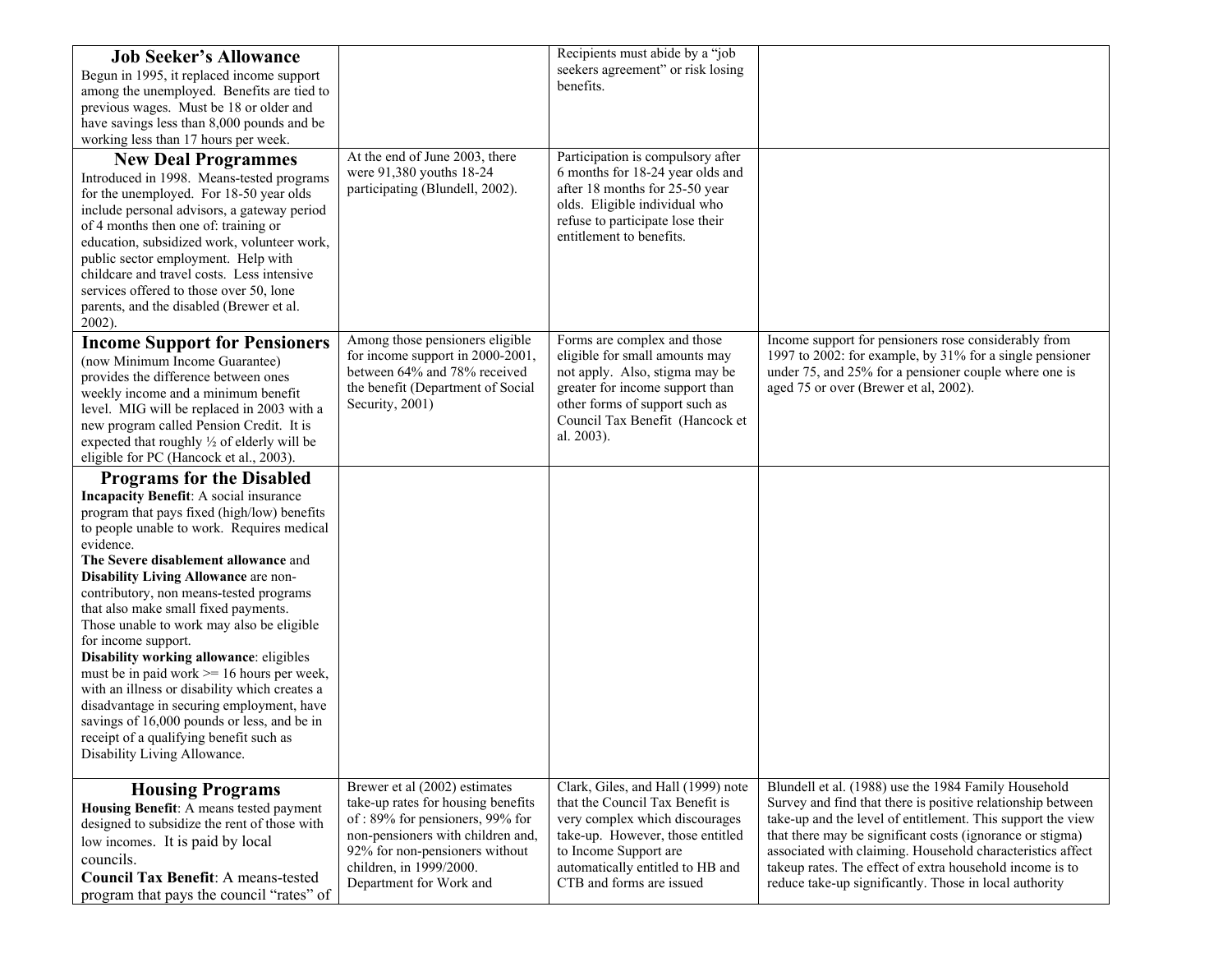| | | | |
|---|---|---|---|
| **Job Seeker's Allowance**<br>Begun in 1995, it replaced income support among the unemployed. Benefits are tied to previous wages. Must be 18 or older and have savings less than 8,000 pounds and be working less than 17 hours per week. | | Recipients must abide by a "job seekers agreement" or risk losing benefits. | |
| **New Deal Programmes**<br>Introduced in 1998. Means-tested programs for the unemployed. For 18-50 year olds include personal advisors, a gateway period of 4 months then one of: training or education, subsidized work, volunteer work, public sector employment. Help with childcare and travel costs. Less intensive services offered to those over 50, lone parents, and the disabled (Brewer et al. 2002). | At the end of June 2003, there were 91,380 youths 18-24 participating (Blundell, 2002). | Participation is compulsory after 6 months for 18-24 year olds and after 18 months for 25-50 year olds. Eligible individual who refuse to participate lose their entitlement to benefits. | |
| **Income Support for Pensioners**<br>(now Minimum Income Guarantee) provides the difference between ones weekly income and a minimum benefit level. MIG will be replaced in 2003 with a new program called Pension Credit. It is expected that roughly ½ of elderly will be eligible for PC (Hancock et al., 2003). | Among those pensioners eligible for income support in 2000-2001, between 64% and 78% received the benefit (Department of Social Security, 2001) | Forms are complex and those eligible for small amounts may not apply. Also, stigma may be greater for income support than other forms of support such as Council Tax Benefit (Hancock et al. 2003). | Income support for pensioners rose considerably from 1997 to 2002: for example, by 31% for a single pensioner under 75, and 25% for a pensioner couple where one is aged 75 or over (Brewer et al, 2002). |
| **Programs for the Disabled**<br>**Incapacity Benefit**: A social insurance program that pays fixed (high/low) benefits to people unable to work. Requires medical evidence.<br>**The Severe disablement allowance** and **Disability Living Allowance** are non-contributory, non means-tested programs that also make small fixed payments. Those unable to work may also be eligible for income support.<br>**Disability working allowance**: eligibles must be in paid work >= 16 hours per week, with an illness or disability which creates a disadvantage in securing employment, have savings of 16,000 pounds or less, and be in receipt of a qualifying benefit such as Disability Living Allowance. | | | |
| **Housing Programs**<br>**Housing Benefit**: A means tested payment designed to subsidize the rent of those with low incomes. It is paid by local councils.<br>**Council Tax Benefit**: A means-tested program that pays the council "rates" of | Brewer et al (2002) estimates take-up rates for housing benefits of : 89% for pensioners, 99% for non-pensioners with children and, 92% for non-pensioners without children, in 1999/2000. Department for Work and | Clark, Giles, and Hall (1999) note that the Council Tax Benefit is very complex which discourages take-up. However, those entitled to Income Support are automatically entitled to HB and CTB and forms are issued | Blundell et al. (1988) use the 1984 Family Household Survey and find that there is positive relationship between take-up and the level of entitlement. This support the view that there may be significant costs (ignorance or stigma) associated with claiming. Household characteristics affect takeup rates. The effect of extra household income is to reduce take-up significantly. Those in local authority |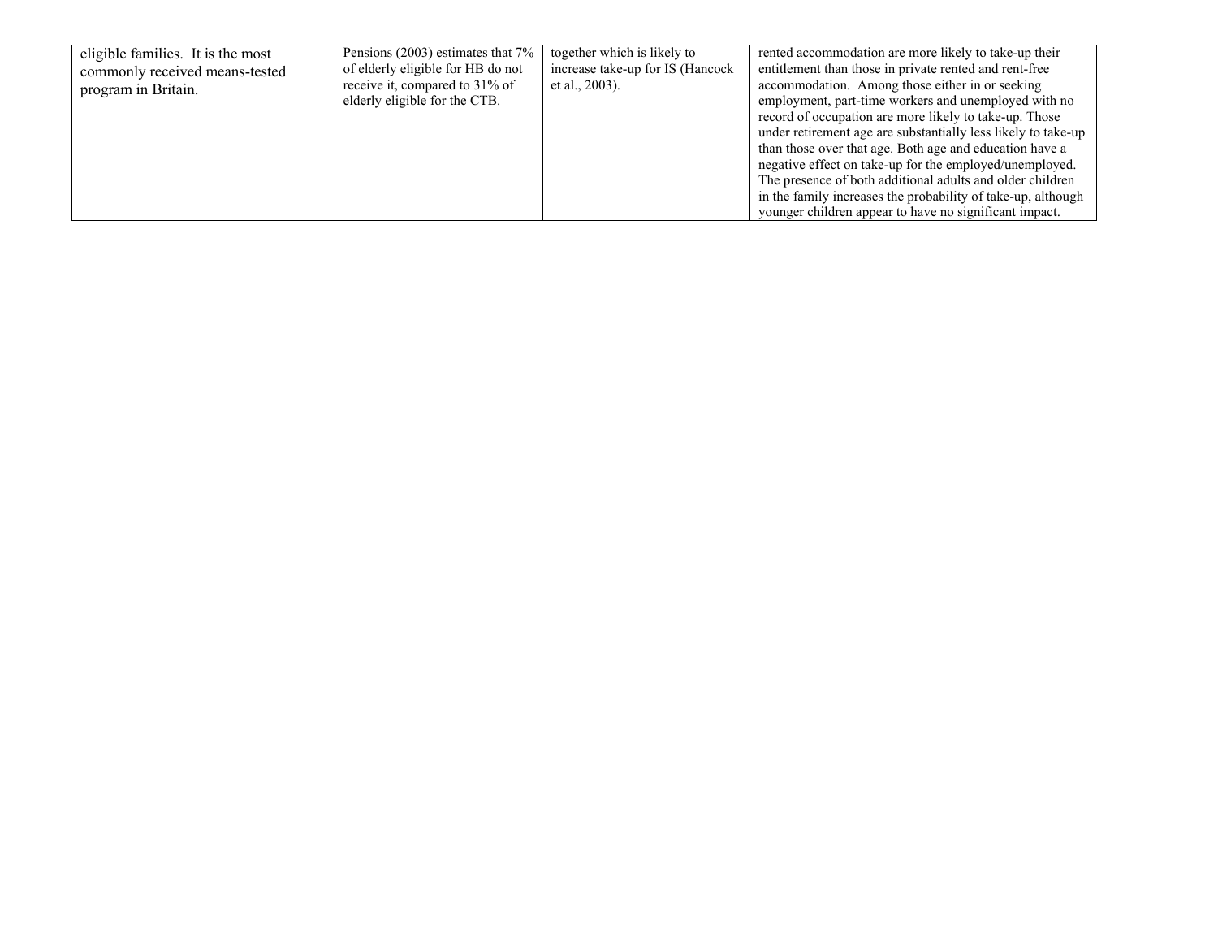| | | | |
|---|---|---|---|
| eligible families. It is the most commonly received means-tested program in Britain. | Pensions (2003) estimates that 7% of elderly eligible for HB do not receive it, compared to 31% of elderly eligible for the CTB. | together which is likely to increase take-up for IS (Hancock et al., 2003). | rented accommodation are more likely to take-up their entitlement than those in private rented and rent-free accommodation. Among those either in or seeking employment, part-time workers and unemployed with no record of occupation are more likely to take-up. Those under retirement age are substantially less likely to take-up than those over that age. Both age and education have a negative effect on take-up for the employed/unemployed. The presence of both additional adults and older children in the family increases the probability of take-up, although younger children appear to have no significant impact. |